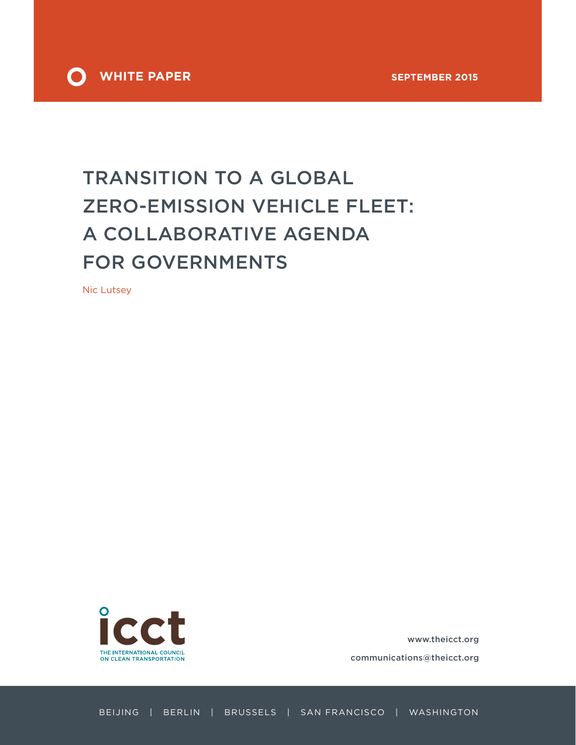**WHITE PAPER** **SEPTEMBER 2015**

# TRANSITION TO A GLOBAL ZERO-EMISSION VEHICLE FLEET: A COLLABORATIVE AGENDA FOR GOVERNMENTS

Nic Lutsey

icct

THE INTERNATIONAL COUNCIL ON CLEAN TRANSPORTATION

www.theicct.org

communications@theicct.org

BEIJING | BERLIN | BRUSSELS | SAN FRANCISCO | WASHINGTON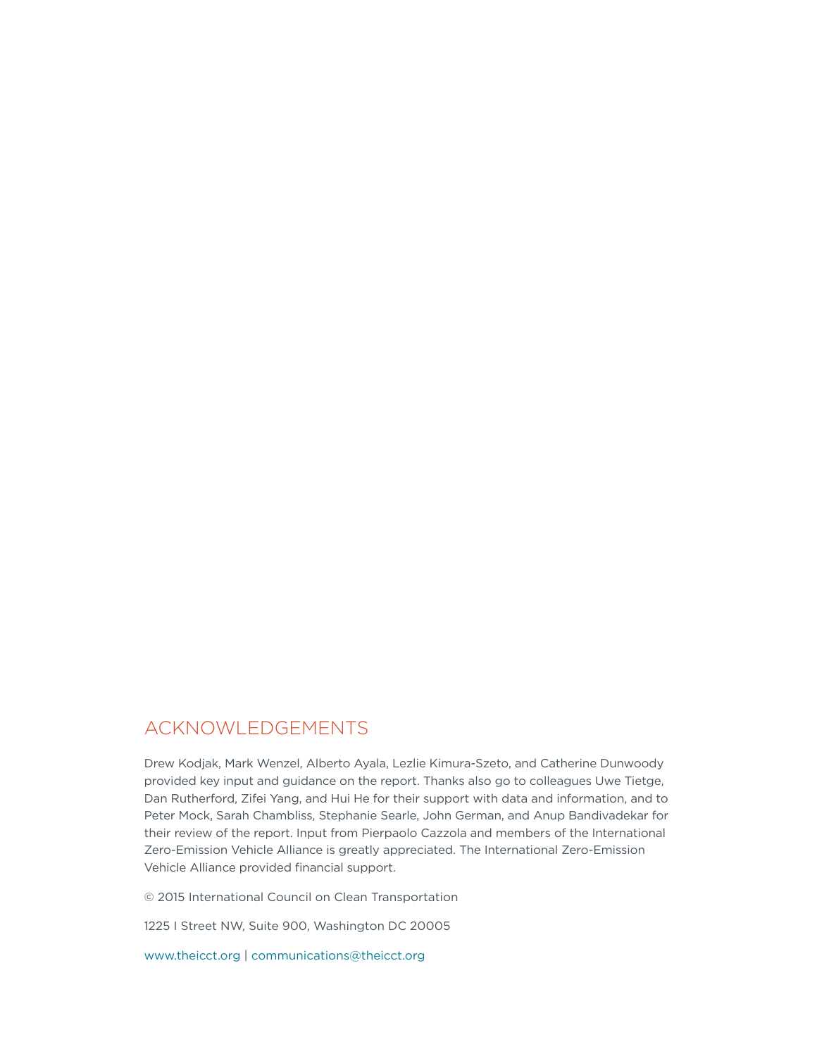## ACKNOWLEDGEMENTS

Drew Kodjak, Mark Wenzel, Alberto Ayala, Lezlie Kimura-Szeto, and Catherine Dunwoody provided key input and guidance on the report. Thanks also go to colleagues Uwe Tietge, Dan Rutherford, Zifei Yang, and Hui He for their support with data and information, and to Peter Mock, Sarah Chambliss, Stephanie Searle, John German, and Anup Bandivadekar for their review of the report. Input from Pierpaolo Cazzola and members of the International Zero-Emission Vehicle Alliance is greatly appreciated. The International Zero-Emission Vehicle Alliance provided financial support.

© 2015 International Council on Clean Transportation

1225 I Street NW, Suite 900, Washington DC 20005

www.theicct.org | communications@theicct.org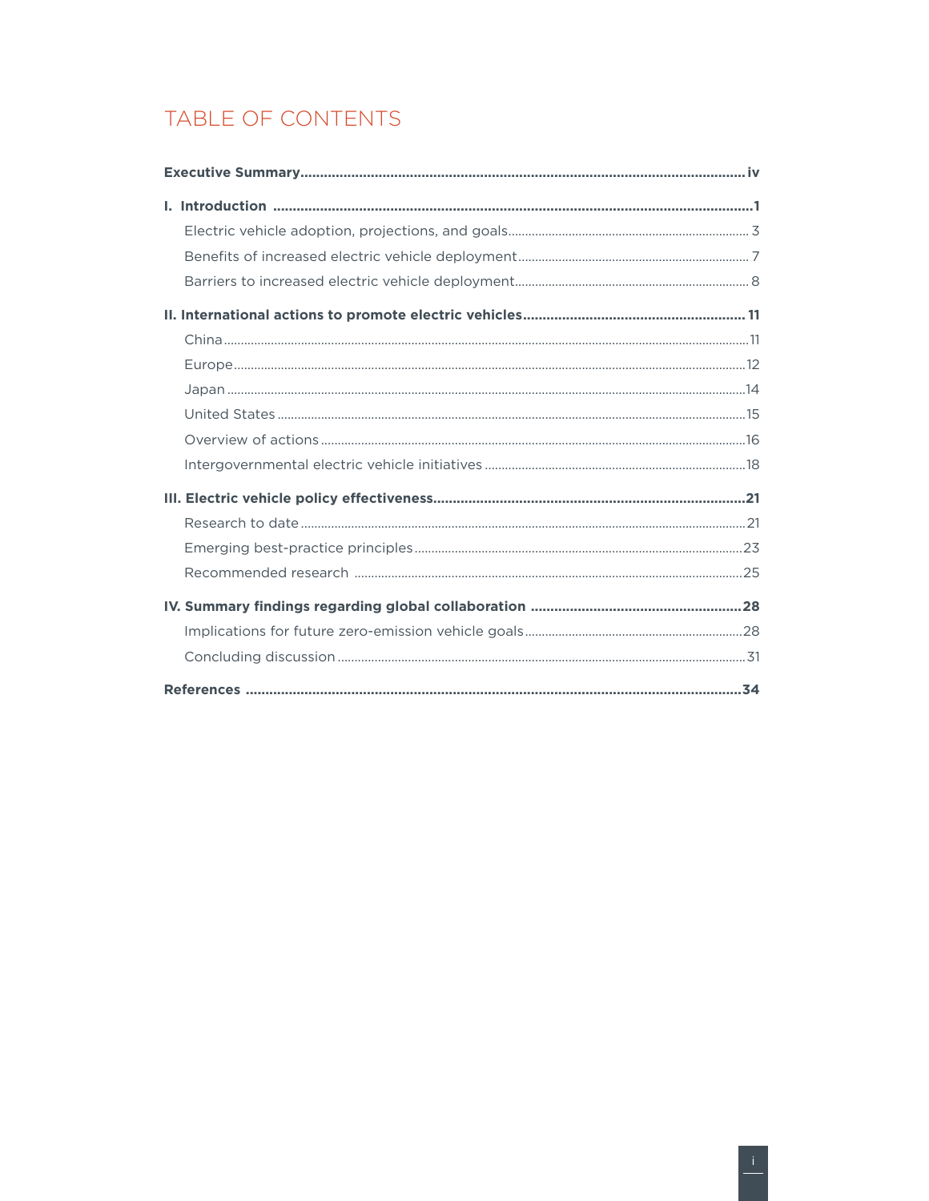# TABLE OF CONTENTS

**Executive Summary** ... **iv**

**I. Introduction** ... **1**

- Electric vehicle adoption, projections, and goals ... 3
- Benefits of increased electric vehicle deployment ... 7
- Barriers to increased electric vehicle deployment ... 8

**II. International actions to promote electric vehicles** ... **11**

- China ... 11
- Europe ... 12
- Japan ... 14
- United States ... 15
- Overview of actions ... 16
- Intergovernmental electric vehicle initiatives ... 18

**III. Electric vehicle policy effectiveness** ... **21**

- Research to date ... 21
- Emerging best-practice principles ... 23
- Recommended research ... 25

**IV. Summary findings regarding global collaboration** ... **28**

- Implications for future zero-emission vehicle goals ... 28
- Concluding discussion ... 31

**References** ... **34**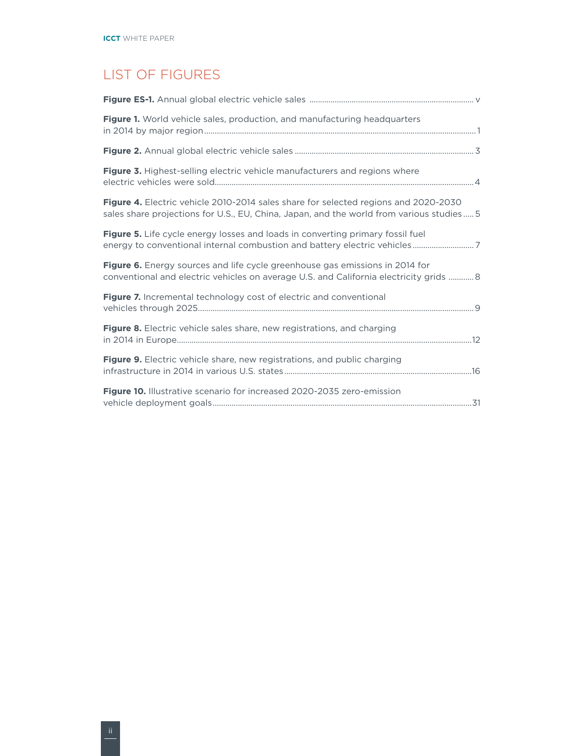## LIST OF FIGURES

**Figure ES-1.** Annual global electric vehicle sales ..... v

**Figure 1.** World vehicle sales, production, and manufacturing headquarters in 2014 by major region ..... 1

**Figure 2.** Annual global electric vehicle sales ..... 3

**Figure 3.** Highest-selling electric vehicle manufacturers and regions where electric vehicles were sold ..... 4

**Figure 4.** Electric vehicle 2010-2014 sales share for selected regions and 2020-2030 sales share projections for U.S., EU, China, Japan, and the world from various studies ..... 5

**Figure 5.** Life cycle energy losses and loads in converting primary fossil fuel energy to conventional internal combustion and battery electric vehicles ..... 7

**Figure 6.** Energy sources and life cycle greenhouse gas emissions in 2014 for conventional and electric vehicles on average U.S. and California electricity grids ..... 8

**Figure 7.** Incremental technology cost of electric and conventional vehicles through 2025 ..... 9

**Figure 8.** Electric vehicle sales share, new registrations, and charging in 2014 in Europe ..... 12

**Figure 9.** Electric vehicle share, new registrations, and public charging infrastructure in 2014 in various U.S. states ..... 16

**Figure 10.** Illustrative scenario for increased 2020-2035 zero-emission vehicle deployment goals ..... 31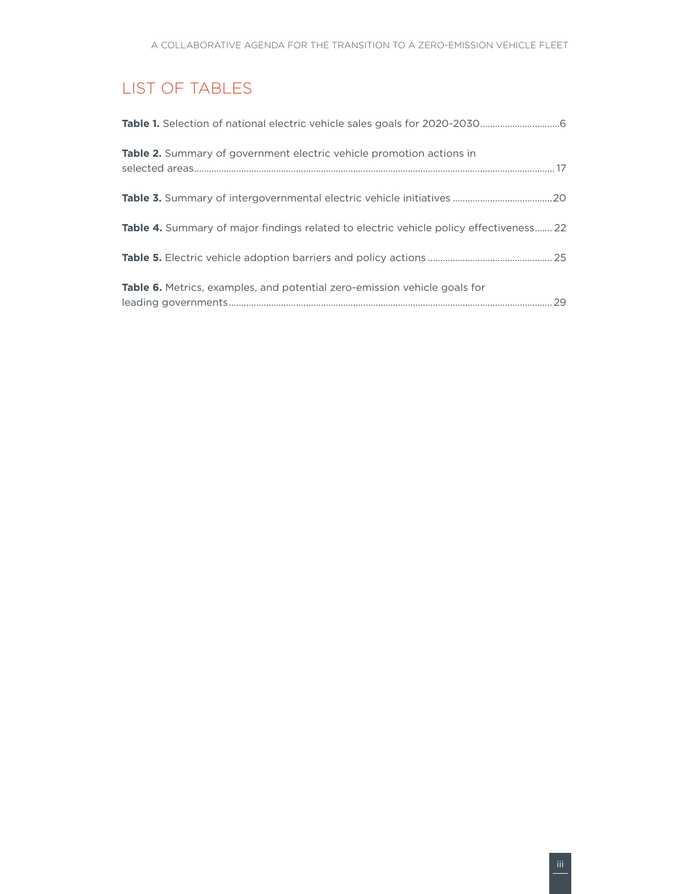# LIST OF TABLES

**Table 1.** Selection of national electric vehicle sales goals for 2020-2030................................6

**Table 2.** Summary of government electric vehicle promotion actions in selected areas................................................................................................................................17

**Table 3.** Summary of intergovernmental electric vehicle initiatives ........................................20

**Table 4.** Summary of major findings related to electric vehicle policy effectiveness....... 22

**Table 5.** Electric vehicle adoption barriers and policy actions .................................................. 25

**Table 6.** Metrics, examples, and potential zero-emission vehicle goals for leading governments................................................................................................................................29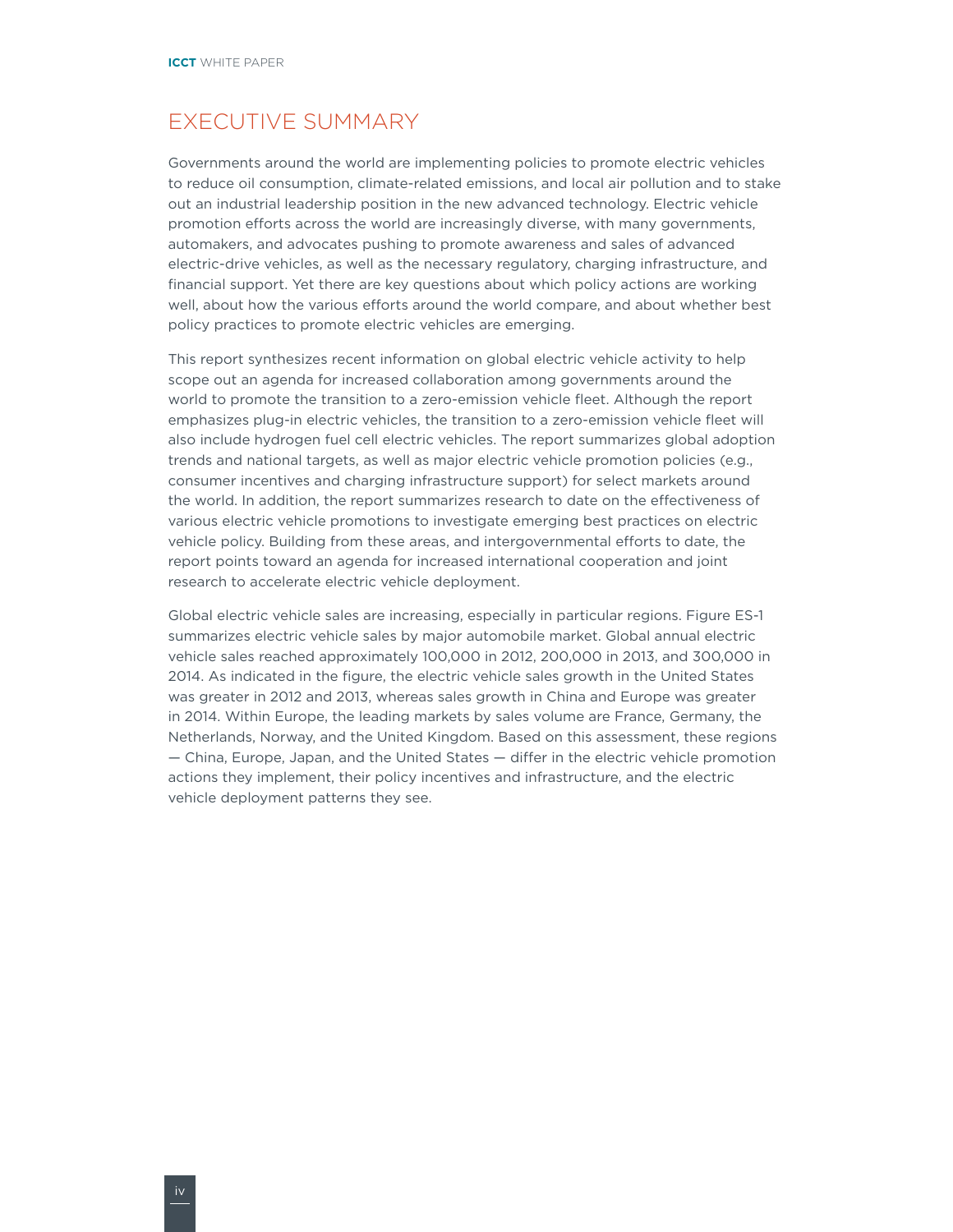# EXECUTIVE SUMMARY

Governments around the world are implementing policies to promote electric vehicles to reduce oil consumption, climate-related emissions, and local air pollution and to stake out an industrial leadership position in the new advanced technology. Electric vehicle promotion efforts across the world are increasingly diverse, with many governments, automakers, and advocates pushing to promote awareness and sales of advanced electric-drive vehicles, as well as the necessary regulatory, charging infrastructure, and financial support. Yet there are key questions about which policy actions are working well, about how the various efforts around the world compare, and about whether best policy practices to promote electric vehicles are emerging.

This report synthesizes recent information on global electric vehicle activity to help scope out an agenda for increased collaboration among governments around the world to promote the transition to a zero-emission vehicle fleet. Although the report emphasizes plug-in electric vehicles, the transition to a zero-emission vehicle fleet will also include hydrogen fuel cell electric vehicles. The report summarizes global adoption trends and national targets, as well as major electric vehicle promotion policies (e.g., consumer incentives and charging infrastructure support) for select markets around the world. In addition, the report summarizes research to date on the effectiveness of various electric vehicle promotions to investigate emerging best practices on electric vehicle policy. Building from these areas, and intergovernmental efforts to date, the report points toward an agenda for increased international cooperation and joint research to accelerate electric vehicle deployment.

Global electric vehicle sales are increasing, especially in particular regions. Figure ES-1 summarizes electric vehicle sales by major automobile market. Global annual electric vehicle sales reached approximately 100,000 in 2012, 200,000 in 2013, and 300,000 in 2014. As indicated in the figure, the electric vehicle sales growth in the United States was greater in 2012 and 2013, whereas sales growth in China and Europe was greater in 2014. Within Europe, the leading markets by sales volume are France, Germany, the Netherlands, Norway, and the United Kingdom. Based on this assessment, these regions — China, Europe, Japan, and the United States — differ in the electric vehicle promotion actions they implement, their policy incentives and infrastructure, and the electric vehicle deployment patterns they see.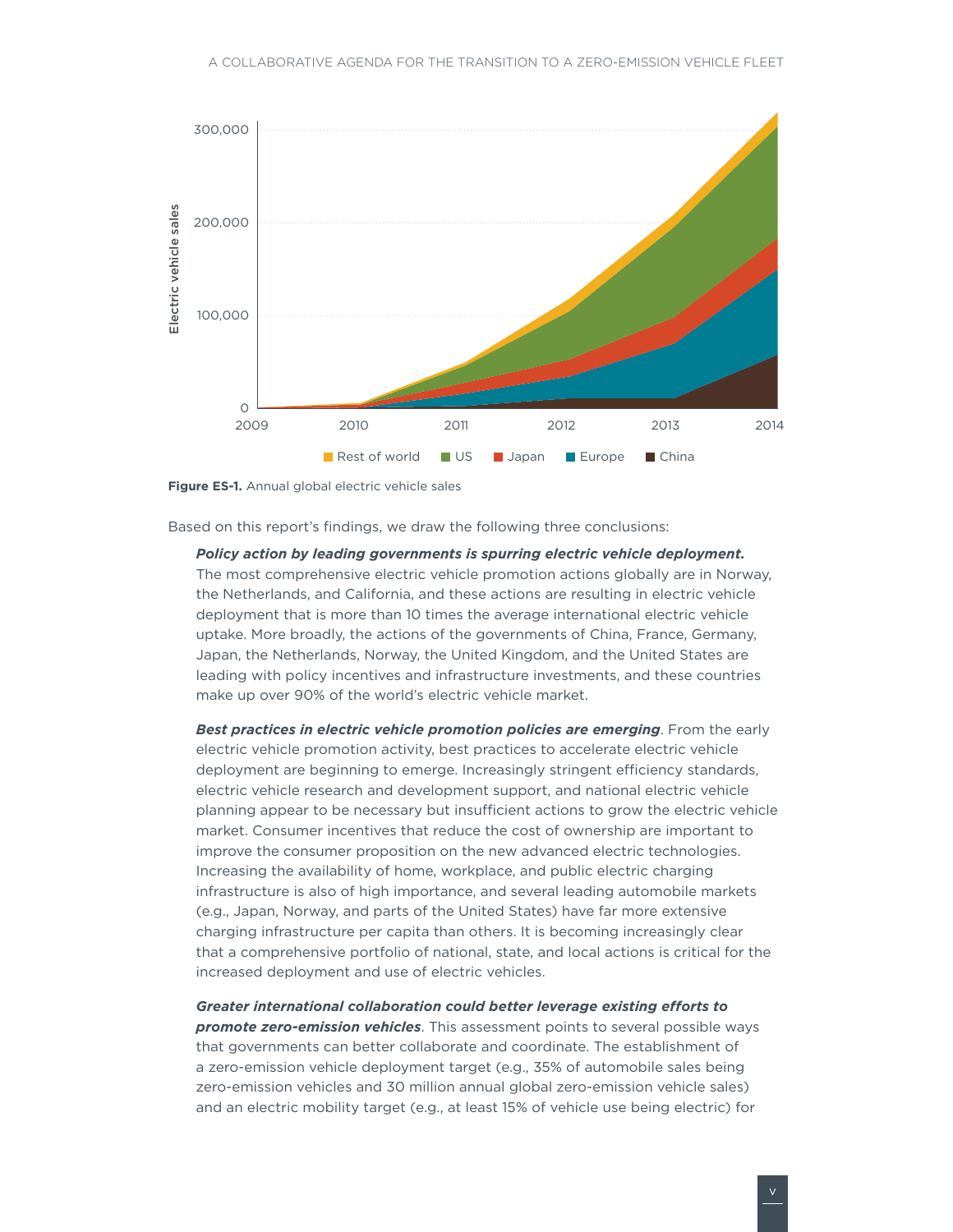Figure ES-1. Annual global electric vehicle sales

Based on this report's findings, we draw the following three conclusions:

***Policy action by leading governments is spurring electric vehicle deployment.*** The most comprehensive electric vehicle promotion actions globally are in Norway, the Netherlands, and California, and these actions are resulting in electric vehicle deployment that is more than 10 times the average international electric vehicle uptake. More broadly, the actions of the governments of China, France, Germany, Japan, the Netherlands, Norway, the United Kingdom, and the United States are leading with policy incentives and infrastructure investments, and these countries make up over 90% of the world's electric vehicle market.

***Best practices in electric vehicle promotion policies are emerging***. From the early electric vehicle promotion activity, best practices to accelerate electric vehicle deployment are beginning to emerge. Increasingly stringent efficiency standards, electric vehicle research and development support, and national electric vehicle planning appear to be necessary but insufficient actions to grow the electric vehicle market. Consumer incentives that reduce the cost of ownership are important to improve the consumer proposition on the new advanced electric technologies. Increasing the availability of home, workplace, and public electric charging infrastructure is also of high importance, and several leading automobile markets (e.g., Japan, Norway, and parts of the United States) have far more extensive charging infrastructure per capita than others. It is becoming increasingly clear that a comprehensive portfolio of national, state, and local actions is critical for the increased deployment and use of electric vehicles.

***Greater international collaboration could better leverage existing efforts to promote zero-emission vehicles***. This assessment points to several possible ways that governments can better collaborate and coordinate. The establishment of a zero-emission vehicle deployment target (e.g., 35% of automobile sales being zero-emission vehicles and 30 million annual global zero-emission vehicle sales) and an electric mobility target (e.g., at least 15% of vehicle use being electric) for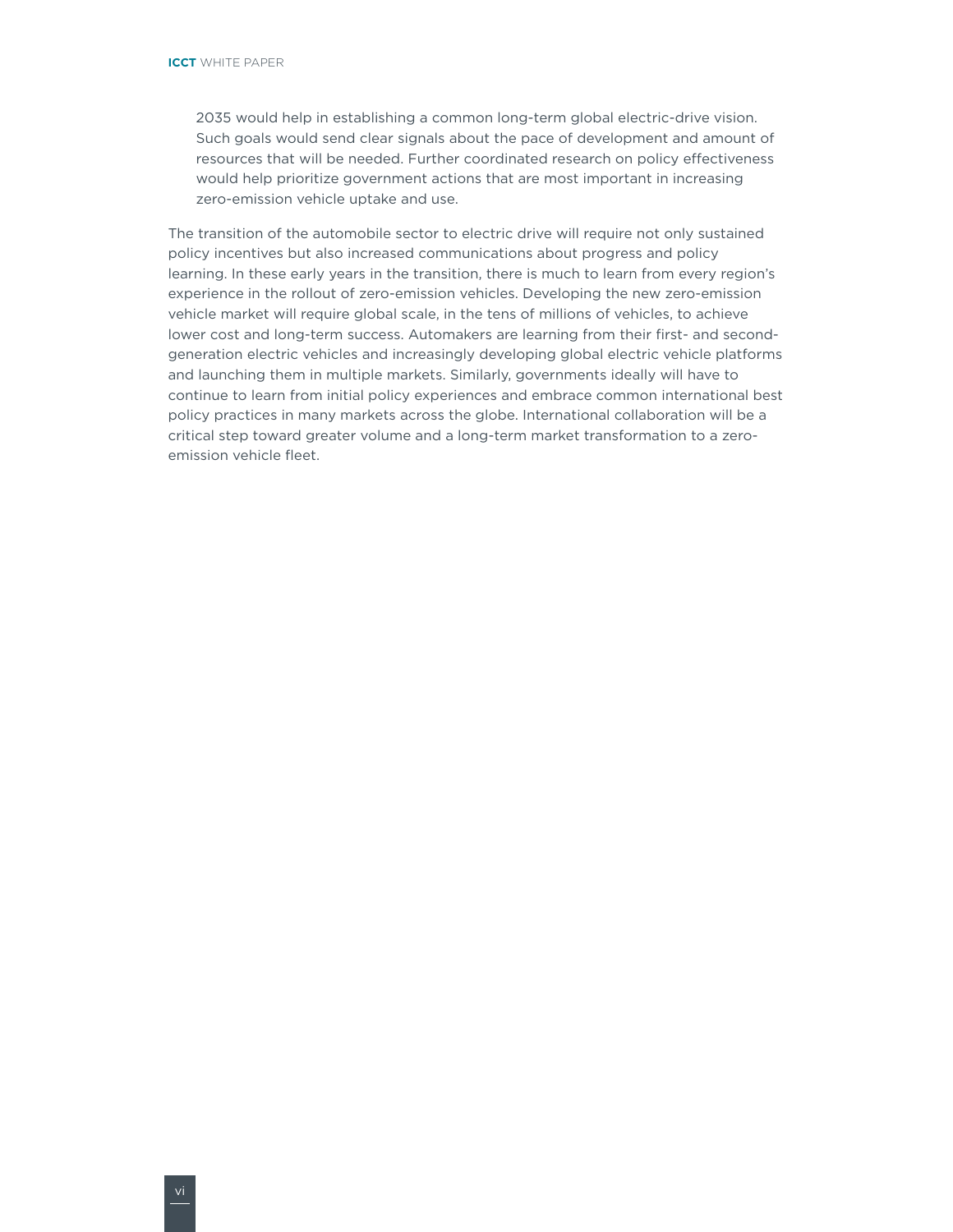2035 would help in establishing a common long-term global electric-drive vision. Such goals would send clear signals about the pace of development and amount of resources that will be needed. Further coordinated research on policy effectiveness would help prioritize government actions that are most important in increasing zero-emission vehicle uptake and use.

The transition of the automobile sector to electric drive will require not only sustained policy incentives but also increased communications about progress and policy learning. In these early years in the transition, there is much to learn from every region's experience in the rollout of zero-emission vehicles. Developing the new zero-emission vehicle market will require global scale, in the tens of millions of vehicles, to achieve lower cost and long-term success. Automakers are learning from their first- and second-generation electric vehicles and increasingly developing global electric vehicle platforms and launching them in multiple markets. Similarly, governments ideally will have to continue to learn from initial policy experiences and embrace common international best policy practices in many markets across the globe. International collaboration will be a critical step toward greater volume and a long-term market transformation to a zero-emission vehicle fleet.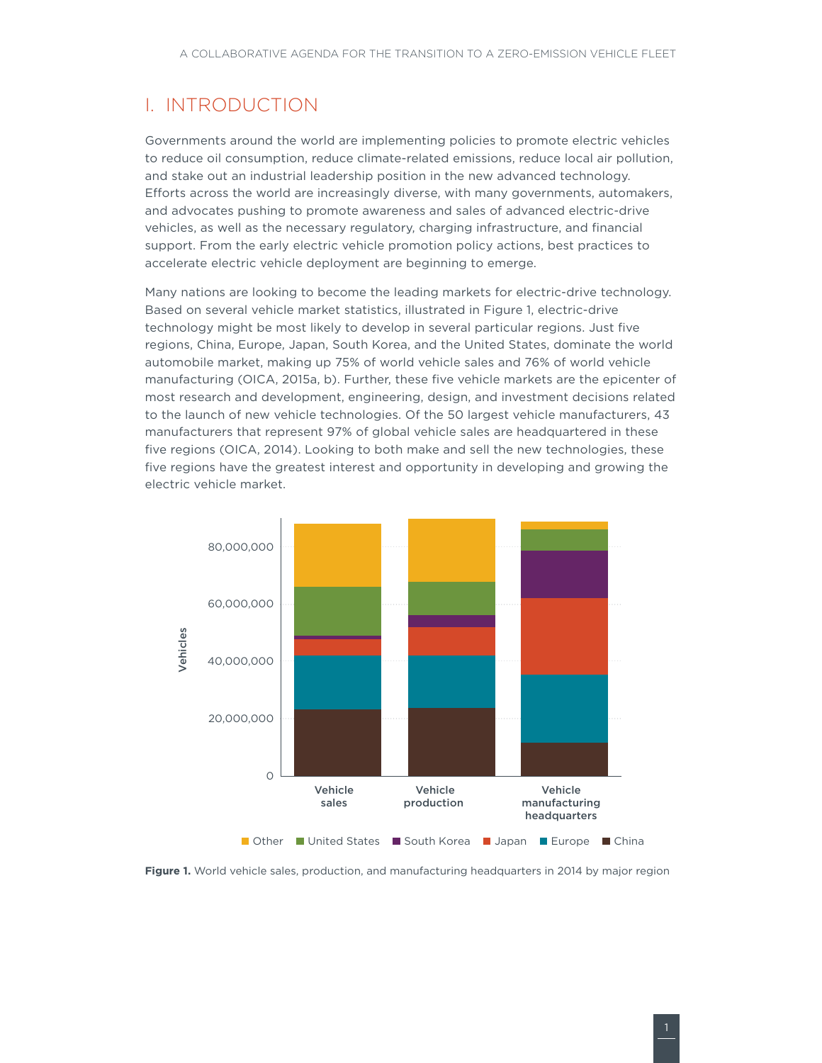# I. INTRODUCTION

Governments around the world are implementing policies to promote electric vehicles to reduce oil consumption, reduce climate-related emissions, reduce local air pollution, and stake out an industrial leadership position in the new advanced technology. Efforts across the world are increasingly diverse, with many governments, automakers, and advocates pushing to promote awareness and sales of advanced electric-drive vehicles, as well as the necessary regulatory, charging infrastructure, and financial support. From the early electric vehicle promotion policy actions, best practices to accelerate electric vehicle deployment are beginning to emerge.

Many nations are looking to become the leading markets for electric-drive technology. Based on several vehicle market statistics, illustrated in Figure 1, electric-drive technology might be most likely to develop in several particular regions. Just five regions, China, Europe, Japan, South Korea, and the United States, dominate the world automobile market, making up 75% of world vehicle sales and 76% of world vehicle manufacturing (OICA, 2015a, b). Further, these five vehicle markets are the epicenter of most research and development, engineering, design, and investment decisions related to the launch of new vehicle technologies. Of the 50 largest vehicle manufacturers, 43 manufacturers that represent 97% of global vehicle sales are headquartered in these five regions (OICA, 2014). Looking to both make and sell the new technologies, these five regions have the greatest interest and opportunity in developing and growing the electric vehicle market.

**Figure 1.** World vehicle sales, production, and manufacturing headquarters in 2014 by major region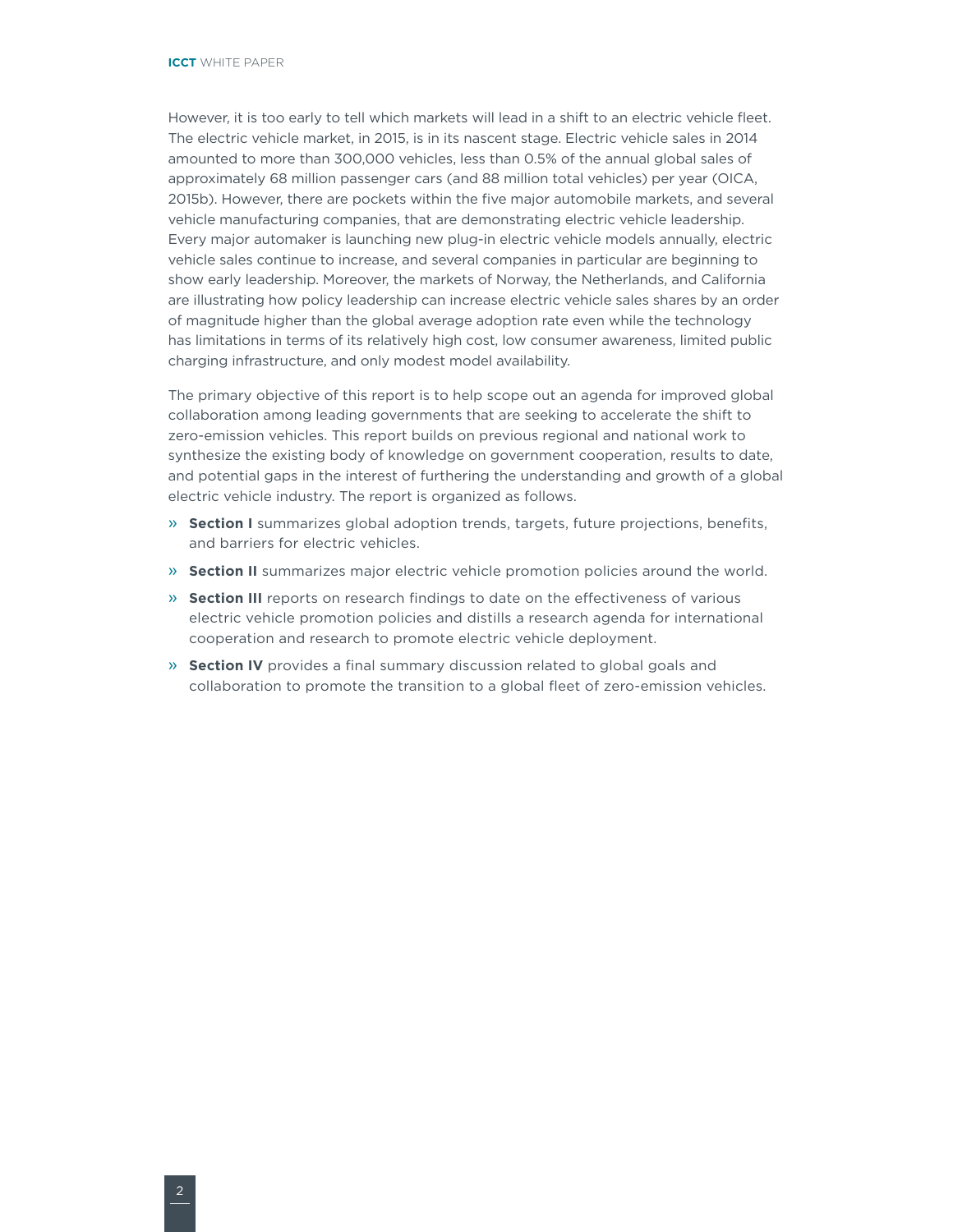However, it is too early to tell which markets will lead in a shift to an electric vehicle fleet. The electric vehicle market, in 2015, is in its nascent stage. Electric vehicle sales in 2014 amounted to more than 300,000 vehicles, less than 0.5% of the annual global sales of approximately 68 million passenger cars (and 88 million total vehicles) per year (OICA, 2015b). However, there are pockets within the five major automobile markets, and several vehicle manufacturing companies, that are demonstrating electric vehicle leadership. Every major automaker is launching new plug-in electric vehicle models annually, electric vehicle sales continue to increase, and several companies in particular are beginning to show early leadership. Moreover, the markets of Norway, the Netherlands, and California are illustrating how policy leadership can increase electric vehicle sales shares by an order of magnitude higher than the global average adoption rate even while the technology has limitations in terms of its relatively high cost, low consumer awareness, limited public charging infrastructure, and only modest model availability.

The primary objective of this report is to help scope out an agenda for improved global collaboration among leading governments that are seeking to accelerate the shift to zero-emission vehicles. This report builds on previous regional and national work to synthesize the existing body of knowledge on government cooperation, results to date, and potential gaps in the interest of furthering the understanding and growth of a global electric vehicle industry. The report is organized as follows.

- **Section I** summarizes global adoption trends, targets, future projections, benefits, and barriers for electric vehicles.
- **Section II** summarizes major electric vehicle promotion policies around the world.
- **Section III** reports on research findings to date on the effectiveness of various electric vehicle promotion policies and distills a research agenda for international cooperation and research to promote electric vehicle deployment.
- **Section IV** provides a final summary discussion related to global goals and collaboration to promote the transition to a global fleet of zero-emission vehicles.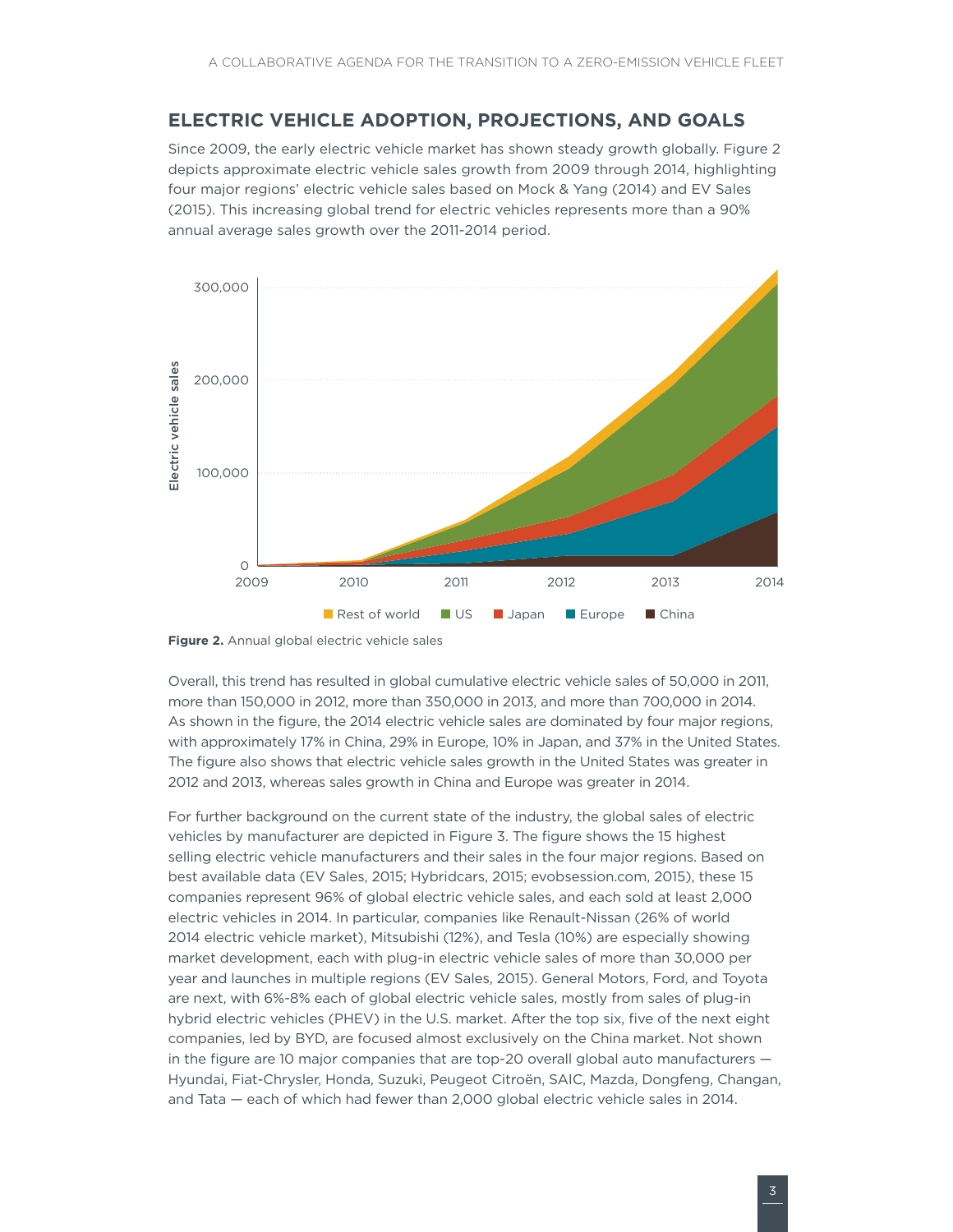## ELECTRIC VEHICLE ADOPTION, PROJECTIONS, AND GOALS

Since 2009, the early electric vehicle market has shown steady growth globally. Figure 2 depicts approximate electric vehicle sales growth from 2009 through 2014, highlighting four major regions' electric vehicle sales based on Mock & Yang (2014) and EV Sales (2015). This increasing global trend for electric vehicles represents more than a 90% annual average sales growth over the 2011-2014 period.

**Figure 2.** Annual global electric vehicle sales

Overall, this trend has resulted in global cumulative electric vehicle sales of 50,000 in 2011, more than 150,000 in 2012, more than 350,000 in 2013, and more than 700,000 in 2014. As shown in the figure, the 2014 electric vehicle sales are dominated by four major regions, with approximately 17% in China, 29% in Europe, 10% in Japan, and 37% in the United States. The figure also shows that electric vehicle sales growth in the United States was greater in 2012 and 2013, whereas sales growth in China and Europe was greater in 2014.

For further background on the current state of the industry, the global sales of electric vehicles by manufacturer are depicted in Figure 3. The figure shows the 15 highest selling electric vehicle manufacturers and their sales in the four major regions. Based on best available data (EV Sales, 2015; Hybridcars, 2015; evobsession.com, 2015), these 15 companies represent 96% of global electric vehicle sales, and each sold at least 2,000 electric vehicles in 2014. In particular, companies like Renault-Nissan (26% of world 2014 electric vehicle market), Mitsubishi (12%), and Tesla (10%) are especially showing market development, each with plug-in electric vehicle sales of more than 30,000 per year and launches in multiple regions (EV Sales, 2015). General Motors, Ford, and Toyota are next, with 6%-8% each of global electric vehicle sales, mostly from sales of plug-in hybrid electric vehicles (PHEV) in the U.S. market. After the top six, five of the next eight companies, led by BYD, are focused almost exclusively on the China market. Not shown in the figure are 10 major companies that are top-20 overall global auto manufacturers — Hyundai, Fiat-Chrysler, Honda, Suzuki, Peugeot Citroën, SAIC, Mazda, Dongfeng, Changan, and Tata — each of which had fewer than 2,000 global electric vehicle sales in 2014.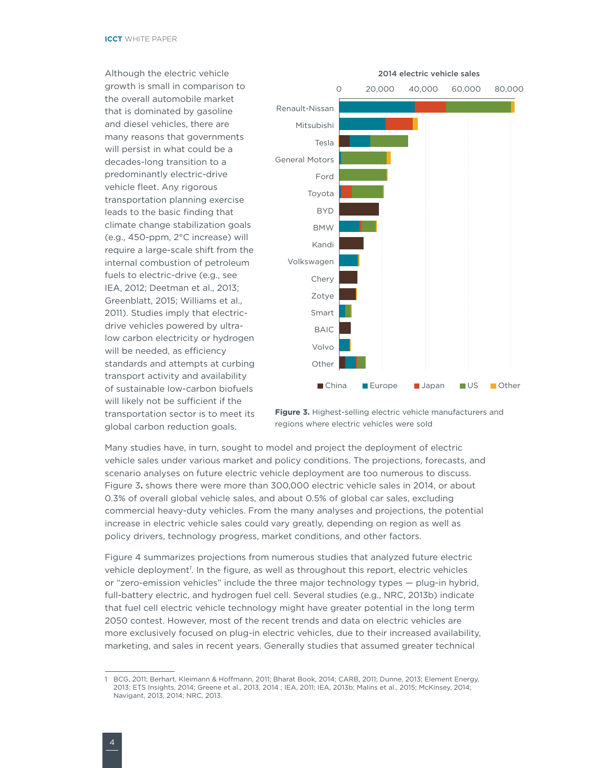Although the electric vehicle growth is small in comparison to the overall automobile market that is dominated by gasoline and diesel vehicles, there are many reasons that governments will persist in what could be a decades-long transition to a predominantly electric-drive vehicle fleet. Any rigorous transportation planning exercise leads to the basic finding that climate change stabilization goals (e.g., 450-ppm, 2°C increase) will require a large-scale shift from the internal combustion of petroleum fuels to electric-drive (e.g., see IEA, 2012; Deetman et al., 2013; Greenblatt, 2015; Williams et al., 2011). Studies imply that electric-drive vehicles powered by ultra-low carbon electricity or hydrogen will be needed, as efficiency standards and attempts at curbing transport activity and availability of sustainable low-carbon biofuels will likely not be sufficient if the transportation sector is to meet its global carbon reduction goals.

**Figure 3.** Highest-selling electric vehicle manufacturers and regions where electric vehicles were sold

Many studies have, in turn, sought to model and project the deployment of electric vehicle sales under various market and policy conditions. The projections, forecasts, and scenario analyses on future electric vehicle deployment are too numerous to discuss. Figure 3**.** shows there were more than 300,000 electric vehicle sales in 2014, or about 0.3% of overall global vehicle sales, and about 0.5% of global car sales, excluding commercial heavy-duty vehicles. From the many analyses and projections, the potential increase in electric vehicle sales could vary greatly, depending on region as well as policy drivers, technology progress, market conditions, and other factors.

Figure 4 summarizes projections from numerous studies that analyzed future electric vehicle deployment[1]. In the figure, as well as throughout this report, electric vehicles or "zero-emission vehicles" include the three major technology types — plug-in hybrid, full-battery electric, and hydrogen fuel cell. Several studies (e.g., NRC, 2013b) indicate that fuel cell electric vehicle technology might have greater potential in the long term 2050 contest. However, most of the recent trends and data on electric vehicles are more exclusively focused on plug-in electric vehicles, due to their increased availability, marketing, and sales in recent years. Generally studies that assumed greater technical

1 BCG, 2011; Berhart, Kleimann & Hoffmann, 2011; Bharat Book, 2014; CARB, 2011; Dunne, 2013; Element Energy, 2013; ETS Insights, 2014; Greene et al., 2013, 2014 ; IEA, 2011; IEA, 2013b; Malins et al., 2015; McKinsey, 2014; Navigant, 2013, 2014; NRC, 2013.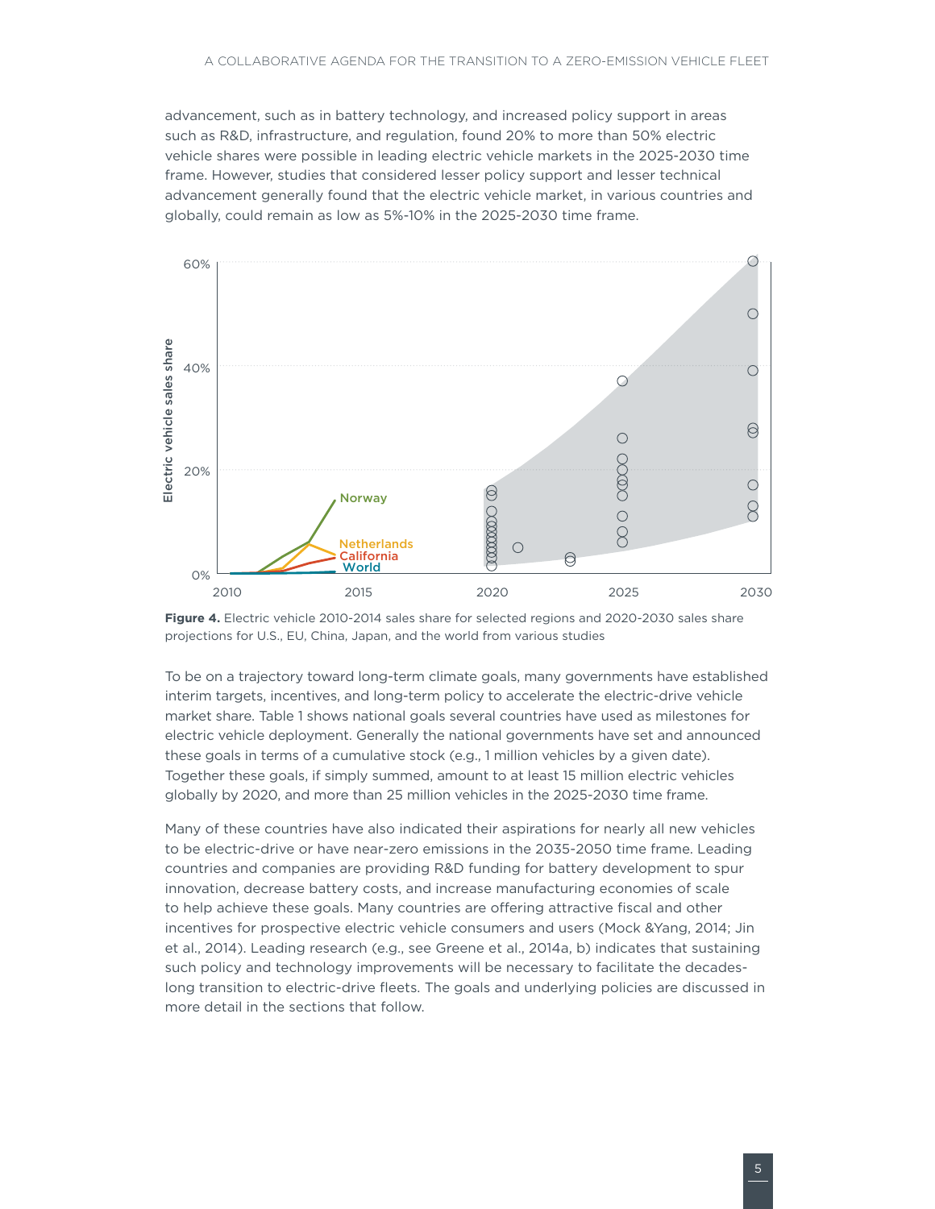advancement, such as in battery technology, and increased policy support in areas such as R&D, infrastructure, and regulation, found 20% to more than 50% electric vehicle shares were possible in leading electric vehicle markets in the 2025-2030 time frame. However, studies that considered lesser policy support and lesser technical advancement generally found that the electric vehicle market, in various countries and globally, could remain as low as 5%-10% in the 2025-2030 time frame.

**Figure 4.** Electric vehicle 2010-2014 sales share for selected regions and 2020-2030 sales share projections for U.S., EU, China, Japan, and the world from various studies

To be on a trajectory toward long-term climate goals, many governments have established interim targets, incentives, and long-term policy to accelerate the electric-drive vehicle market share. Table 1 shows national goals several countries have used as milestones for electric vehicle deployment. Generally the national governments have set and announced these goals in terms of a cumulative stock (e.g., 1 million vehicles by a given date). Together these goals, if simply summed, amount to at least 15 million electric vehicles globally by 2020, and more than 25 million vehicles in the 2025-2030 time frame.

Many of these countries have also indicated their aspirations for nearly all new vehicles to be electric-drive or have near-zero emissions in the 2035-2050 time frame. Leading countries and companies are providing R&D funding for battery development to spur innovation, decrease battery costs, and increase manufacturing economies of scale to help achieve these goals. Many countries are offering attractive fiscal and other incentives for prospective electric vehicle consumers and users (Mock &Yang, 2014; Jin et al., 2014). Leading research (e.g., see Greene et al., 2014a, b) indicates that sustaining such policy and technology improvements will be necessary to facilitate the decades-long transition to electric-drive fleets. The goals and underlying policies are discussed in more detail in the sections that follow.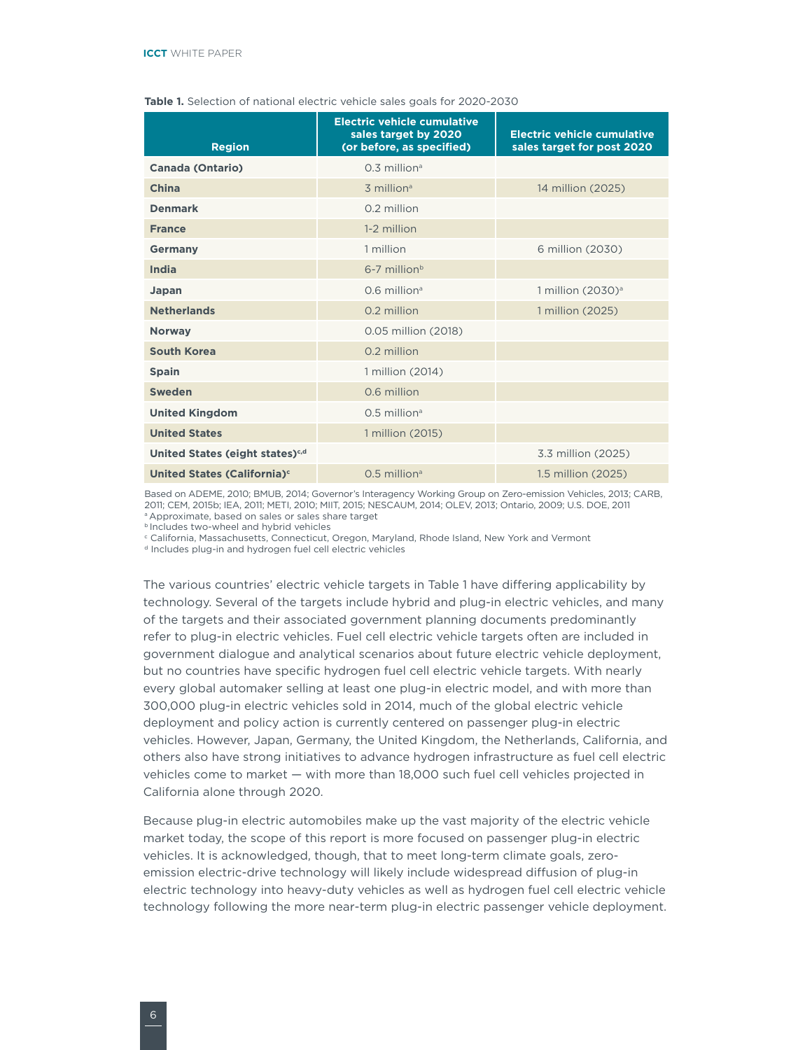**Table 1.** Selection of national electric vehicle sales goals for 2020-2030

| Region | Electric vehicle cumulative sales target by 2020 (or before, as specified) | Electric vehicle cumulative sales target for post 2020 |
|---|---|---|
| **Canada (Ontario)** | 0.3 million[a] | |
| **China** | 3 million[a] | 14 million (2025) |
| **Denmark** | 0.2 million | |
| **France** | 1-2 million | |
| **Germany** | 1 million | 6 million (2030) |
| **India** | 6-7 million[b] | |
| **Japan** | 0.6 million[a] | 1 million (2030)[a] |
| **Netherlands** | 0.2 million | 1 million (2025) |
| **Norway** | 0.05 million (2018) | |
| **South Korea** | 0.2 million | |
| **Spain** | 1 million (2014) | |
| **Sweden** | 0.6 million | |
| **United Kingdom** | 0.5 million[a] | |
| **United States** | 1 million (2015) | |
| **United States (eight states)[c,d]** | | 3.3 million (2025) |
| **United States (California)[c]** | 0.5 million[a] | 1.5 million (2025) |

Based on ADEME, 2010; BMUB, 2014; Governor's Interagency Working Group on Zero-emission Vehicles, 2013; CARB, 2011; CEM, 2015b; IEA, 2011; METI, 2010; MIIT, 2015; NESCAUM, 2014; OLEV, 2013; Ontario, 2009; U.S. DOE, 2011
[a] Approximate, based on sales or sales share target
[b] Includes two-wheel and hybrid vehicles
[c] California, Massachusetts, Connecticut, Oregon, Maryland, Rhode Island, New York and Vermont
[d] Includes plug-in and hydrogen fuel cell electric vehicles

The various countries' electric vehicle targets in Table 1 have differing applicability by technology. Several of the targets include hybrid and plug-in electric vehicles, and many of the targets and their associated government planning documents predominantly refer to plug-in electric vehicles. Fuel cell electric vehicle targets often are included in government dialogue and analytical scenarios about future electric vehicle deployment, but no countries have specific hydrogen fuel cell electric vehicle targets. With nearly every global automaker selling at least one plug-in electric model, and with more than 300,000 plug-in electric vehicles sold in 2014, much of the global electric vehicle deployment and policy action is currently centered on passenger plug-in electric vehicles. However, Japan, Germany, the United Kingdom, the Netherlands, California, and others also have strong initiatives to advance hydrogen infrastructure as fuel cell electric vehicles come to market — with more than 18,000 such fuel cell vehicles projected in California alone through 2020.

Because plug-in electric automobiles make up the vast majority of the electric vehicle market today, the scope of this report is more focused on passenger plug-in electric vehicles. It is acknowledged, though, that to meet long-term climate goals, zero-emission electric-drive technology will likely include widespread diffusion of plug-in electric technology into heavy-duty vehicles as well as hydrogen fuel cell electric vehicle technology following the more near-term plug-in electric passenger vehicle deployment.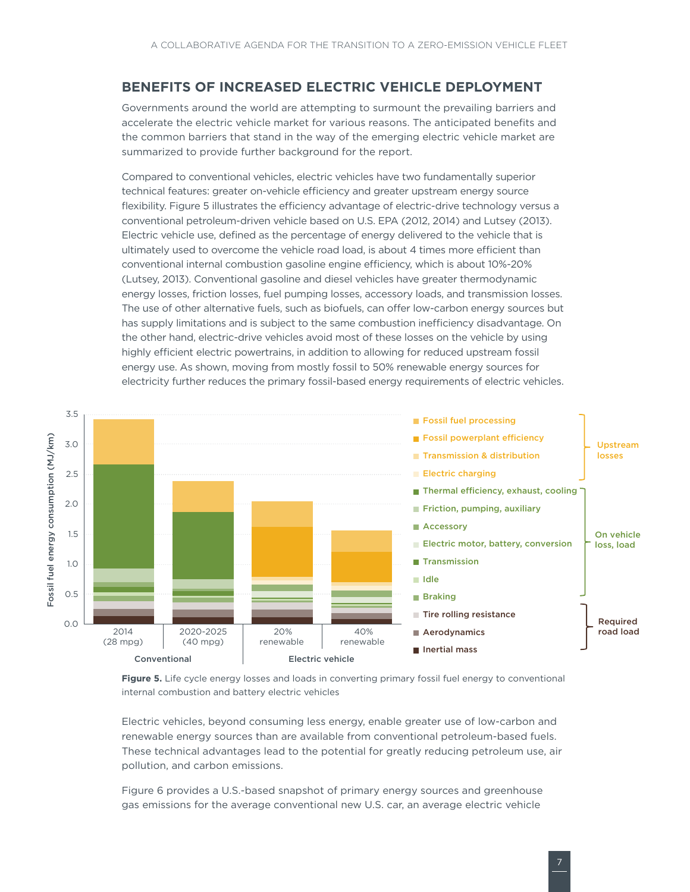## BENEFITS OF INCREASED ELECTRIC VEHICLE DEPLOYMENT

Governments around the world are attempting to surmount the prevailing barriers and accelerate the electric vehicle market for various reasons. The anticipated benefits and the common barriers that stand in the way of the emerging electric vehicle market are summarized to provide further background for the report.

Compared to conventional vehicles, electric vehicles have two fundamentally superior technical features: greater on-vehicle efficiency and greater upstream energy source flexibility. Figure 5 illustrates the efficiency advantage of electric-drive technology versus a conventional petroleum-driven vehicle based on U.S. EPA (2012, 2014) and Lutsey (2013). Electric vehicle use, defined as the percentage of energy delivered to the vehicle that is ultimately used to overcome the vehicle road load, is about 4 times more efficient than conventional internal combustion gasoline engine efficiency, which is about 10%-20% (Lutsey, 2013). Conventional gasoline and diesel vehicles have greater thermodynamic energy losses, friction losses, fuel pumping losses, accessory loads, and transmission losses. The use of other alternative fuels, such as biofuels, can offer low-carbon energy sources but has supply limitations and is subject to the same combustion inefficiency disadvantage. On the other hand, electric-drive vehicles avoid most of these losses on the vehicle by using highly efficient electric powertrains, in addition to allowing for reduced upstream fossil energy use. As shown, moving from mostly fossil to 50% renewable energy sources for electricity further reduces the primary fossil-based energy requirements of electric vehicles.

**Figure 5.** Life cycle energy losses and loads in converting primary fossil fuel energy to conventional internal combustion and battery electric vehicles

Electric vehicles, beyond consuming less energy, enable greater use of low-carbon and renewable energy sources than are available from conventional petroleum-based fuels. These technical advantages lead to the potential for greatly reducing petroleum use, air pollution, and carbon emissions.

Figure 6 provides a U.S.-based snapshot of primary energy sources and greenhouse gas emissions for the average conventional new U.S. car, an average electric vehicle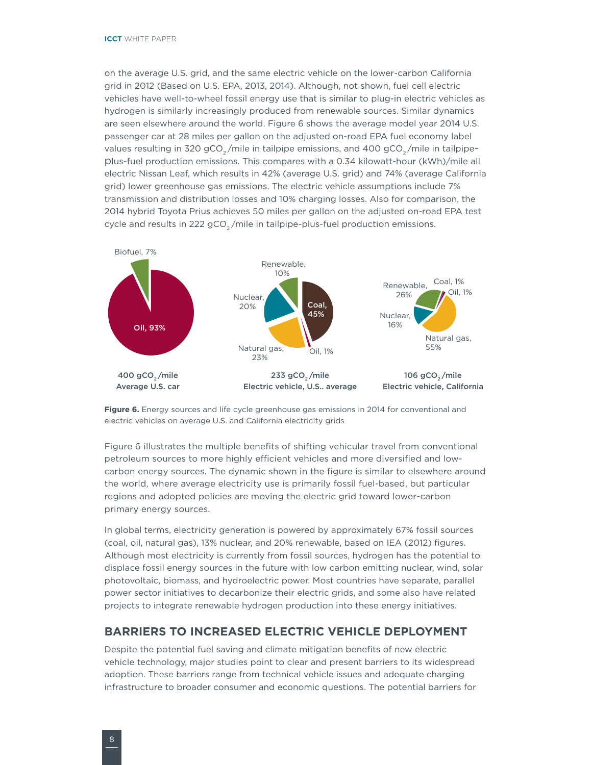on the average U.S. grid, and the same electric vehicle on the lower-carbon California grid in 2012 (Based on U.S. EPA, 2013, 2014). Although, not shown, fuel cell electric vehicles have well-to-wheel fossil energy use that is similar to plug-in electric vehicles as hydrogen is similarly increasingly produced from renewable sources. Similar dynamics are seen elsewhere around the world. Figure 6 shows the average model year 2014 U.S. passenger car at 28 miles per gallon on the adjusted on-road EPA fuel economy label values resulting in 320 $gCO_2$/mile in tailpipe emissions, and 400 $gCO_2$/mile in tailpipe-plus-fuel production emissions. This compares with a 0.34 kilowatt-hour (kWh)/mile all electric Nissan Leaf, which results in 42% (average U.S. grid) and 74% (average California grid) lower greenhouse gas emissions. The electric vehicle assumptions include 7% transmission and distribution losses and 10% charging losses. Also for comparison, the 2014 hybrid Toyota Prius achieves 50 miles per gallon on the adjusted on-road EPA test cycle and results in 222 $gCO_2$/mile in tailpipe-plus-fuel production emissions.

Biofuel, 7%; Oil, 93%
400 $gCO_2$/mile
Average U.S. car

Renewable, 10%; Nuclear, 20%; Coal, 45%; Natural gas, 23%; Oil, 1%
233 $gCO_2$/mile
Electric vehicle, U.S.. average

Renewable, 26%; Coal, 1%; Oil, 1%; Nuclear, 16%; Natural gas, 55%
106 $gCO_2$/mile
Electric vehicle, California

**Figure 6.** Energy sources and life cycle greenhouse gas emissions in 2014 for conventional and electric vehicles on average U.S. and California electricity grids

Figure 6 illustrates the multiple benefits of shifting vehicular travel from conventional petroleum sources to more highly efficient vehicles and more diversified and low-carbon energy sources. The dynamic shown in the figure is similar to elsewhere around the world, where average electricity use is primarily fossil fuel-based, but particular regions and adopted policies are moving the electric grid toward lower-carbon primary energy sources.

In global terms, electricity generation is powered by approximately 67% fossil sources (coal, oil, natural gas), 13% nuclear, and 20% renewable, based on IEA (2012) figures. Although most electricity is currently from fossil sources, hydrogen has the potential to displace fossil energy sources in the future with low carbon emitting nuclear, wind, solar photovoltaic, biomass, and hydroelectric power. Most countries have separate, parallel power sector initiatives to decarbonize their electric grids, and some also have related projects to integrate renewable hydrogen production into these energy initiatives.

## BARRIERS TO INCREASED ELECTRIC VEHICLE DEPLOYMENT

Despite the potential fuel saving and climate mitigation benefits of new electric vehicle technology, major studies point to clear and present barriers to its widespread adoption. These barriers range from technical vehicle issues and adequate charging infrastructure to broader consumer and economic questions. The potential barriers for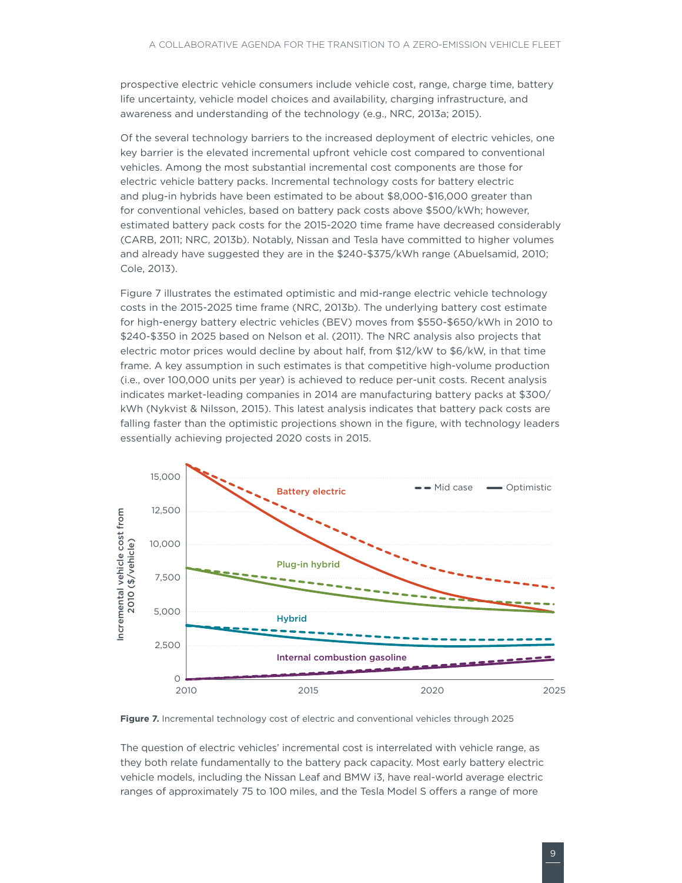prospective electric vehicle consumers include vehicle cost, range, charge time, battery life uncertainty, vehicle model choices and availability, charging infrastructure, and awareness and understanding of the technology (e.g., NRC, 2013a; 2015).

Of the several technology barriers to the increased deployment of electric vehicles, one key barrier is the elevated incremental upfront vehicle cost compared to conventional vehicles. Among the most substantial incremental cost components are those for electric vehicle battery packs. Incremental technology costs for battery electric and plug-in hybrids have been estimated to be about $8,000-$16,000 greater than for conventional vehicles, based on battery pack costs above $500/kWh; however, estimated battery pack costs for the 2015-2020 time frame have decreased considerably (CARB, 2011; NRC, 2013b). Notably, Nissan and Tesla have committed to higher volumes and already have suggested they are in the $240-$375/kWh range (Abuelsamid, 2010; Cole, 2013).

Figure 7 illustrates the estimated optimistic and mid-range electric vehicle technology costs in the 2015-2025 time frame (NRC, 2013b). The underlying battery cost estimate for high-energy battery electric vehicles (BEV) moves from $550-$650/kWh in 2010 to $240-$350 in 2025 based on Nelson et al. (2011). The NRC analysis also projects that electric motor prices would decline by about half, from $12/kW to $6/kW, in that time frame. A key assumption in such estimates is that competitive high-volume production (i.e., over 100,000 units per year) is achieved to reduce per-unit costs. Recent analysis indicates market-leading companies in 2014 are manufacturing battery packs at $300/kWh (Nykvist & Nilsson, 2015). This latest analysis indicates that battery pack costs are falling faster than the optimistic projections shown in the figure, with technology leaders essentially achieving projected 2020 costs in 2015.

**Figure 7.** Incremental technology cost of electric and conventional vehicles through 2025

The question of electric vehicles' incremental cost is interrelated with vehicle range, as they both relate fundamentally to the battery pack capacity. Most early battery electric vehicle models, including the Nissan Leaf and BMW i3, have real-world average electric ranges of approximately 75 to 100 miles, and the Tesla Model S offers a range of more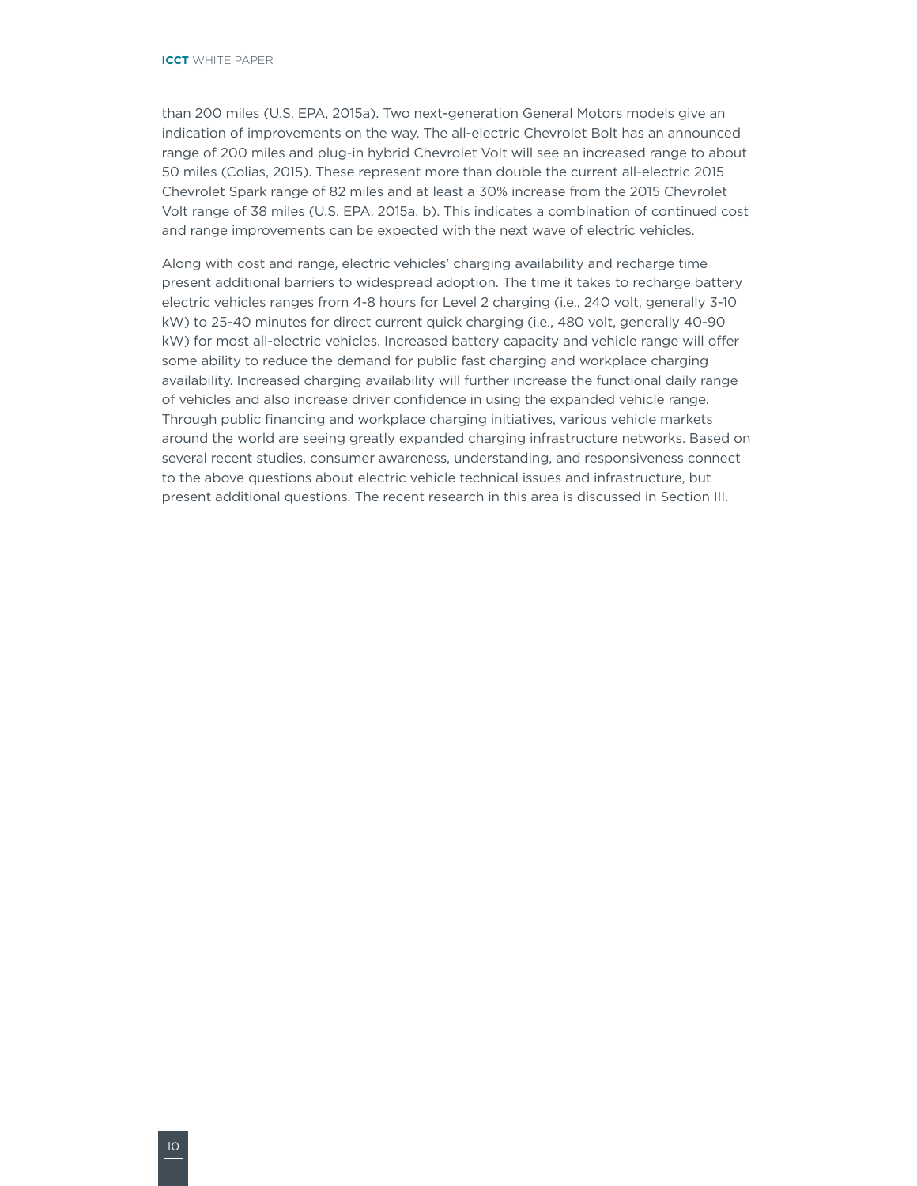than 200 miles (U.S. EPA, 2015a). Two next-generation General Motors models give an indication of improvements on the way. The all-electric Chevrolet Bolt has an announced range of 200 miles and plug-in hybrid Chevrolet Volt will see an increased range to about 50 miles (Colias, 2015). These represent more than double the current all-electric 2015 Chevrolet Spark range of 82 miles and at least a 30% increase from the 2015 Chevrolet Volt range of 38 miles (U.S. EPA, 2015a, b). This indicates a combination of continued cost and range improvements can be expected with the next wave of electric vehicles.

Along with cost and range, electric vehicles' charging availability and recharge time present additional barriers to widespread adoption. The time it takes to recharge battery electric vehicles ranges from 4-8 hours for Level 2 charging (i.e., 240 volt, generally 3-10 kW) to 25-40 minutes for direct current quick charging (i.e., 480 volt, generally 40-90 kW) for most all-electric vehicles. Increased battery capacity and vehicle range will offer some ability to reduce the demand for public fast charging and workplace charging availability. Increased charging availability will further increase the functional daily range of vehicles and also increase driver confidence in using the expanded vehicle range. Through public financing and workplace charging initiatives, various vehicle markets around the world are seeing greatly expanded charging infrastructure networks. Based on several recent studies, consumer awareness, understanding, and responsiveness connect to the above questions about electric vehicle technical issues and infrastructure, but present additional questions. The recent research in this area is discussed in Section III.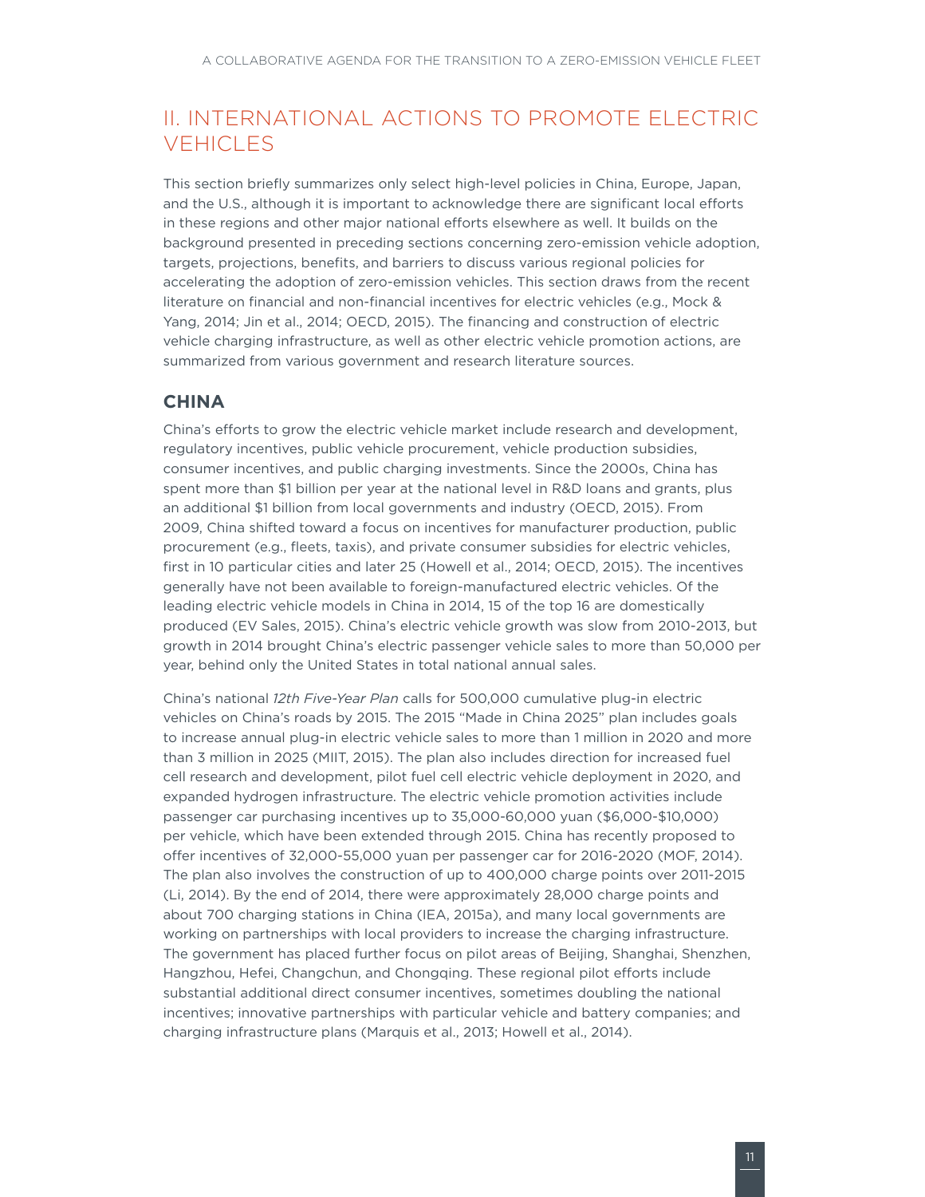## II. INTERNATIONAL ACTIONS TO PROMOTE ELECTRIC VEHICLES

This section briefly summarizes only select high-level policies in China, Europe, Japan, and the U.S., although it is important to acknowledge there are significant local efforts in these regions and other major national efforts elsewhere as well. It builds on the background presented in preceding sections concerning zero-emission vehicle adoption, targets, projections, benefits, and barriers to discuss various regional policies for accelerating the adoption of zero-emission vehicles. This section draws from the recent literature on financial and non-financial incentives for electric vehicles (e.g., Mock & Yang, 2014; Jin et al., 2014; OECD, 2015). The financing and construction of electric vehicle charging infrastructure, as well as other electric vehicle promotion actions, are summarized from various government and research literature sources.

### CHINA

China's efforts to grow the electric vehicle market include research and development, regulatory incentives, public vehicle procurement, vehicle production subsidies, consumer incentives, and public charging investments. Since the 2000s, China has spent more than $1 billion per year at the national level in R&D loans and grants, plus an additional $1 billion from local governments and industry (OECD, 2015). From 2009, China shifted toward a focus on incentives for manufacturer production, public procurement (e.g., fleets, taxis), and private consumer subsidies for electric vehicles, first in 10 particular cities and later 25 (Howell et al., 2014; OECD, 2015). The incentives generally have not been available to foreign-manufactured electric vehicles. Of the leading electric vehicle models in China in 2014, 15 of the top 16 are domestically produced (EV Sales, 2015). China's electric vehicle growth was slow from 2010-2013, but growth in 2014 brought China's electric passenger vehicle sales to more than 50,000 per year, behind only the United States in total national annual sales.

China's national *12th Five-Year Plan* calls for 500,000 cumulative plug-in electric vehicles on China's roads by 2015. The 2015 "Made in China 2025" plan includes goals to increase annual plug-in electric vehicle sales to more than 1 million in 2020 and more than 3 million in 2025 (MIIT, 2015). The plan also includes direction for increased fuel cell research and development, pilot fuel cell electric vehicle deployment in 2020, and expanded hydrogen infrastructure. The electric vehicle promotion activities include passenger car purchasing incentives up to 35,000-60,000 yuan ($6,000-$10,000) per vehicle, which have been extended through 2015. China has recently proposed to offer incentives of 32,000-55,000 yuan per passenger car for 2016-2020 (MOF, 2014). The plan also involves the construction of up to 400,000 charge points over 2011-2015 (Li, 2014). By the end of 2014, there were approximately 28,000 charge points and about 700 charging stations in China (IEA, 2015a), and many local governments are working on partnerships with local providers to increase the charging infrastructure. The government has placed further focus on pilot areas of Beijing, Shanghai, Shenzhen, Hangzhou, Hefei, Changchun, and Chongqing. These regional pilot efforts include substantial additional direct consumer incentives, sometimes doubling the national incentives; innovative partnerships with particular vehicle and battery companies; and charging infrastructure plans (Marquis et al., 2013; Howell et al., 2014).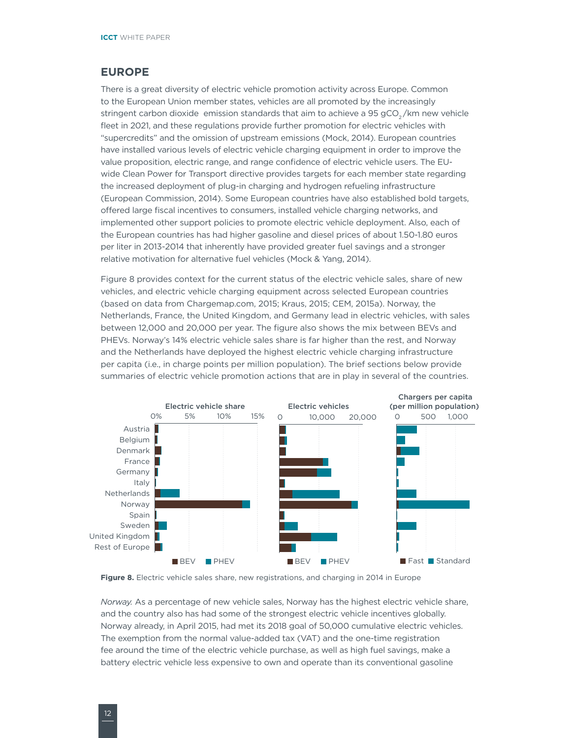## EUROPE

There is a great diversity of electric vehicle promotion activity across Europe. Common to the European Union member states, vehicles are all promoted by the increasingly stringent carbon dioxide emission standards that aim to achieve a 95 $gCO_2$/km new vehicle fleet in 2021, and these regulations provide further promotion for electric vehicles with "supercredits" and the omission of upstream emissions (Mock, 2014). European countries have installed various levels of electric vehicle charging equipment in order to improve the value proposition, electric range, and range confidence of electric vehicle users. The EU-wide Clean Power for Transport directive provides targets for each member state regarding the increased deployment of plug-in charging and hydrogen refueling infrastructure (European Commission, 2014). Some European countries have also established bold targets, offered large fiscal incentives to consumers, installed vehicle charging networks, and implemented other support policies to promote electric vehicle deployment. Also, each of the European countries has had higher gasoline and diesel prices of about 1.50-1.80 euros per liter in 2013-2014 that inherently have provided greater fuel savings and a stronger relative motivation for alternative fuel vehicles (Mock & Yang, 2014).

Figure 8 provides context for the current status of the electric vehicle sales, share of new vehicles, and electric vehicle charging equipment across selected European countries (based on data from Chargemap.com, 2015; Kraus, 2015; CEM, 2015a). Norway, the Netherlands, France, the United Kingdom, and Germany lead in electric vehicles, with sales between 12,000 and 20,000 per year. The figure also shows the mix between BEVs and PHEVs. Norway's 14% electric vehicle sales share is far higher than the rest, and Norway and the Netherlands have deployed the highest electric vehicle charging infrastructure per capita (i.e., in charge points per million population). The brief sections below provide summaries of electric vehicle promotion actions that are in play in several of the countries.

**Figure 8.** Electric vehicle sales share, new registrations, and charging in 2014 in Europe

*Norway.* As a percentage of new vehicle sales, Norway has the highest electric vehicle share, and the country also has had some of the strongest electric vehicle incentives globally. Norway already, in April 2015, had met its 2018 goal of 50,000 cumulative electric vehicles. The exemption from the normal value-added tax (VAT) and the one-time registration fee around the time of the electric vehicle purchase, as well as high fuel savings, make a battery electric vehicle less expensive to own and operate than its conventional gasoline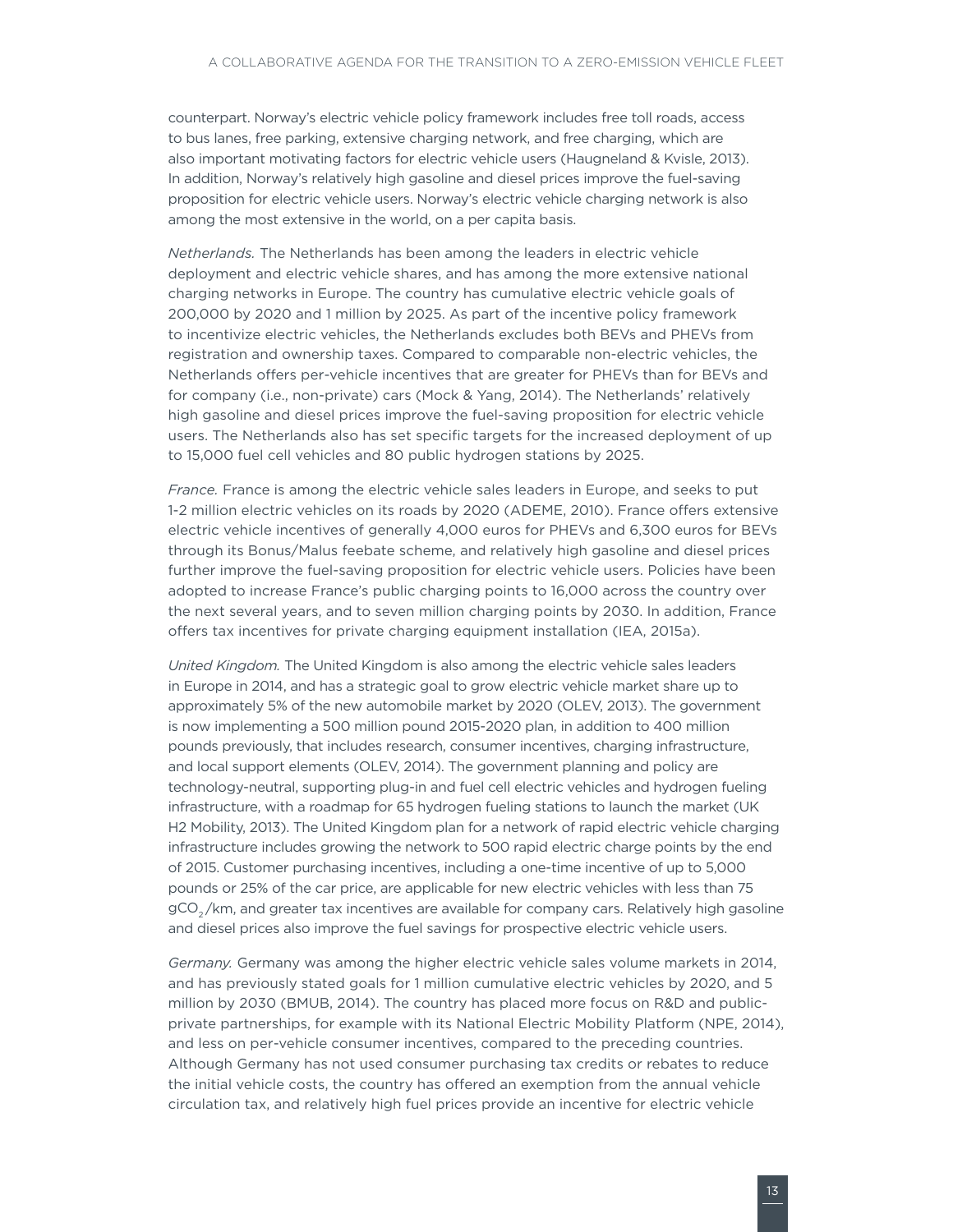counterpart. Norway's electric vehicle policy framework includes free toll roads, access to bus lanes, free parking, extensive charging network, and free charging, which are also important motivating factors for electric vehicle users (Haugneland & Kvisle, 2013). In addition, Norway's relatively high gasoline and diesel prices improve the fuel-saving proposition for electric vehicle users. Norway's electric vehicle charging network is also among the most extensive in the world, on a per capita basis.

*Netherlands.* The Netherlands has been among the leaders in electric vehicle deployment and electric vehicle shares, and has among the more extensive national charging networks in Europe. The country has cumulative electric vehicle goals of 200,000 by 2020 and 1 million by 2025. As part of the incentive policy framework to incentivize electric vehicles, the Netherlands excludes both BEVs and PHEVs from registration and ownership taxes. Compared to comparable non-electric vehicles, the Netherlands offers per-vehicle incentives that are greater for PHEVs than for BEVs and for company (i.e., non-private) cars (Mock & Yang, 2014). The Netherlands' relatively high gasoline and diesel prices improve the fuel-saving proposition for electric vehicle users. The Netherlands also has set specific targets for the increased deployment of up to 15,000 fuel cell vehicles and 80 public hydrogen stations by 2025.

*France.* France is among the electric vehicle sales leaders in Europe, and seeks to put 1-2 million electric vehicles on its roads by 2020 (ADEME, 2010). France offers extensive electric vehicle incentives of generally 4,000 euros for PHEVs and 6,300 euros for BEVs through its Bonus/Malus feebate scheme, and relatively high gasoline and diesel prices further improve the fuel-saving proposition for electric vehicle users. Policies have been adopted to increase France's public charging points to 16,000 across the country over the next several years, and to seven million charging points by 2030. In addition, France offers tax incentives for private charging equipment installation (IEA, 2015a).

*United Kingdom.* The United Kingdom is also among the electric vehicle sales leaders in Europe in 2014, and has a strategic goal to grow electric vehicle market share up to approximately 5% of the new automobile market by 2020 (OLEV, 2013). The government is now implementing a 500 million pound 2015-2020 plan, in addition to 400 million pounds previously, that includes research, consumer incentives, charging infrastructure, and local support elements (OLEV, 2014). The government planning and policy are technology-neutral, supporting plug-in and fuel cell electric vehicles and hydrogen fueling infrastructure, with a roadmap for 65 hydrogen fueling stations to launch the market (UK H2 Mobility, 2013). The United Kingdom plan for a network of rapid electric vehicle charging infrastructure includes growing the network to 500 rapid electric charge points by the end of 2015. Customer purchasing incentives, including a one-time incentive of up to 5,000 pounds or 25% of the car price, are applicable for new electric vehicles with less than 75 $gCO_2$/km, and greater tax incentives are available for company cars. Relatively high gasoline and diesel prices also improve the fuel savings for prospective electric vehicle users.

*Germany.* Germany was among the higher electric vehicle sales volume markets in 2014, and has previously stated goals for 1 million cumulative electric vehicles by 2020, and 5 million by 2030 (BMUB, 2014). The country has placed more focus on R&D and public-private partnerships, for example with its National Electric Mobility Platform (NPE, 2014), and less on per-vehicle consumer incentives, compared to the preceding countries. Although Germany has not used consumer purchasing tax credits or rebates to reduce the initial vehicle costs, the country has offered an exemption from the annual vehicle circulation tax, and relatively high fuel prices provide an incentive for electric vehicle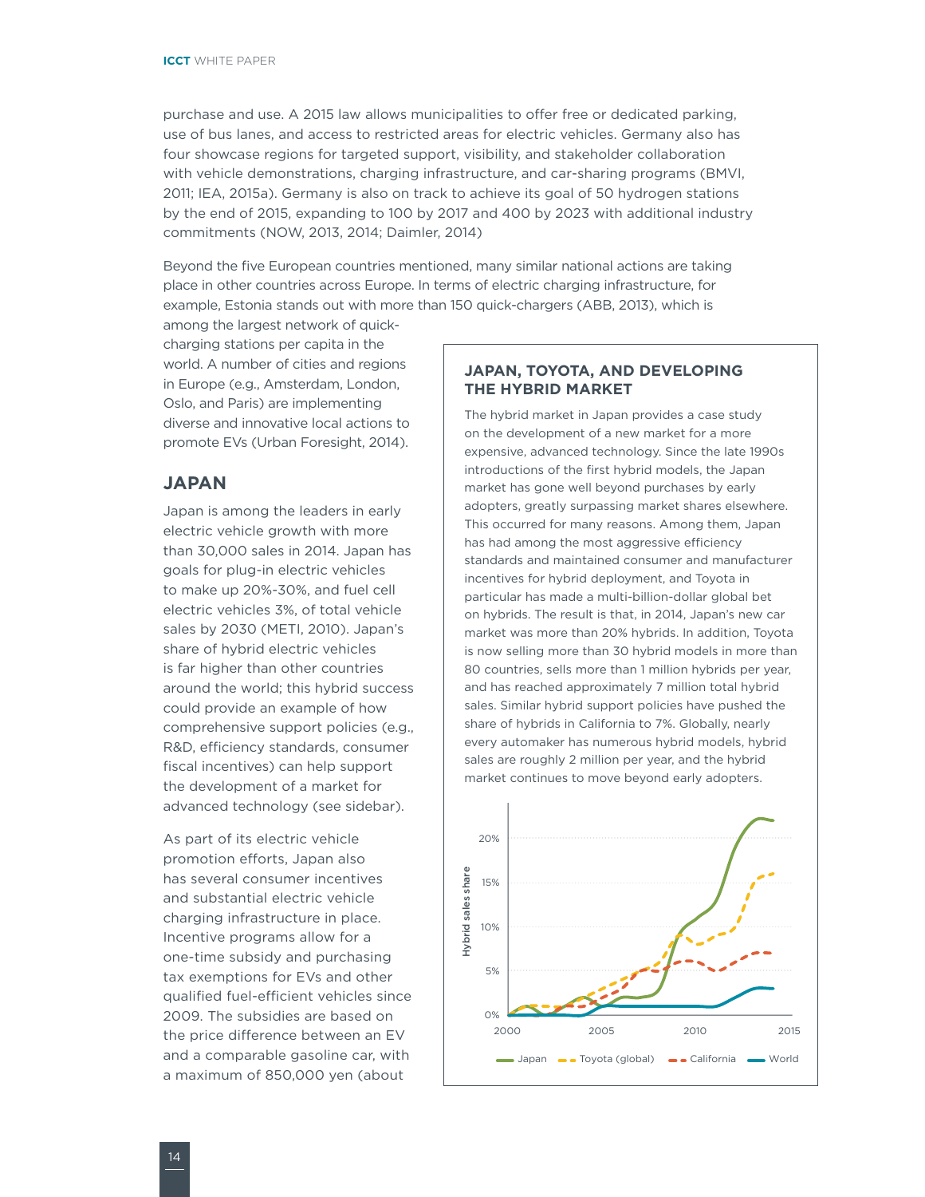purchase and use. A 2015 law allows municipalities to offer free or dedicated parking, use of bus lanes, and access to restricted areas for electric vehicles. Germany also has four showcase regions for targeted support, visibility, and stakeholder collaboration with vehicle demonstrations, charging infrastructure, and car-sharing programs (BMVI, 2011; IEA, 2015a). Germany is also on track to achieve its goal of 50 hydrogen stations by the end of 2015, expanding to 100 by 2017 and 400 by 2023 with additional industry commitments (NOW, 2013, 2014; Daimler, 2014)

Beyond the five European countries mentioned, many similar national actions are taking place in other countries across Europe. In terms of electric charging infrastructure, for example, Estonia stands out with more than 150 quick-chargers (ABB, 2013), which is among the largest network of quick-charging stations per capita in the world. A number of cities and regions in Europe (e.g., Amsterdam, London, Oslo, and Paris) are implementing diverse and innovative local actions to promote EVs (Urban Foresight, 2014).

## JAPAN

Japan is among the leaders in early electric vehicle growth with more than 30,000 sales in 2014. Japan has goals for plug-in electric vehicles to make up 20%-30%, and fuel cell electric vehicles 3%, of total vehicle sales by 2030 (METI, 2010). Japan's share of hybrid electric vehicles is far higher than other countries around the world; this hybrid success could provide an example of how comprehensive support policies (e.g., R&D, efficiency standards, consumer fiscal incentives) can help support the development of a market for advanced technology (see sidebar).

As part of its electric vehicle promotion efforts, Japan also has several consumer incentives and substantial electric vehicle charging infrastructure in place. Incentive programs allow for a one-time subsidy and purchasing tax exemptions for EVs and other qualified fuel-efficient vehicles since 2009. The subsidies are based on the price difference between an EV and a comparable gasoline car, with a maximum of 850,000 yen (about

### JAPAN, TOYOTA, AND DEVELOPING THE HYBRID MARKET

The hybrid market in Japan provides a case study on the development of a new market for a more expensive, advanced technology. Since the late 1990s introductions of the first hybrid models, the Japan market has gone well beyond purchases by early adopters, greatly surpassing market shares elsewhere. This occurred for many reasons. Among them, Japan has had among the most aggressive efficiency standards and maintained consumer and manufacturer incentives for hybrid deployment, and Toyota in particular has made a multi-billion-dollar global bet on hybrids. The result is that, in 2014, Japan's new car market was more than 20% hybrids. In addition, Toyota is now selling more than 30 hybrid models in more than 80 countries, sells more than 1 million hybrids per year, and has reached approximately 7 million total hybrid sales. Similar hybrid support policies have pushed the share of hybrids in California to 7%. Globally, nearly every automaker has numerous hybrid models, hybrid sales are roughly 2 million per year, and the hybrid market continues to move beyond early adopters.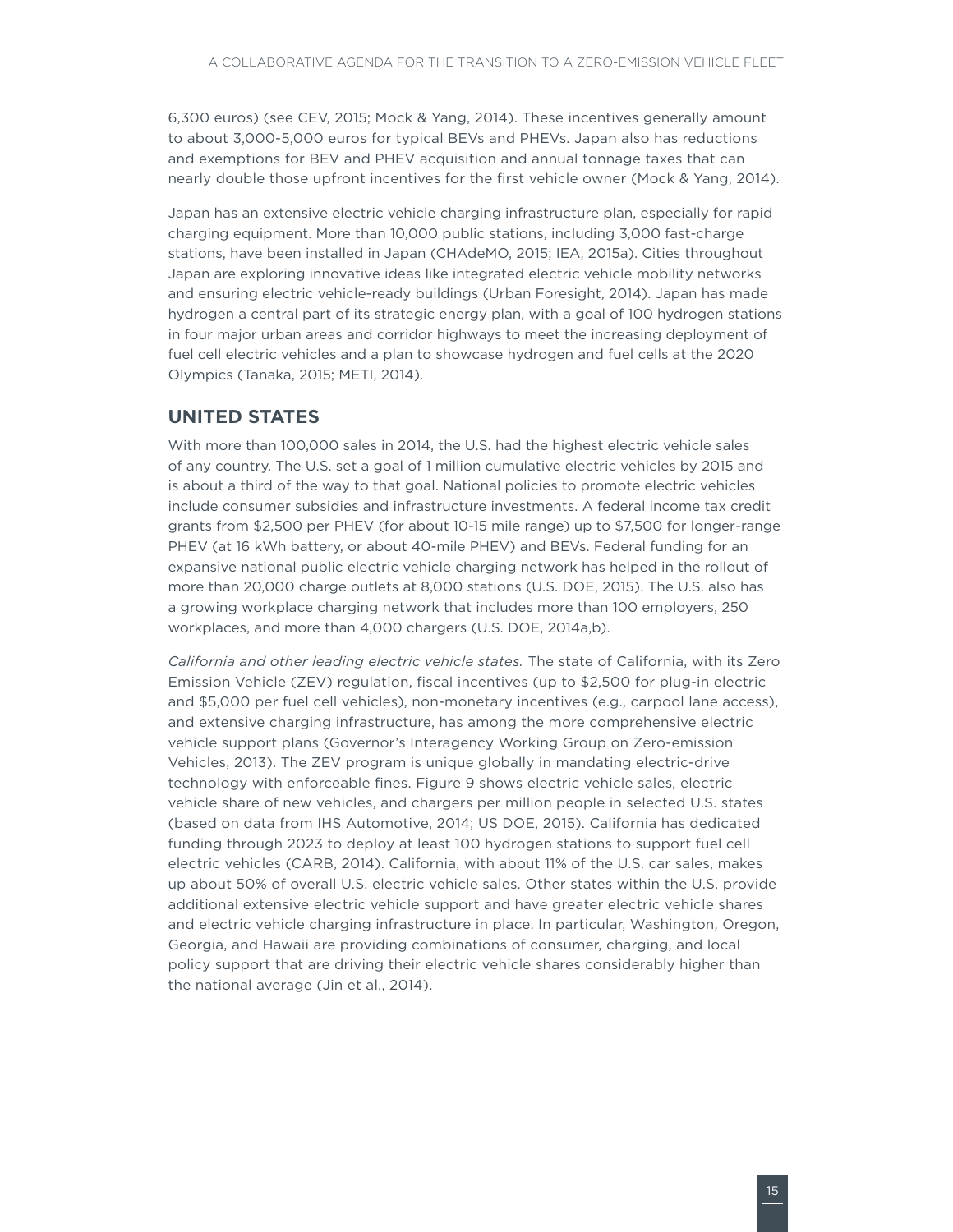6,300 euros) (see CEV, 2015; Mock & Yang, 2014). These incentives generally amount to about 3,000-5,000 euros for typical BEVs and PHEVs. Japan also has reductions and exemptions for BEV and PHEV acquisition and annual tonnage taxes that can nearly double those upfront incentives for the first vehicle owner (Mock & Yang, 2014).

Japan has an extensive electric vehicle charging infrastructure plan, especially for rapid charging equipment. More than 10,000 public stations, including 3,000 fast-charge stations, have been installed in Japan (CHAdeMO, 2015; IEA, 2015a). Cities throughout Japan are exploring innovative ideas like integrated electric vehicle mobility networks and ensuring electric vehicle-ready buildings (Urban Foresight, 2014). Japan has made hydrogen a central part of its strategic energy plan, with a goal of 100 hydrogen stations in four major urban areas and corridor highways to meet the increasing deployment of fuel cell electric vehicles and a plan to showcase hydrogen and fuel cells at the 2020 Olympics (Tanaka, 2015; METI, 2014).

## UNITED STATES

With more than 100,000 sales in 2014, the U.S. had the highest electric vehicle sales of any country. The U.S. set a goal of 1 million cumulative electric vehicles by 2015 and is about a third of the way to that goal. National policies to promote electric vehicles include consumer subsidies and infrastructure investments. A federal income tax credit grants from $2,500 per PHEV (for about 10-15 mile range) up to $7,500 for longer-range PHEV (at 16 kWh battery, or about 40-mile PHEV) and BEVs. Federal funding for an expansive national public electric vehicle charging network has helped in the rollout of more than 20,000 charge outlets at 8,000 stations (U.S. DOE, 2015). The U.S. also has a growing workplace charging network that includes more than 100 employers, 250 workplaces, and more than 4,000 chargers (U.S. DOE, 2014a,b).

*California and other leading electric vehicle states.* The state of California, with its Zero Emission Vehicle (ZEV) regulation, fiscal incentives (up to $2,500 for plug-in electric and $5,000 per fuel cell vehicles), non-monetary incentives (e.g., carpool lane access), and extensive charging infrastructure, has among the more comprehensive electric vehicle support plans (Governor's Interagency Working Group on Zero-emission Vehicles, 2013). The ZEV program is unique globally in mandating electric-drive technology with enforceable fines. Figure 9 shows electric vehicle sales, electric vehicle share of new vehicles, and chargers per million people in selected U.S. states (based on data from IHS Automotive, 2014; US DOE, 2015). California has dedicated funding through 2023 to deploy at least 100 hydrogen stations to support fuel cell electric vehicles (CARB, 2014). California, with about 11% of the U.S. car sales, makes up about 50% of overall U.S. electric vehicle sales. Other states within the U.S. provide additional extensive electric vehicle support and have greater electric vehicle shares and electric vehicle charging infrastructure in place. In particular, Washington, Oregon, Georgia, and Hawaii are providing combinations of consumer, charging, and local policy support that are driving their electric vehicle shares considerably higher than the national average (Jin et al., 2014).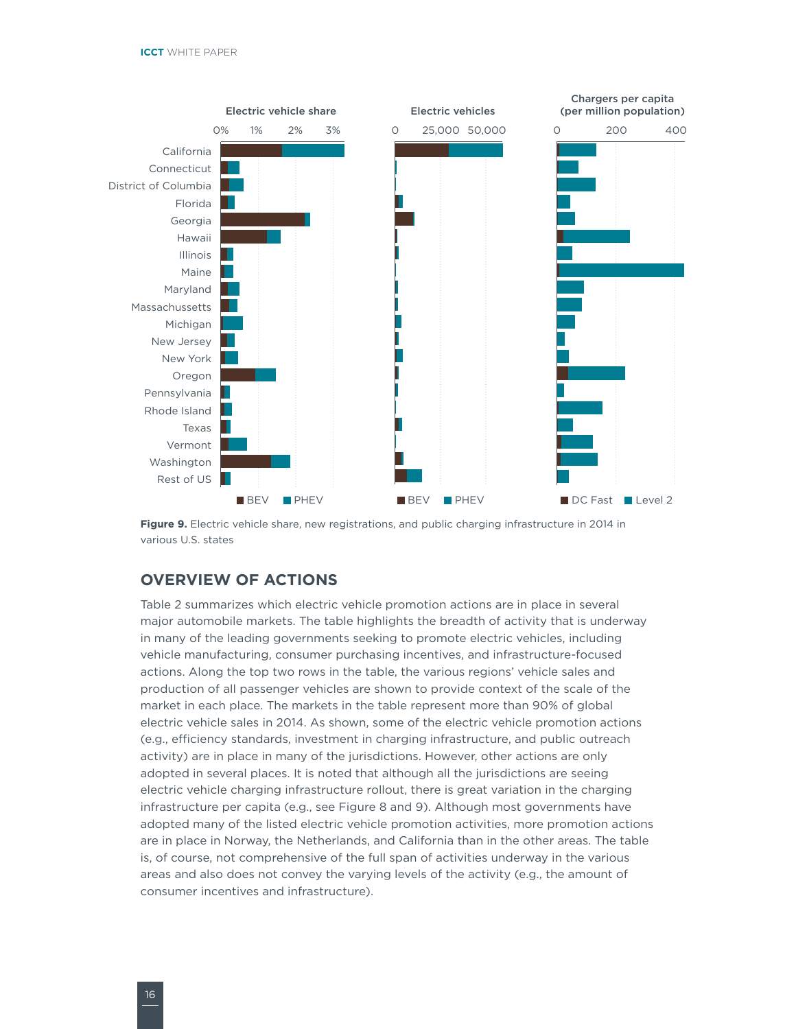**Figure 9.** Electric vehicle share, new registrations, and public charging infrastructure in 2014 in various U.S. states

## OVERVIEW OF ACTIONS

Table 2 summarizes which electric vehicle promotion actions are in place in several major automobile markets. The table highlights the breadth of activity that is underway in many of the leading governments seeking to promote electric vehicles, including vehicle manufacturing, consumer purchasing incentives, and infrastructure-focused actions. Along the top two rows in the table, the various regions' vehicle sales and production of all passenger vehicles are shown to provide context of the scale of the market in each place. The markets in the table represent more than 90% of global electric vehicle sales in 2014. As shown, some of the electric vehicle promotion actions (e.g., efficiency standards, investment in charging infrastructure, and public outreach activity) are in place in many of the jurisdictions. However, other actions are only adopted in several places. It is noted that although all the jurisdictions are seeing electric vehicle charging infrastructure rollout, there is great variation in the charging infrastructure per capita (e.g., see Figure 8 and 9). Although most governments have adopted many of the listed electric vehicle promotion activities, more promotion actions are in place in Norway, the Netherlands, and California than in the other areas. The table is, of course, not comprehensive of the full span of activities underway in the various areas and also does not convey the varying levels of the activity (e.g., the amount of consumer incentives and infrastructure).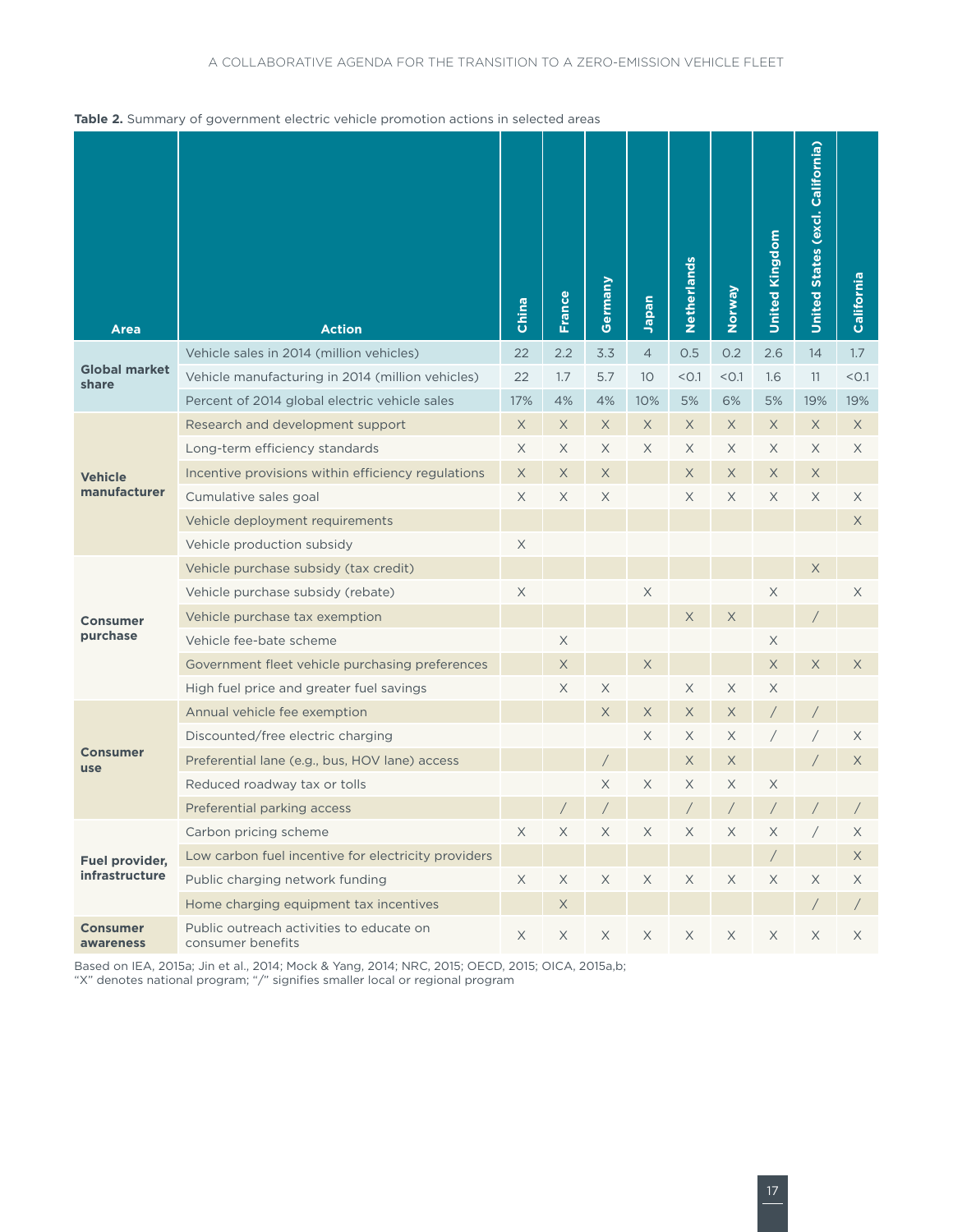**Table 2.** Summary of government electric vehicle promotion actions in selected areas

| Area | Action | China | France | Germany | Japan | Netherlands | Norway | United Kingdom | United States (excl. California) | California |
|---|---|---|---|---|---|---|---|---|---|---|
| Global market share | Vehicle sales in 2014 (million vehicles) | 22 | 2.2 | 3.3 | 4 | 0.5 | 0.2 | 2.6 | 14 | 1.7 |
| | Vehicle manufacturing in 2014 (million vehicles) | 22 | 1.7 | 5.7 | 10 | <0.1 | <0.1 | 1.6 | 11 | <0.1 |
| | Percent of 2014 global electric vehicle sales | 17% | 4% | 4% | 10% | 5% | 6% | 5% | 19% | 19% |
| Vehicle manufacturer | Research and development support | X | X | X | X | X | X | X | X | X |
| | Long-term efficiency standards | X | X | X | X | X | X | X | X | X |
| | Incentive provisions within efficiency regulations | X | X | X | | X | X | X | X | |
| | Cumulative sales goal | X | X | X | | X | X | X | X | X |
| | Vehicle deployment requirements | | | | | | | | | X |
| | Vehicle production subsidy | X | | | | | | | | |
| Consumer purchase | Vehicle purchase subsidy (tax credit) | | | | | | | | X | |
| | Vehicle purchase subsidy (rebate) | X | | | X | | | X | | X |
| | Vehicle purchase tax exemption | | | | | X | X | | / | |
| | Vehicle fee-bate scheme | | X | | | | | X | | |
| | Government fleet vehicle purchasing preferences | | X | | X | | | X | X | X |
| | High fuel price and greater fuel savings | | X | X | | X | X | X | | |
| Consumer use | Annual vehicle fee exemption | | | X | X | X | X | / | / | |
| | Discounted/free electric charging | | | | X | X | X | / | / | X |
| | Preferential lane (e.g., bus, HOV lane) access | | | / | | X | X | | / | X |
| | Reduced roadway tax or tolls | | | X | X | X | X | X | | |
| | Preferential parking access | | / | / | | / | / | / | / | / |
| Fuel provider, infrastructure | Carbon pricing scheme | X | X | X | X | X | X | X | / | X |
| | Low carbon fuel incentive for electricity providers | | | | | | | / | | X |
| | Public charging network funding | X | X | X | X | X | X | X | X | X |
| | Home charging equipment tax incentives | | X | | | | | | / | / |
| Consumer awareness | Public outreach activities to educate on consumer benefits | X | X | X | X | X | X | X | X | X |

Based on IEA, 2015a; Jin et al., 2014; Mock & Yang, 2014; NRC, 2015; OECD, 2015; OICA, 2015a,b;
"X" denotes national program; "/" signifies smaller local or regional program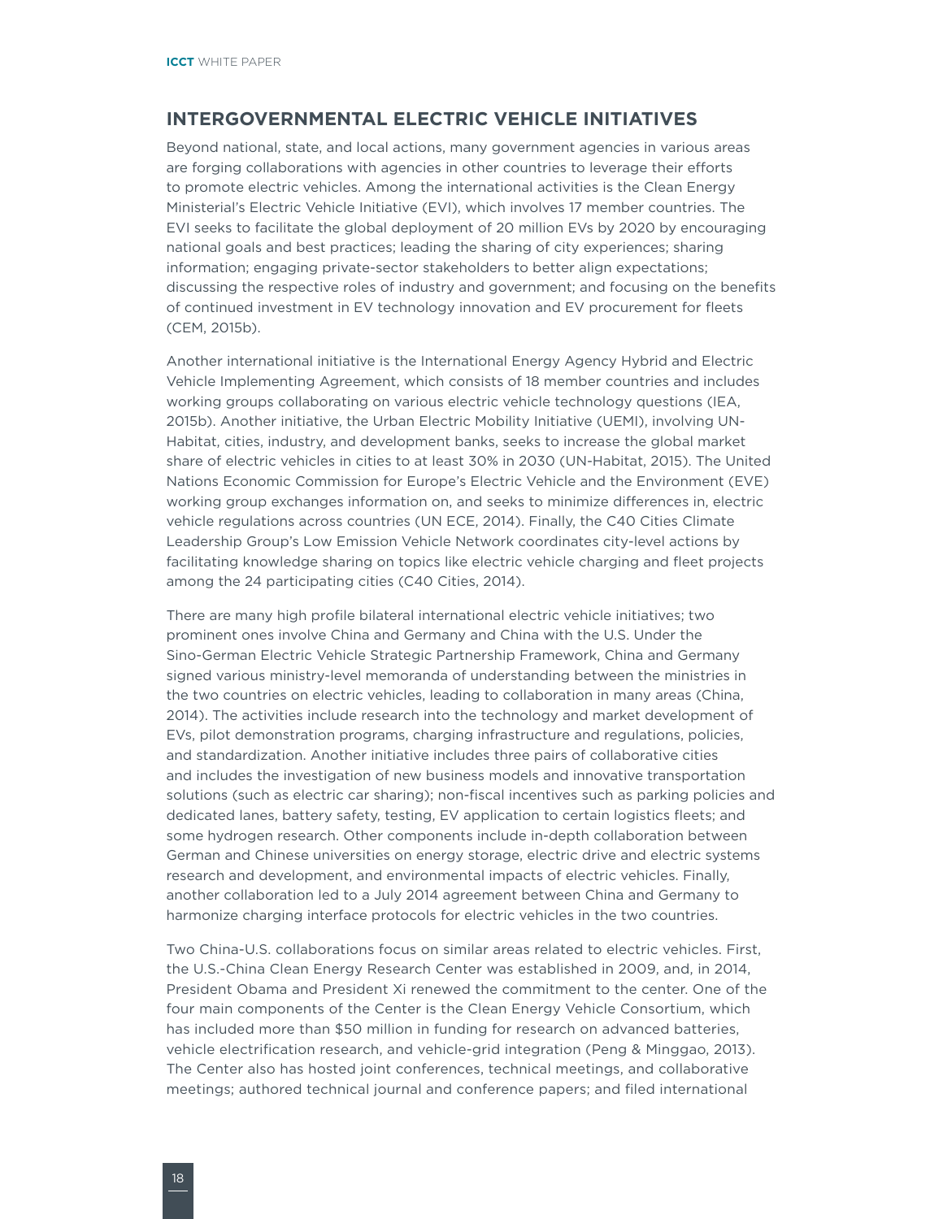## INTERGOVERNMENTAL ELECTRIC VEHICLE INITIATIVES

Beyond national, state, and local actions, many government agencies in various areas are forging collaborations with agencies in other countries to leverage their efforts to promote electric vehicles. Among the international activities is the Clean Energy Ministerial's Electric Vehicle Initiative (EVI), which involves 17 member countries. The EVI seeks to facilitate the global deployment of 20 million EVs by 2020 by encouraging national goals and best practices; leading the sharing of city experiences; sharing information; engaging private-sector stakeholders to better align expectations; discussing the respective roles of industry and government; and focusing on the benefits of continued investment in EV technology innovation and EV procurement for fleets (CEM, 2015b).

Another international initiative is the International Energy Agency Hybrid and Electric Vehicle Implementing Agreement, which consists of 18 member countries and includes working groups collaborating on various electric vehicle technology questions (IEA, 2015b). Another initiative, the Urban Electric Mobility Initiative (UEMI), involving UN-Habitat, cities, industry, and development banks, seeks to increase the global market share of electric vehicles in cities to at least 30% in 2030 (UN-Habitat, 2015). The United Nations Economic Commission for Europe's Electric Vehicle and the Environment (EVE) working group exchanges information on, and seeks to minimize differences in, electric vehicle regulations across countries (UN ECE, 2014). Finally, the C40 Cities Climate Leadership Group's Low Emission Vehicle Network coordinates city-level actions by facilitating knowledge sharing on topics like electric vehicle charging and fleet projects among the 24 participating cities (C40 Cities, 2014).

There are many high profile bilateral international electric vehicle initiatives; two prominent ones involve China and Germany and China with the U.S. Under the Sino-German Electric Vehicle Strategic Partnership Framework, China and Germany signed various ministry-level memoranda of understanding between the ministries in the two countries on electric vehicles, leading to collaboration in many areas (China, 2014). The activities include research into the technology and market development of EVs, pilot demonstration programs, charging infrastructure and regulations, policies, and standardization. Another initiative includes three pairs of collaborative cities and includes the investigation of new business models and innovative transportation solutions (such as electric car sharing); non-fiscal incentives such as parking policies and dedicated lanes, battery safety, testing, EV application to certain logistics fleets; and some hydrogen research. Other components include in-depth collaboration between German and Chinese universities on energy storage, electric drive and electric systems research and development, and environmental impacts of electric vehicles. Finally, another collaboration led to a July 2014 agreement between China and Germany to harmonize charging interface protocols for electric vehicles in the two countries.

Two China-U.S. collaborations focus on similar areas related to electric vehicles. First, the U.S.-China Clean Energy Research Center was established in 2009, and, in 2014, President Obama and President Xi renewed the commitment to the center. One of the four main components of the Center is the Clean Energy Vehicle Consortium, which has included more than $50 million in funding for research on advanced batteries, vehicle electrification research, and vehicle-grid integration (Peng & Minggao, 2013). The Center also has hosted joint conferences, technical meetings, and collaborative meetings; authored technical journal and conference papers; and filed international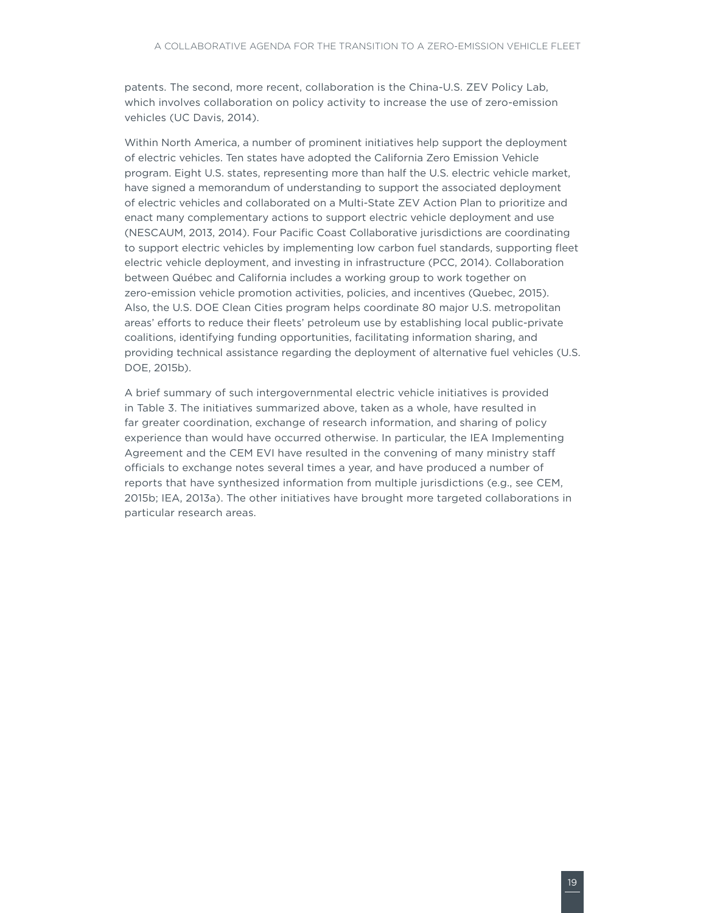patents. The second, more recent, collaboration is the China-U.S. ZEV Policy Lab, which involves collaboration on policy activity to increase the use of zero-emission vehicles (UC Davis, 2014).

Within North America, a number of prominent initiatives help support the deployment of electric vehicles. Ten states have adopted the California Zero Emission Vehicle program. Eight U.S. states, representing more than half the U.S. electric vehicle market, have signed a memorandum of understanding to support the associated deployment of electric vehicles and collaborated on a Multi-State ZEV Action Plan to prioritize and enact many complementary actions to support electric vehicle deployment and use (NESCAUM, 2013, 2014). Four Pacific Coast Collaborative jurisdictions are coordinating to support electric vehicles by implementing low carbon fuel standards, supporting fleet electric vehicle deployment, and investing in infrastructure (PCC, 2014). Collaboration between Québec and California includes a working group to work together on zero-emission vehicle promotion activities, policies, and incentives (Quebec, 2015). Also, the U.S. DOE Clean Cities program helps coordinate 80 major U.S. metropolitan areas' efforts to reduce their fleets' petroleum use by establishing local public-private coalitions, identifying funding opportunities, facilitating information sharing, and providing technical assistance regarding the deployment of alternative fuel vehicles (U.S. DOE, 2015b).

A brief summary of such intergovernmental electric vehicle initiatives is provided in Table 3. The initiatives summarized above, taken as a whole, have resulted in far greater coordination, exchange of research information, and sharing of policy experience than would have occurred otherwise. In particular, the IEA Implementing Agreement and the CEM EVI have resulted in the convening of many ministry staff officials to exchange notes several times a year, and have produced a number of reports that have synthesized information from multiple jurisdictions (e.g., see CEM, 2015b; IEA, 2013a). The other initiatives have brought more targeted collaborations in particular research areas.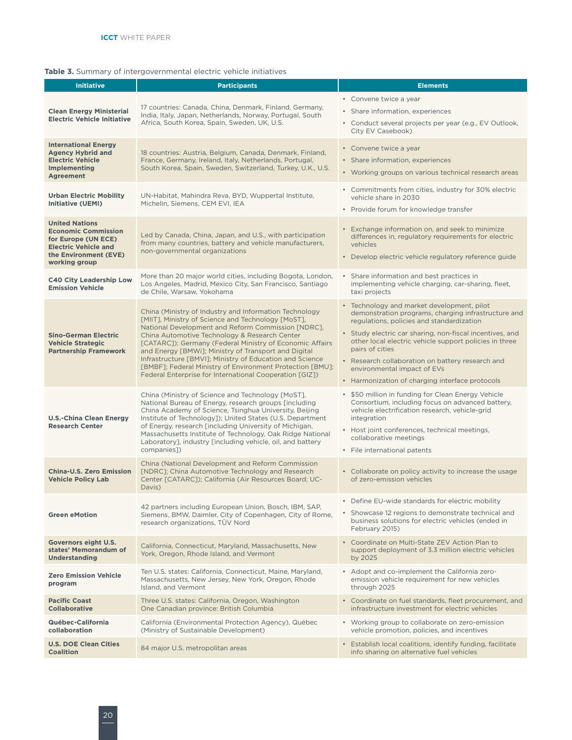**Table 3.** Summary of intergovernmental electric vehicle initiatives

| Initiative | Participants | Elements |
|---|---|---|
| **Clean Energy Ministerial Electric Vehicle Initiative** | 17 countries: Canada, China, Denmark, Finland, Germany, India, Italy, Japan, Netherlands, Norway, Portugal, South Africa, South Korea, Spain, Sweden, UK, U.S. | • Convene twice a year<br>• Share information, experiences<br>• Conduct several projects per year (e.g., EV Outlook, City EV Casebook) |
| **International Energy Agency Hybrid and Electric Vehicle Implementing Agreement** | 18 countries: Austria, Belgium, Canada, Denmark, Finland, France, Germany, Ireland, Italy, Netherlands, Portugal, South Korea, Spain, Sweden, Switzerland, Turkey, U.K., U.S. | • Convene twice a year<br>• Share information, experiences<br>• Working groups on various technical research areas |
| **Urban Electric Mobility Initiative (UEMI)** | UN-Habitat, Mahindra Reva, BYD, Wuppertal Institute, Michelin, Siemens, CEM EVI, IEA | • Commitments from cities, industry for 30% electric vehicle share in 2030<br>• Provide forum for knowledge transfer |
| **United Nations Economic Commission for Europe (UN ECE) Electric Vehicle and the Environment (EVE) working group** | Led by Canada, China, Japan, and U.S., with participation from many countries, battery and vehicle manufacturers, non-governmental organizations | • Exchange information on, and seek to minimize differences in, regulatory requirements for electric vehicles<br>• Develop electric vehicle regulatory reference guide |
| **C40 City Leadership Low Emission Vehicle** | More than 20 major world cities, including Bogota, London, Los Angeles, Madrid, Mexico City, San Francisco, Santiago de Chile, Warsaw, Yokohama | • Share information and best practices in implementing vehicle charging, car-sharing, fleet, taxi projects |
| **Sino-German Electric Vehicle Strategic Partnership Framework** | China (Ministry of Industry and Information Technology [MIIT], Ministry of Science and Technology [MoST], National Development and Reform Commission [NDRC], China Automotive Technology & Research Center [CATARC]); Germany (Federal Ministry of Economic Affairs and Energy [BMWi]; Ministry of Transport and Digital Infrastructure [BMVI]; Ministry of Education and Science [BMBF]; Federal Ministry of Environment Protection [BMU]; Federal Enterprise for International Cooperation [GIZ]) | • Technology and market development, pilot demonstration programs, charging infrastructure and regulations, policies and standardization<br>• Study electric car sharing, non-fiscal incentives, and other local electric vehicle support policies in three pairs of cities<br>• Research collaboration on battery research and environmental impact of EVs<br>• Harmonization of charging interface protocols |
| **U.S.-China Clean Energy Research Center** | China (Ministry of Science and Technology [MoST], National Bureau of Energy, research groups [including China Academy of Science, Tsinghua University, Beijing Institute of Technology]); United States (U.S. Department of Energy, research [including University of Michigan, Massachusetts Institute of Technology, Oak Ridge National Laboratory], industry [including vehicle, oil, and battery companies]) | • $50 million in funding for Clean Energy Vehicle Consortium, including focus on advanced battery, vehicle electrification research, vehicle-grid integration<br>• Host joint conferences, technical meetings, collaborative meetings<br>• File international patents |
| **China-U.S. Zero Emission Vehicle Policy Lab** | China (National Development and Reform Commission [NDRC]; China Automotive Technology and Research Center [CATARC]); California (Air Resources Board; UC-Davis) | • Collaborate on policy activity to increase the usage of zero-emission vehicles |
| **Green eMotion** | 42 partners including European Union, Bosch, IBM, SAP, Siemens, BMW, Daimler, City of Copenhagen, City of Rome, research organizations, TÜV Nord | • Define EU-wide standards for electric mobility<br>• Showcase 12 regions to demonstrate technical and business solutions for electric vehicles (ended in February 2015) |
| **Governors eight U.S. states' Memorandum of Understanding** | California, Connecticut, Maryland, Massachusetts, New York, Oregon, Rhode Island, and Vermont | • Coordinate on Multi-State ZEV Action Plan to support deployment of 3.3 million electric vehicles by 2025 |
| **Zero Emission Vehicle program** | Ten U.S. states: California, Connecticut, Maine, Maryland, Massachusetts, New Jersey, New York, Oregon, Rhode Island, and Vermont | • Adopt and co-implement the California zero-emission vehicle requirement for new vehicles through 2025 |
| **Pacific Coast Collaborative** | Three U.S. states: California, Oregon, Washington<br>One Canadian province: British Columbia | • Coordinate on fuel standards, fleet procurement, and infrastructure investment for electric vehicles |
| **Québec-California collaboration** | California (Environmental Protection Agency), Québec (Ministry of Sustainable Development) | • Working group to collaborate on zero-emission vehicle promotion, policies, and incentives |
| **U.S. DOE Clean Cities Coalition** | 84 major U.S. metropolitan areas | • Establish local coalitions, identify funding, facilitate info sharing on alternative fuel vehicles |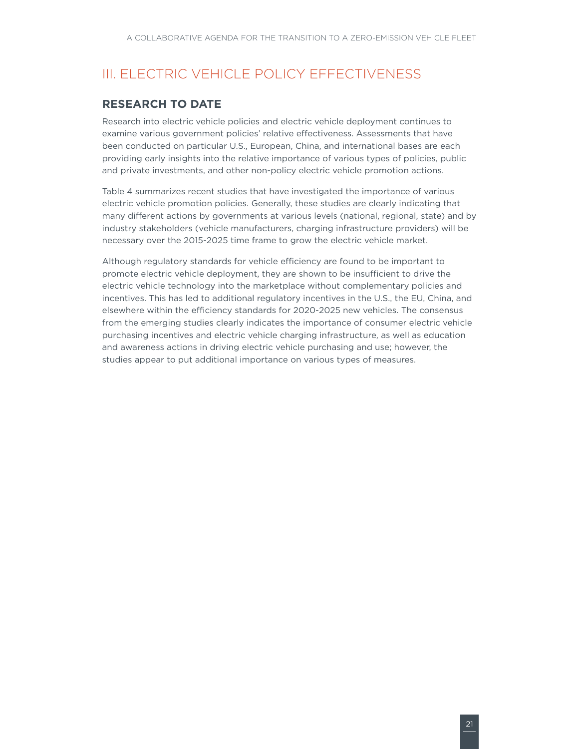# III. ELECTRIC VEHICLE POLICY EFFECTIVENESS

## RESEARCH TO DATE

Research into electric vehicle policies and electric vehicle deployment continues to examine various government policies' relative effectiveness. Assessments that have been conducted on particular U.S., European, China, and international bases are each providing early insights into the relative importance of various types of policies, public and private investments, and other non-policy electric vehicle promotion actions.

Table 4 summarizes recent studies that have investigated the importance of various electric vehicle promotion policies. Generally, these studies are clearly indicating that many different actions by governments at various levels (national, regional, state) and by industry stakeholders (vehicle manufacturers, charging infrastructure providers) will be necessary over the 2015-2025 time frame to grow the electric vehicle market.

Although regulatory standards for vehicle efficiency are found to be important to promote electric vehicle deployment, they are shown to be insufficient to drive the electric vehicle technology into the marketplace without complementary policies and incentives. This has led to additional regulatory incentives in the U.S., the EU, China, and elsewhere within the efficiency standards for 2020-2025 new vehicles. The consensus from the emerging studies clearly indicates the importance of consumer electric vehicle purchasing incentives and electric vehicle charging infrastructure, as well as education and awareness actions in driving electric vehicle purchasing and use; however, the studies appear to put additional importance on various types of measures.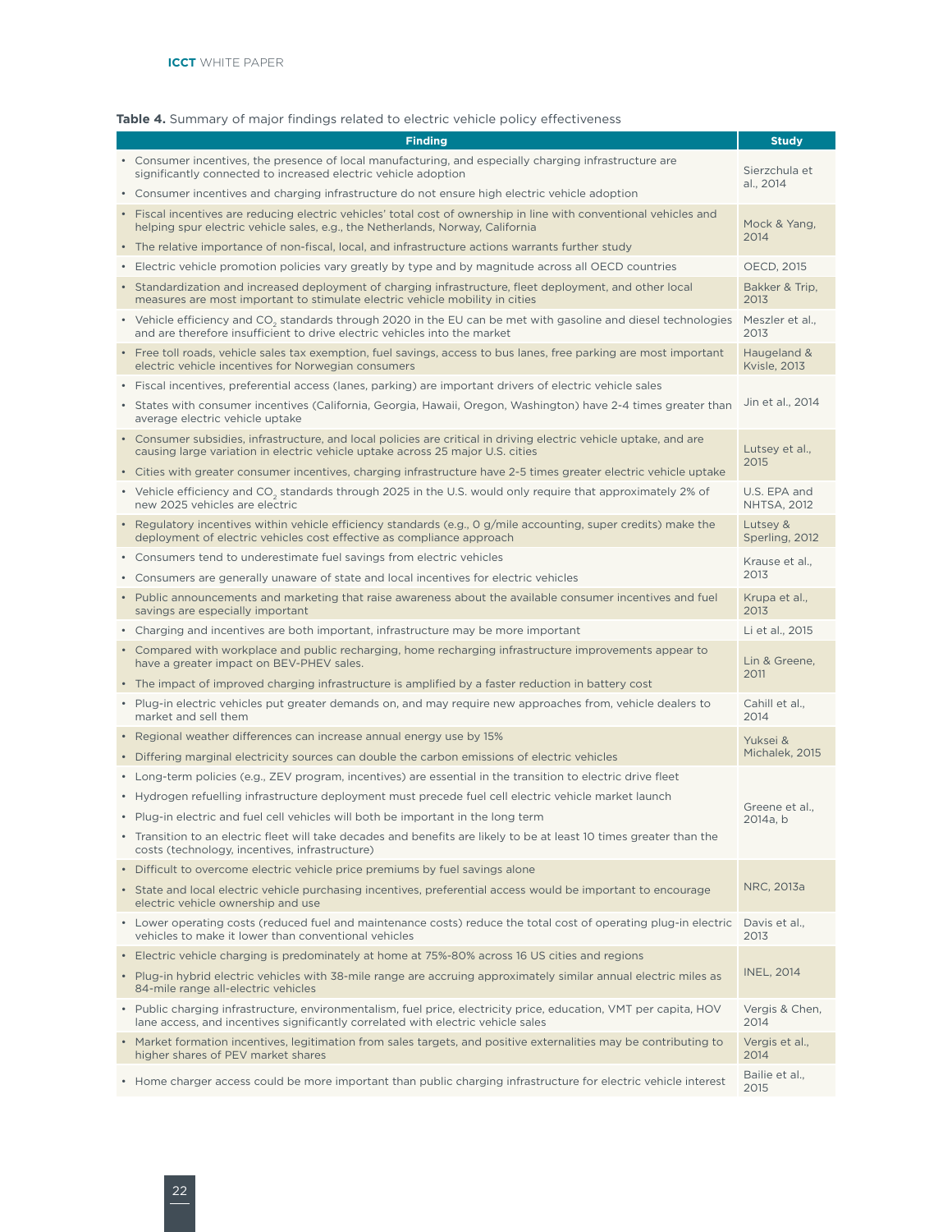**Table 4.** Summary of major findings related to electric vehicle policy effectiveness

| Finding | Study |
|---|---|
| • Consumer incentives, the presence of local manufacturing, and especially charging infrastructure are significantly connected to increased electric vehicle adoption<br>• Consumer incentives and charging infrastructure do not ensure high electric vehicle adoption | Sierzchula et al., 2014 |
| • Fiscal incentives are reducing electric vehicles' total cost of ownership in line with conventional vehicles and helping spur electric vehicle sales, e.g., the Netherlands, Norway, California<br>• The relative importance of non-fiscal, local, and infrastructure actions warrants further study | Mock & Yang, 2014 |
| • Electric vehicle promotion policies vary greatly by type and by magnitude across all OECD countries | OECD, 2015 |
| • Standardization and increased deployment of charging infrastructure, fleet deployment, and other local measures are most important to stimulate electric vehicle mobility in cities | Bakker & Trip, 2013 |
| • Vehicle efficiency and $CO_2$ standards through 2020 in the EU can be met with gasoline and diesel technologies and are therefore insufficient to drive electric vehicles into the market | Meszler et al., 2013 |
| • Free toll roads, vehicle sales tax exemption, fuel savings, access to bus lanes, free parking are most important electric vehicle incentives for Norwegian consumers | Haugeland & Kvisle, 2013 |
| • Fiscal incentives, preferential access (lanes, parking) are important drivers of electric vehicle sales<br>• States with consumer incentives (California, Georgia, Hawaii, Oregon, Washington) have 2-4 times greater than average electric vehicle uptake | Jin et al., 2014 |
| • Consumer subsidies, infrastructure, and local policies are critical in driving electric vehicle uptake, and are causing large variation in electric vehicle uptake across 25 major U.S. cities<br>• Cities with greater consumer incentives, charging infrastructure have 2-5 times greater electric vehicle uptake | Lutsey et al., 2015 |
| • Vehicle efficiency and $CO_2$ standards through 2025 in the U.S. would only require that approximately 2% of new 2025 vehicles are electric | U.S. EPA and NHTSA, 2012 |
| • Regulatory incentives within vehicle efficiency standards (e.g., 0 g/mile accounting, super credits) make the deployment of electric vehicles cost effective as compliance approach | Lutsey & Sperling, 2012 |
| • Consumers tend to underestimate fuel savings from electric vehicles<br>• Consumers are generally unaware of state and local incentives for electric vehicles | Krause et al., 2013 |
| • Public announcements and marketing that raise awareness about the available consumer incentives and fuel savings are especially important | Krupa et al., 2013 |
| • Charging and incentives are both important, infrastructure may be more important | Li et al., 2015 |
| • Compared with workplace and public recharging, home recharging infrastructure improvements appear to have a greater impact on BEV-PHEV sales.<br>• The impact of improved charging infrastructure is amplified by a faster reduction in battery cost | Lin & Greene, 2011 |
| • Plug-in electric vehicles put greater demands on, and may require new approaches from, vehicle dealers to market and sell them | Cahill et al., 2014 |
| • Regional weather differences can increase annual energy use by 15%<br>• Differing marginal electricity sources can double the carbon emissions of electric vehicles | Yuksei & Michalek, 2015 |
| • Long-term policies (e.g., ZEV program, incentives) are essential in the transition to electric drive fleet<br>• Hydrogen refuelling infrastructure deployment must precede fuel cell electric vehicle market launch<br>• Plug-in electric and fuel cell vehicles will both be important in the long term<br>• Transition to an electric fleet will take decades and benefits are likely to be at least 10 times greater than the costs (technology, incentives, infrastructure) | Greene et al., 2014a, b |
| • Difficult to overcome electric vehicle price premiums by fuel savings alone<br>• State and local electric vehicle purchasing incentives, preferential access would be important to encourage electric vehicle ownership and use | NRC, 2013a |
| • Lower operating costs (reduced fuel and maintenance costs) reduce the total cost of operating plug-in electric vehicles to make it lower than conventional vehicles | Davis et al., 2013 |
| • Electric vehicle charging is predominately at home at 75%-80% across 16 US cities and regions<br>• Plug-in hybrid electric vehicles with 38-mile range are accruing approximately similar annual electric miles as 84-mile range all-electric vehicles | INEL, 2014 |
| • Public charging infrastructure, environmentalism, fuel price, electricity price, education, VMT per capita, HOV lane access, and incentives significantly correlated with electric vehicle sales | Vergis & Chen, 2014 |
| • Market formation incentives, legitimation from sales targets, and positive externalities may be contributing to higher shares of PEV market shares | Vergis et al., 2014 |
| • Home charger access could be more important than public charging infrastructure for electric vehicle interest | Bailie et al., 2015 |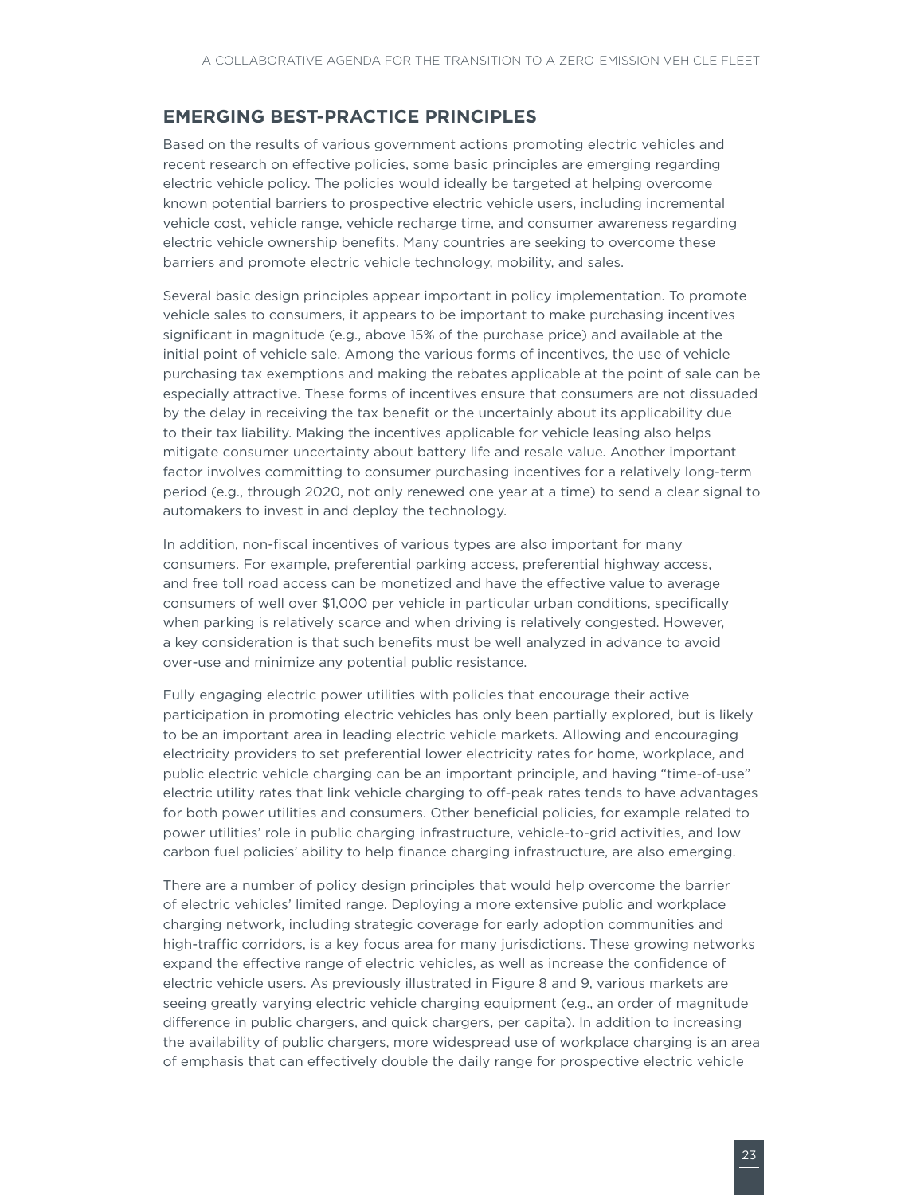## EMERGING BEST-PRACTICE PRINCIPLES

Based on the results of various government actions promoting electric vehicles and recent research on effective policies, some basic principles are emerging regarding electric vehicle policy. The policies would ideally be targeted at helping overcome known potential barriers to prospective electric vehicle users, including incremental vehicle cost, vehicle range, vehicle recharge time, and consumer awareness regarding electric vehicle ownership benefits. Many countries are seeking to overcome these barriers and promote electric vehicle technology, mobility, and sales.

Several basic design principles appear important in policy implementation. To promote vehicle sales to consumers, it appears to be important to make purchasing incentives significant in magnitude (e.g., above 15% of the purchase price) and available at the initial point of vehicle sale. Among the various forms of incentives, the use of vehicle purchasing tax exemptions and making the rebates applicable at the point of sale can be especially attractive. These forms of incentives ensure that consumers are not dissuaded by the delay in receiving the tax benefit or the uncertainly about its applicability due to their tax liability. Making the incentives applicable for vehicle leasing also helps mitigate consumer uncertainty about battery life and resale value. Another important factor involves committing to consumer purchasing incentives for a relatively long-term period (e.g., through 2020, not only renewed one year at a time) to send a clear signal to automakers to invest in and deploy the technology.

In addition, non-fiscal incentives of various types are also important for many consumers. For example, preferential parking access, preferential highway access, and free toll road access can be monetized and have the effective value to average consumers of well over $1,000 per vehicle in particular urban conditions, specifically when parking is relatively scarce and when driving is relatively congested. However, a key consideration is that such benefits must be well analyzed in advance to avoid over-use and minimize any potential public resistance.

Fully engaging electric power utilities with policies that encourage their active participation in promoting electric vehicles has only been partially explored, but is likely to be an important area in leading electric vehicle markets. Allowing and encouraging electricity providers to set preferential lower electricity rates for home, workplace, and public electric vehicle charging can be an important principle, and having "time-of-use" electric utility rates that link vehicle charging to off-peak rates tends to have advantages for both power utilities and consumers. Other beneficial policies, for example related to power utilities' role in public charging infrastructure, vehicle-to-grid activities, and low carbon fuel policies' ability to help finance charging infrastructure, are also emerging.

There are a number of policy design principles that would help overcome the barrier of electric vehicles' limited range. Deploying a more extensive public and workplace charging network, including strategic coverage for early adoption communities and high-traffic corridors, is a key focus area for many jurisdictions. These growing networks expand the effective range of electric vehicles, as well as increase the confidence of electric vehicle users. As previously illustrated in Figure 8 and 9, various markets are seeing greatly varying electric vehicle charging equipment (e.g., an order of magnitude difference in public chargers, and quick chargers, per capita). In addition to increasing the availability of public chargers, more widespread use of workplace charging is an area of emphasis that can effectively double the daily range for prospective electric vehicle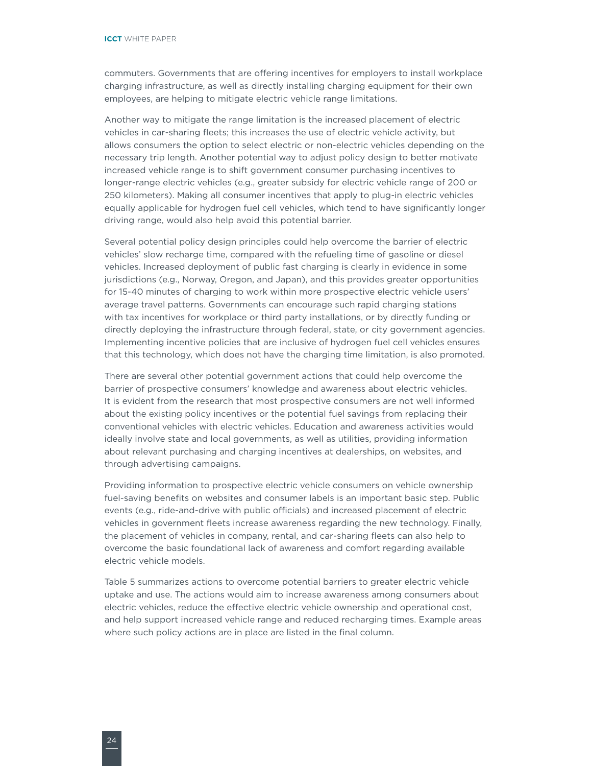commuters. Governments that are offering incentives for employers to install workplace charging infrastructure, as well as directly installing charging equipment for their own employees, are helping to mitigate electric vehicle range limitations.

Another way to mitigate the range limitation is the increased placement of electric vehicles in car-sharing fleets; this increases the use of electric vehicle activity, but allows consumers the option to select electric or non-electric vehicles depending on the necessary trip length. Another potential way to adjust policy design to better motivate increased vehicle range is to shift government consumer purchasing incentives to longer-range electric vehicles (e.g., greater subsidy for electric vehicle range of 200 or 250 kilometers). Making all consumer incentives that apply to plug-in electric vehicles equally applicable for hydrogen fuel cell vehicles, which tend to have significantly longer driving range, would also help avoid this potential barrier.

Several potential policy design principles could help overcome the barrier of electric vehicles' slow recharge time, compared with the refueling time of gasoline or diesel vehicles. Increased deployment of public fast charging is clearly in evidence in some jurisdictions (e.g., Norway, Oregon, and Japan), and this provides greater opportunities for 15-40 minutes of charging to work within more prospective electric vehicle users' average travel patterns. Governments can encourage such rapid charging stations with tax incentives for workplace or third party installations, or by directly funding or directly deploying the infrastructure through federal, state, or city government agencies. Implementing incentive policies that are inclusive of hydrogen fuel cell vehicles ensures that this technology, which does not have the charging time limitation, is also promoted.

There are several other potential government actions that could help overcome the barrier of prospective consumers' knowledge and awareness about electric vehicles. It is evident from the research that most prospective consumers are not well informed about the existing policy incentives or the potential fuel savings from replacing their conventional vehicles with electric vehicles. Education and awareness activities would ideally involve state and local governments, as well as utilities, providing information about relevant purchasing and charging incentives at dealerships, on websites, and through advertising campaigns.

Providing information to prospective electric vehicle consumers on vehicle ownership fuel-saving benefits on websites and consumer labels is an important basic step. Public events (e.g., ride-and-drive with public officials) and increased placement of electric vehicles in government fleets increase awareness regarding the new technology. Finally, the placement of vehicles in company, rental, and car-sharing fleets can also help to overcome the basic foundational lack of awareness and comfort regarding available electric vehicle models.

Table 5 summarizes actions to overcome potential barriers to greater electric vehicle uptake and use. The actions would aim to increase awareness among consumers about electric vehicles, reduce the effective electric vehicle ownership and operational cost, and help support increased vehicle range and reduced recharging times. Example areas where such policy actions are in place are listed in the final column.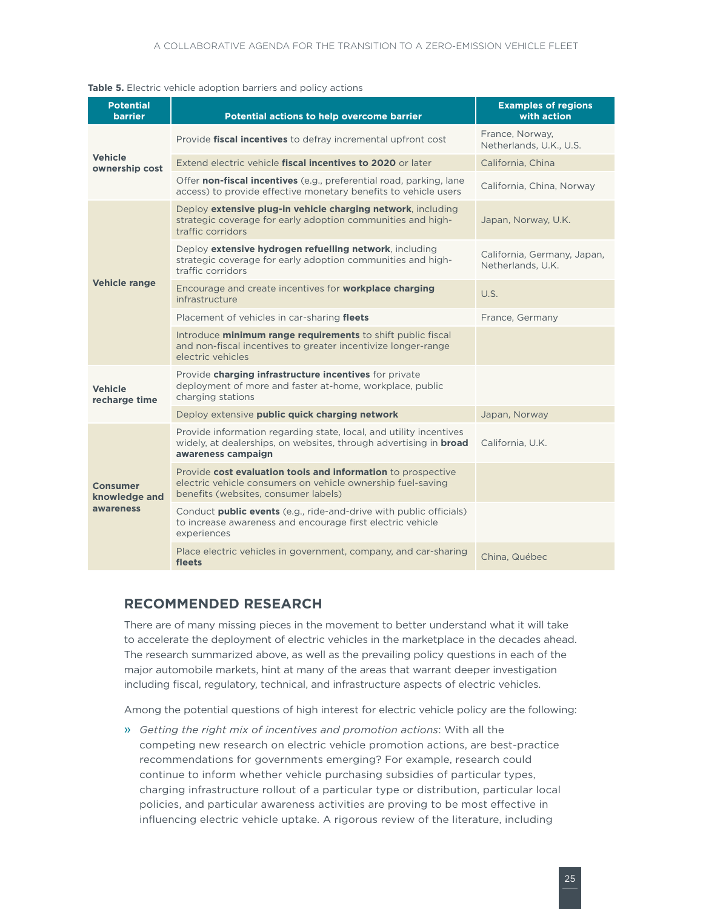**Table 5.** Electric vehicle adoption barriers and policy actions

| Potential barrier | Potential actions to help overcome barrier | Examples of regions with action |
|---|---|---|
| **Vehicle ownership cost** | Provide **fiscal incentives** to defray incremental upfront cost | France, Norway, Netherlands, U.K., U.S. |
| | Extend electric vehicle **fiscal incentives to 2020** or later | California, China |
| | Offer **non-fiscal incentives** (e.g., preferential road, parking, lane access) to provide effective monetary benefits to vehicle users | California, China, Norway |
| **Vehicle range** | Deploy **extensive plug-in vehicle charging network**, including strategic coverage for early adoption communities and high-traffic corridors | Japan, Norway, U.K. |
| | Deploy **extensive hydrogen refuelling network**, including strategic coverage for early adoption communities and high-traffic corridors | California, Germany, Japan, Netherlands, U.K. |
| | Encourage and create incentives for **workplace charging** infrastructure | U.S. |
| | Placement of vehicles in car-sharing **fleets** | France, Germany |
| | Introduce **minimum range requirements** to shift public fiscal and non-fiscal incentives to greater incentivize longer-range electric vehicles | |
| **Vehicle recharge time** | Provide **charging infrastructure incentives** for private deployment of more and faster at-home, workplace, public charging stations | |
| | Deploy extensive **public quick charging network** | Japan, Norway |
| **Consumer knowledge and awareness** | Provide information regarding state, local, and utility incentives widely, at dealerships, on websites, through advertising in **broad awareness campaign** | California, U.K. |
| | Provide **cost evaluation tools and information** to prospective electric vehicle consumers on vehicle ownership fuel-saving benefits (websites, consumer labels) | |
| | Conduct **public events** (e.g., ride-and-drive with public officials) to increase awareness and encourage first electric vehicle experiences | |
| | Place electric vehicles in government, company, and car-sharing **fleets** | China, Québec |

## RECOMMENDED RESEARCH

There are of many missing pieces in the movement to better understand what it will take to accelerate the deployment of electric vehicles in the marketplace in the decades ahead. The research summarized above, as well as the prevailing policy questions in each of the major automobile markets, hint at many of the areas that warrant deeper investigation including fiscal, regulatory, technical, and infrastructure aspects of electric vehicles.

Among the potential questions of high interest for electric vehicle policy are the following:

» *Getting the right mix of incentives and promotion actions*: With all the competing new research on electric vehicle promotion actions, are best-practice recommendations for governments emerging? For example, research could continue to inform whether vehicle purchasing subsidies of particular types, charging infrastructure rollout of a particular type or distribution, particular local policies, and particular awareness activities are proving to be most effective in influencing electric vehicle uptake. A rigorous review of the literature, including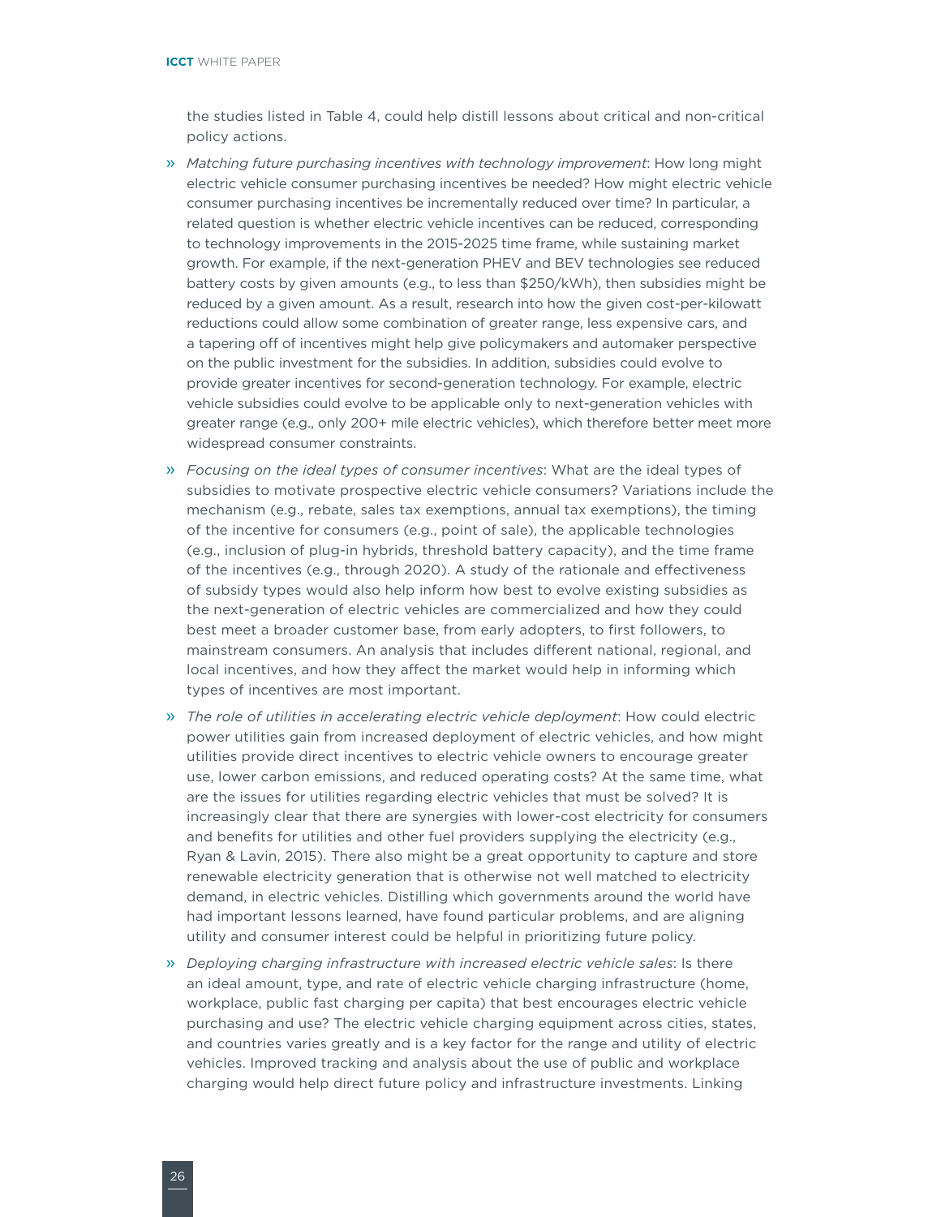the studies listed in Table 4, could help distill lessons about critical and non-critical policy actions.

- *Matching future purchasing incentives with technology improvement*: How long might electric vehicle consumer purchasing incentives be needed? How might electric vehicle consumer purchasing incentives be incrementally reduced over time? In particular, a related question is whether electric vehicle incentives can be reduced, corresponding to technology improvements in the 2015-2025 time frame, while sustaining market growth. For example, if the next-generation PHEV and BEV technologies see reduced battery costs by given amounts (e.g., to less than $250/kWh), then subsidies might be reduced by a given amount. As a result, research into how the given cost-per-kilowatt reductions could allow some combination of greater range, less expensive cars, and a tapering off of incentives might help give policymakers and automaker perspective on the public investment for the subsidies. In addition, subsidies could evolve to provide greater incentives for second-generation technology. For example, electric vehicle subsidies could evolve to be applicable only to next-generation vehicles with greater range (e.g., only 200+ mile electric vehicles), which therefore better meet more widespread consumer constraints.

- *Focusing on the ideal types of consumer incentives*: What are the ideal types of subsidies to motivate prospective electric vehicle consumers? Variations include the mechanism (e.g., rebate, sales tax exemptions, annual tax exemptions), the timing of the incentive for consumers (e.g., point of sale), the applicable technologies (e.g., inclusion of plug-in hybrids, threshold battery capacity), and the time frame of the incentives (e.g., through 2020). A study of the rationale and effectiveness of subsidy types would also help inform how best to evolve existing subsidies as the next-generation of electric vehicles are commercialized and how they could best meet a broader customer base, from early adopters, to first followers, to mainstream consumers. An analysis that includes different national, regional, and local incentives, and how they affect the market would help in informing which types of incentives are most important.

- *The role of utilities in accelerating electric vehicle deployment*: How could electric power utilities gain from increased deployment of electric vehicles, and how might utilities provide direct incentives to electric vehicle owners to encourage greater use, lower carbon emissions, and reduced operating costs? At the same time, what are the issues for utilities regarding electric vehicles that must be solved? It is increasingly clear that there are synergies with lower-cost electricity for consumers and benefits for utilities and other fuel providers supplying the electricity (e.g., Ryan & Lavin, 2015). There also might be a great opportunity to capture and store renewable electricity generation that is otherwise not well matched to electricity demand, in electric vehicles. Distilling which governments around the world have had important lessons learned, have found particular problems, and are aligning utility and consumer interest could be helpful in prioritizing future policy.

- *Deploying charging infrastructure with increased electric vehicle sales*: Is there an ideal amount, type, and rate of electric vehicle charging infrastructure (home, workplace, public fast charging per capita) that best encourages electric vehicle purchasing and use? The electric vehicle charging equipment across cities, states, and countries varies greatly and is a key factor for the range and utility of electric vehicles. Improved tracking and analysis about the use of public and workplace charging would help direct future policy and infrastructure investments. Linking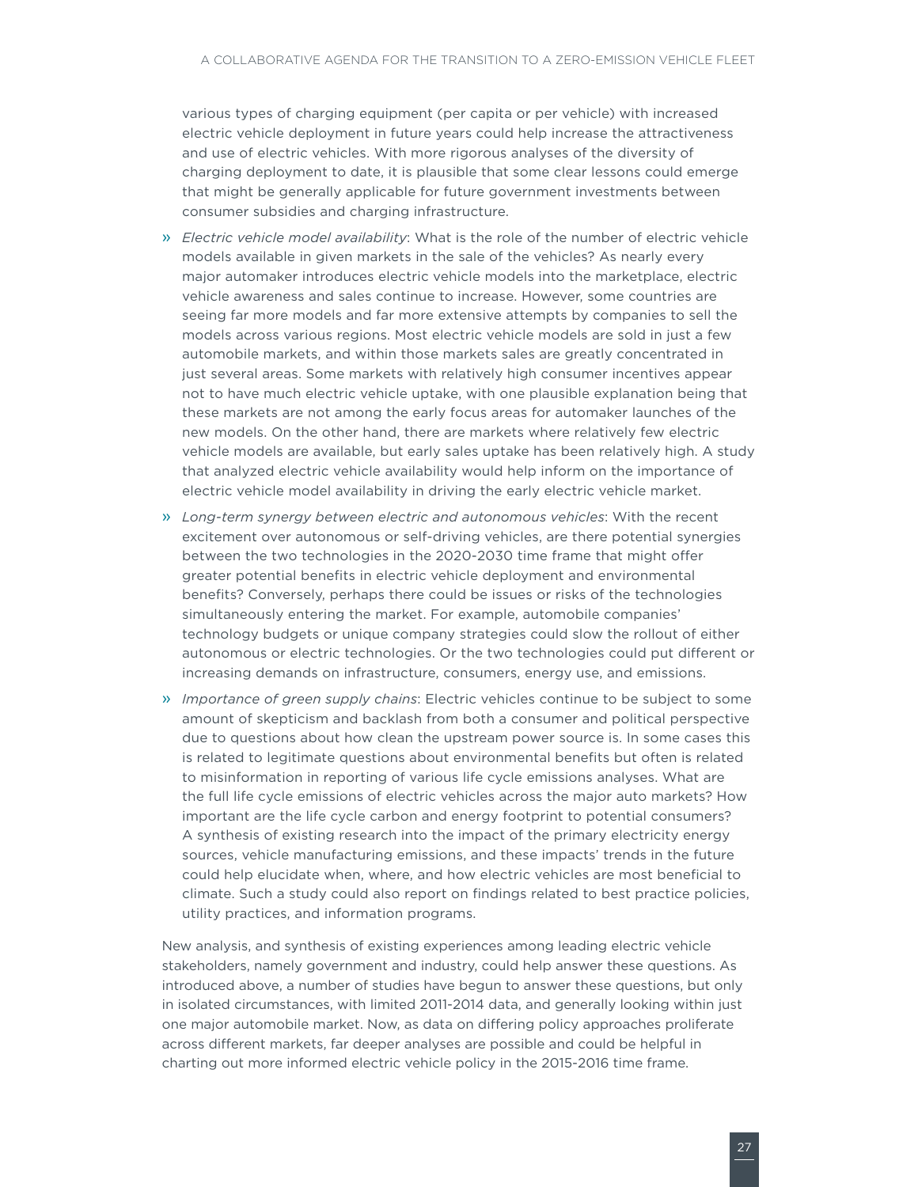various types of charging equipment (per capita or per vehicle) with increased electric vehicle deployment in future years could help increase the attractiveness and use of electric vehicles. With more rigorous analyses of the diversity of charging deployment to date, it is plausible that some clear lessons could emerge that might be generally applicable for future government investments between consumer subsidies and charging infrastructure.

- *Electric vehicle model availability*: What is the role of the number of electric vehicle models available in given markets in the sale of the vehicles? As nearly every major automaker introduces electric vehicle models into the marketplace, electric vehicle awareness and sales continue to increase. However, some countries are seeing far more models and far more extensive attempts by companies to sell the models across various regions. Most electric vehicle models are sold in just a few automobile markets, and within those markets sales are greatly concentrated in just several areas. Some markets with relatively high consumer incentives appear not to have much electric vehicle uptake, with one plausible explanation being that these markets are not among the early focus areas for automaker launches of the new models. On the other hand, there are markets where relatively few electric vehicle models are available, but early sales uptake has been relatively high. A study that analyzed electric vehicle availability would help inform on the importance of electric vehicle model availability in driving the early electric vehicle market.
- *Long-term synergy between electric and autonomous vehicles*: With the recent excitement over autonomous or self-driving vehicles, are there potential synergies between the two technologies in the 2020-2030 time frame that might offer greater potential benefits in electric vehicle deployment and environmental benefits? Conversely, perhaps there could be issues or risks of the technologies simultaneously entering the market. For example, automobile companies' technology budgets or unique company strategies could slow the rollout of either autonomous or electric technologies. Or the two technologies could put different or increasing demands on infrastructure, consumers, energy use, and emissions.
- *Importance of green supply chains*: Electric vehicles continue to be subject to some amount of skepticism and backlash from both a consumer and political perspective due to questions about how clean the upstream power source is. In some cases this is related to legitimate questions about environmental benefits but often is related to misinformation in reporting of various life cycle emissions analyses. What are the full life cycle emissions of electric vehicles across the major auto markets? How important are the life cycle carbon and energy footprint to potential consumers? A synthesis of existing research into the impact of the primary electricity energy sources, vehicle manufacturing emissions, and these impacts' trends in the future could help elucidate when, where, and how electric vehicles are most beneficial to climate. Such a study could also report on findings related to best practice policies, utility practices, and information programs.

New analysis, and synthesis of existing experiences among leading electric vehicle stakeholders, namely government and industry, could help answer these questions. As introduced above, a number of studies have begun to answer these questions, but only in isolated circumstances, with limited 2011-2014 data, and generally looking within just one major automobile market. Now, as data on differing policy approaches proliferate across different markets, far deeper analyses are possible and could be helpful in charting out more informed electric vehicle policy in the 2015-2016 time frame.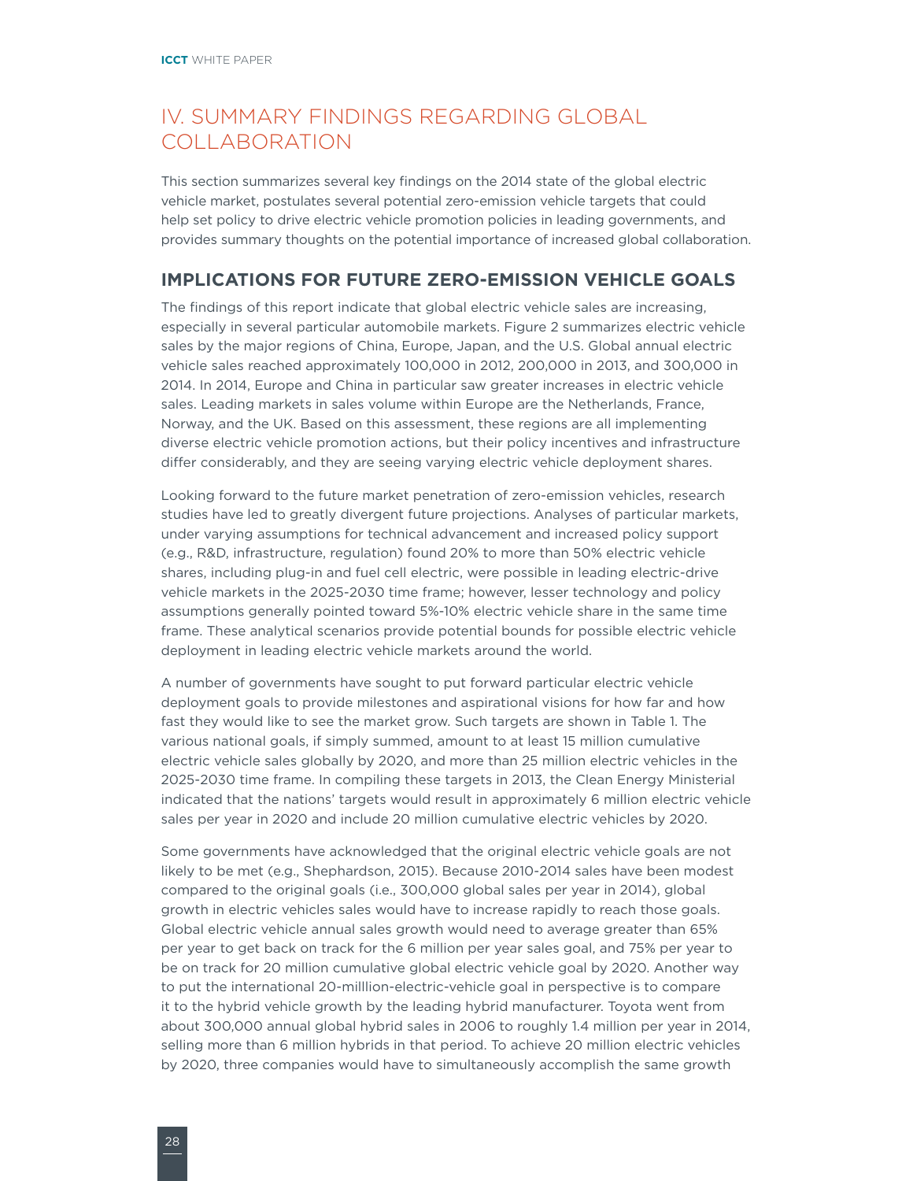# IV. SUMMARY FINDINGS REGARDING GLOBAL COLLABORATION

This section summarizes several key findings on the 2014 state of the global electric vehicle market, postulates several potential zero-emission vehicle targets that could help set policy to drive electric vehicle promotion policies in leading governments, and provides summary thoughts on the potential importance of increased global collaboration.

## IMPLICATIONS FOR FUTURE ZERO-EMISSION VEHICLE GOALS

The findings of this report indicate that global electric vehicle sales are increasing, especially in several particular automobile markets. Figure 2 summarizes electric vehicle sales by the major regions of China, Europe, Japan, and the U.S. Global annual electric vehicle sales reached approximately 100,000 in 2012, 200,000 in 2013, and 300,000 in 2014. In 2014, Europe and China in particular saw greater increases in electric vehicle sales. Leading markets in sales volume within Europe are the Netherlands, France, Norway, and the UK. Based on this assessment, these regions are all implementing diverse electric vehicle promotion actions, but their policy incentives and infrastructure differ considerably, and they are seeing varying electric vehicle deployment shares.

Looking forward to the future market penetration of zero-emission vehicles, research studies have led to greatly divergent future projections. Analyses of particular markets, under varying assumptions for technical advancement and increased policy support (e.g., R&D, infrastructure, regulation) found 20% to more than 50% electric vehicle shares, including plug-in and fuel cell electric, were possible in leading electric-drive vehicle markets in the 2025-2030 time frame; however, lesser technology and policy assumptions generally pointed toward 5%-10% electric vehicle share in the same time frame. These analytical scenarios provide potential bounds for possible electric vehicle deployment in leading electric vehicle markets around the world.

A number of governments have sought to put forward particular electric vehicle deployment goals to provide milestones and aspirational visions for how far and how fast they would like to see the market grow. Such targets are shown in Table 1. The various national goals, if simply summed, amount to at least 15 million cumulative electric vehicle sales globally by 2020, and more than 25 million electric vehicles in the 2025-2030 time frame. In compiling these targets in 2013, the Clean Energy Ministerial indicated that the nations' targets would result in approximately 6 million electric vehicle sales per year in 2020 and include 20 million cumulative electric vehicles by 2020.

Some governments have acknowledged that the original electric vehicle goals are not likely to be met (e.g., Shephardson, 2015). Because 2010-2014 sales have been modest compared to the original goals (i.e., 300,000 global sales per year in 2014), global growth in electric vehicles sales would have to increase rapidly to reach those goals. Global electric vehicle annual sales growth would need to average greater than 65% per year to get back on track for the 6 million per year sales goal, and 75% per year to be on track for 20 million cumulative global electric vehicle goal by 2020. Another way to put the international 20-milllion-electric-vehicle goal in perspective is to compare it to the hybrid vehicle growth by the leading hybrid manufacturer. Toyota went from about 300,000 annual global hybrid sales in 2006 to roughly 1.4 million per year in 2014, selling more than 6 million hybrids in that period. To achieve 20 million electric vehicles by 2020, three companies would have to simultaneously accomplish the same growth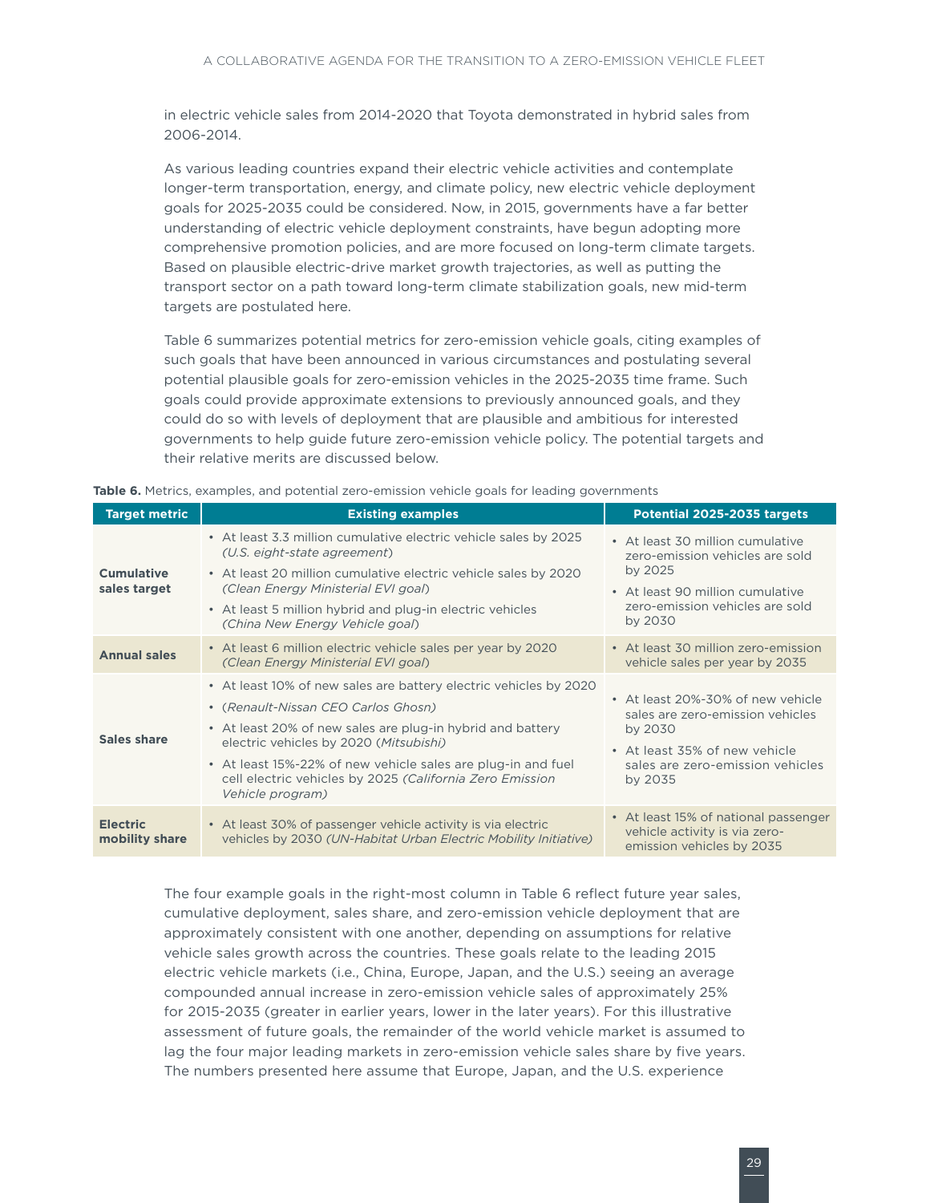in electric vehicle sales from 2014-2020 that Toyota demonstrated in hybrid sales from 2006-2014.

As various leading countries expand their electric vehicle activities and contemplate longer-term transportation, energy, and climate policy, new electric vehicle deployment goals for 2025-2035 could be considered. Now, in 2015, governments have a far better understanding of electric vehicle deployment constraints, have begun adopting more comprehensive promotion policies, and are more focused on long-term climate targets. Based on plausible electric-drive market growth trajectories, as well as putting the transport sector on a path toward long-term climate stabilization goals, new mid-term targets are postulated here.

Table 6 summarizes potential metrics for zero-emission vehicle goals, citing examples of such goals that have been announced in various circumstances and postulating several potential plausible goals for zero-emission vehicles in the 2025-2035 time frame. Such goals could provide approximate extensions to previously announced goals, and they could do so with levels of deployment that are plausible and ambitious for interested governments to help guide future zero-emission vehicle policy. The potential targets and their relative merits are discussed below.

**Table 6.** Metrics, examples, and potential zero-emission vehicle goals for leading governments

| Target metric | Existing examples | Potential 2025-2035 targets |
|---|---|---|
| **Cumulative sales target** | • At least 3.3 million cumulative electric vehicle sales by 2025 (*U.S. eight-state agreement*)<br>• At least 20 million cumulative electric vehicle sales by 2020 (*Clean Energy Ministerial EVI goal*)<br>• At least 5 million hybrid and plug-in electric vehicles (*China New Energy Vehicle goal*) | • At least 30 million cumulative zero-emission vehicles are sold by 2025<br>• At least 90 million cumulative zero-emission vehicles are sold by 2030 |
| **Annual sales** | • At least 6 million electric vehicle sales per year by 2020 (*Clean Energy Ministerial EVI goal*) | • At least 30 million zero-emission vehicle sales per year by 2035 |
| **Sales share** | • At least 10% of new sales are battery electric vehicles by 2020<br>• (*Renault-Nissan CEO Carlos Ghosn*)<br>• At least 20% of new sales are plug-in hybrid and battery electric vehicles by 2020 (*Mitsubishi*)<br>• At least 15%-22% of new vehicle sales are plug-in and fuel cell electric vehicles by 2025 (*California Zero Emission Vehicle program*) | • At least 20%-30% of new vehicle sales are zero-emission vehicles by 2030<br>• At least 35% of new vehicle sales are zero-emission vehicles by 2035 |
| **Electric mobility share** | • At least 30% of passenger vehicle activity is via electric vehicles by 2030 (*UN-Habitat Urban Electric Mobility Initiative*) | • At least 15% of national passenger vehicle activity is via zero-emission vehicles by 2035 |

The four example goals in the right-most column in Table 6 reflect future year sales, cumulative deployment, sales share, and zero-emission vehicle deployment that are approximately consistent with one another, depending on assumptions for relative vehicle sales growth across the countries. These goals relate to the leading 2015 electric vehicle markets (i.e., China, Europe, Japan, and the U.S.) seeing an average compounded annual increase in zero-emission vehicle sales of approximately 25% for 2015-2035 (greater in earlier years, lower in the later years). For this illustrative assessment of future goals, the remainder of the world vehicle market is assumed to lag the four major leading markets in zero-emission vehicle sales share by five years. The numbers presented here assume that Europe, Japan, and the U.S. experience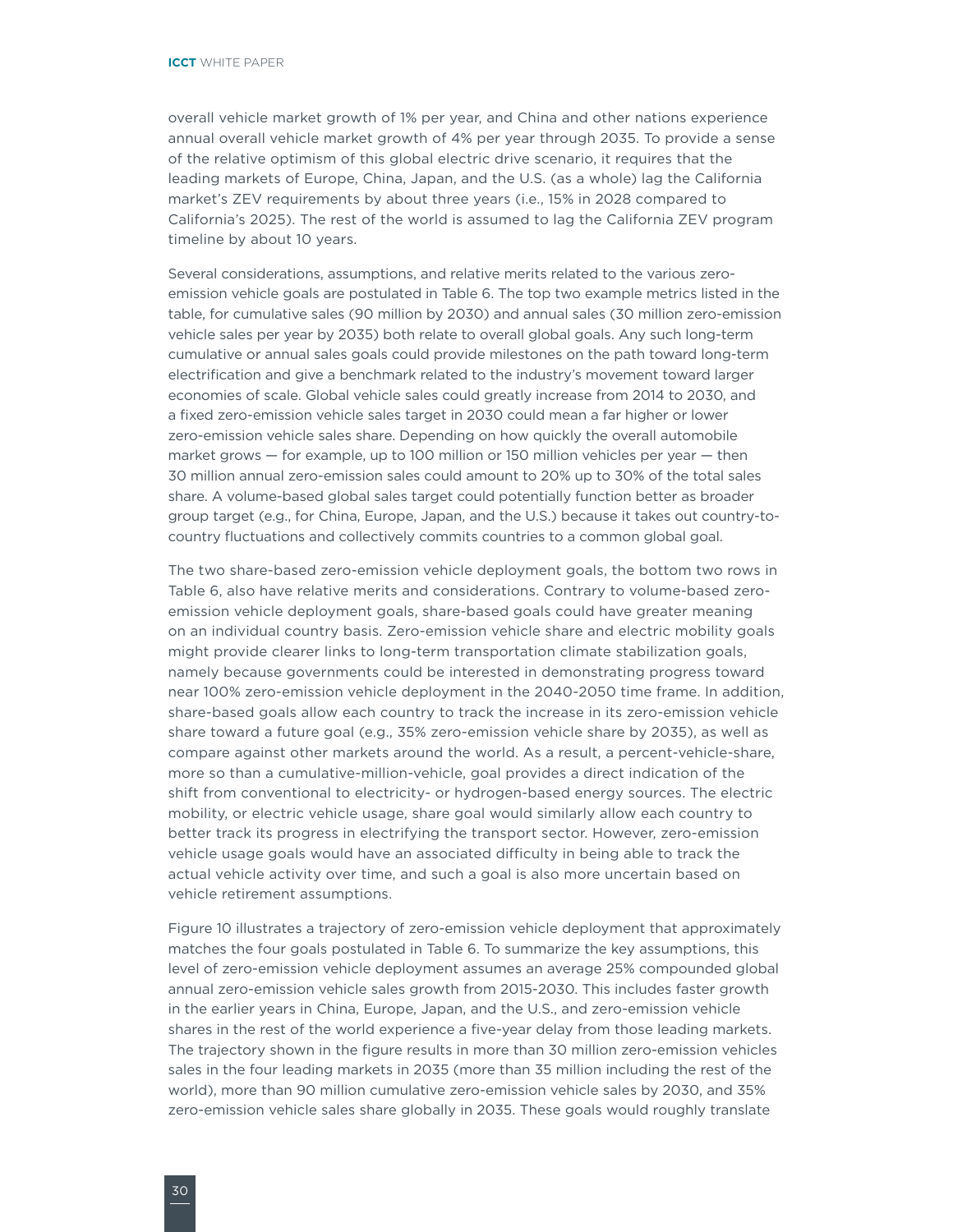overall vehicle market growth of 1% per year, and China and other nations experience annual overall vehicle market growth of 4% per year through 2035. To provide a sense of the relative optimism of this global electric drive scenario, it requires that the leading markets of Europe, China, Japan, and the U.S. (as a whole) lag the California market's ZEV requirements by about three years (i.e., 15% in 2028 compared to California's 2025). The rest of the world is assumed to lag the California ZEV program timeline by about 10 years.

Several considerations, assumptions, and relative merits related to the various zero-emission vehicle goals are postulated in Table 6. The top two example metrics listed in the table, for cumulative sales (90 million by 2030) and annual sales (30 million zero-emission vehicle sales per year by 2035) both relate to overall global goals. Any such long-term cumulative or annual sales goals could provide milestones on the path toward long-term electrification and give a benchmark related to the industry's movement toward larger economies of scale. Global vehicle sales could greatly increase from 2014 to 2030, and a fixed zero-emission vehicle sales target in 2030 could mean a far higher or lower zero-emission vehicle sales share. Depending on how quickly the overall automobile market grows — for example, up to 100 million or 150 million vehicles per year — then 30 million annual zero-emission sales could amount to 20% up to 30% of the total sales share. A volume-based global sales target could potentially function better as broader group target (e.g., for China, Europe, Japan, and the U.S.) because it takes out country-to-country fluctuations and collectively commits countries to a common global goal.

The two share-based zero-emission vehicle deployment goals, the bottom two rows in Table 6, also have relative merits and considerations. Contrary to volume-based zero-emission vehicle deployment goals, share-based goals could have greater meaning on an individual country basis. Zero-emission vehicle share and electric mobility goals might provide clearer links to long-term transportation climate stabilization goals, namely because governments could be interested in demonstrating progress toward near 100% zero-emission vehicle deployment in the 2040-2050 time frame. In addition, share-based goals allow each country to track the increase in its zero-emission vehicle share toward a future goal (e.g., 35% zero-emission vehicle share by 2035), as well as compare against other markets around the world. As a result, a percent-vehicle-share, more so than a cumulative-million-vehicle, goal provides a direct indication of the shift from conventional to electricity- or hydrogen-based energy sources. The electric mobility, or electric vehicle usage, share goal would similarly allow each country to better track its progress in electrifying the transport sector. However, zero-emission vehicle usage goals would have an associated difficulty in being able to track the actual vehicle activity over time, and such a goal is also more uncertain based on vehicle retirement assumptions.

Figure 10 illustrates a trajectory of zero-emission vehicle deployment that approximately matches the four goals postulated in Table 6. To summarize the key assumptions, this level of zero-emission vehicle deployment assumes an average 25% compounded global annual zero-emission vehicle sales growth from 2015-2030. This includes faster growth in the earlier years in China, Europe, Japan, and the U.S., and zero-emission vehicle shares in the rest of the world experience a five-year delay from those leading markets. The trajectory shown in the figure results in more than 30 million zero-emission vehicles sales in the four leading markets in 2035 (more than 35 million including the rest of the world), more than 90 million cumulative zero-emission vehicle sales by 2030, and 35% zero-emission vehicle sales share globally in 2035. These goals would roughly translate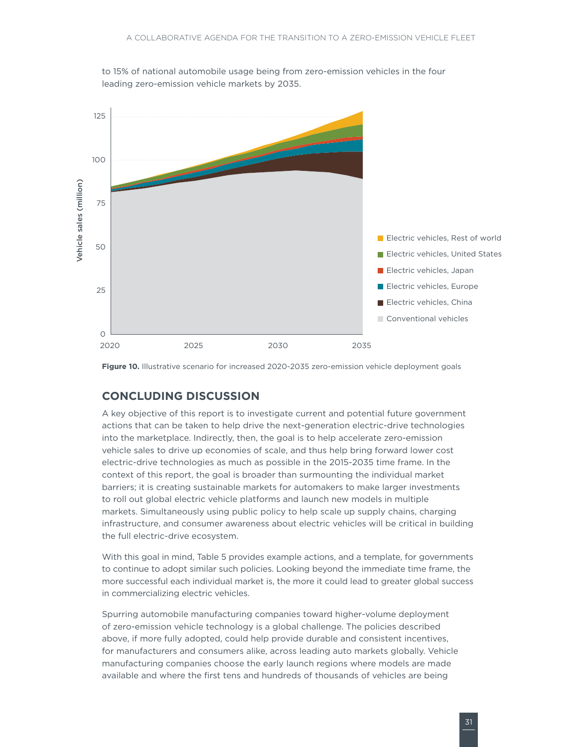to 15% of national automobile usage being from zero-emission vehicles in the four leading zero-emission vehicle markets by 2035.

**Figure 10.** Illustrative scenario for increased 2020-2035 zero-emission vehicle deployment goals

## CONCLUDING DISCUSSION

A key objective of this report is to investigate current and potential future government actions that can be taken to help drive the next-generation electric-drive technologies into the marketplace. Indirectly, then, the goal is to help accelerate zero-emission vehicle sales to drive up economies of scale, and thus help bring forward lower cost electric-drive technologies as much as possible in the 2015-2035 time frame. In the context of this report, the goal is broader than surmounting the individual market barriers; it is creating sustainable markets for automakers to make larger investments to roll out global electric vehicle platforms and launch new models in multiple markets. Simultaneously using public policy to help scale up supply chains, charging infrastructure, and consumer awareness about electric vehicles will be critical in building the full electric-drive ecosystem.

With this goal in mind, Table 5 provides example actions, and a template, for governments to continue to adopt similar such policies. Looking beyond the immediate time frame, the more successful each individual market is, the more it could lead to greater global success in commercializing electric vehicles.

Spurring automobile manufacturing companies toward higher-volume deployment of zero-emission vehicle technology is a global challenge. The policies described above, if more fully adopted, could help provide durable and consistent incentives, for manufacturers and consumers alike, across leading auto markets globally. Vehicle manufacturing companies choose the early launch regions where models are made available and where the first tens and hundreds of thousands of vehicles are being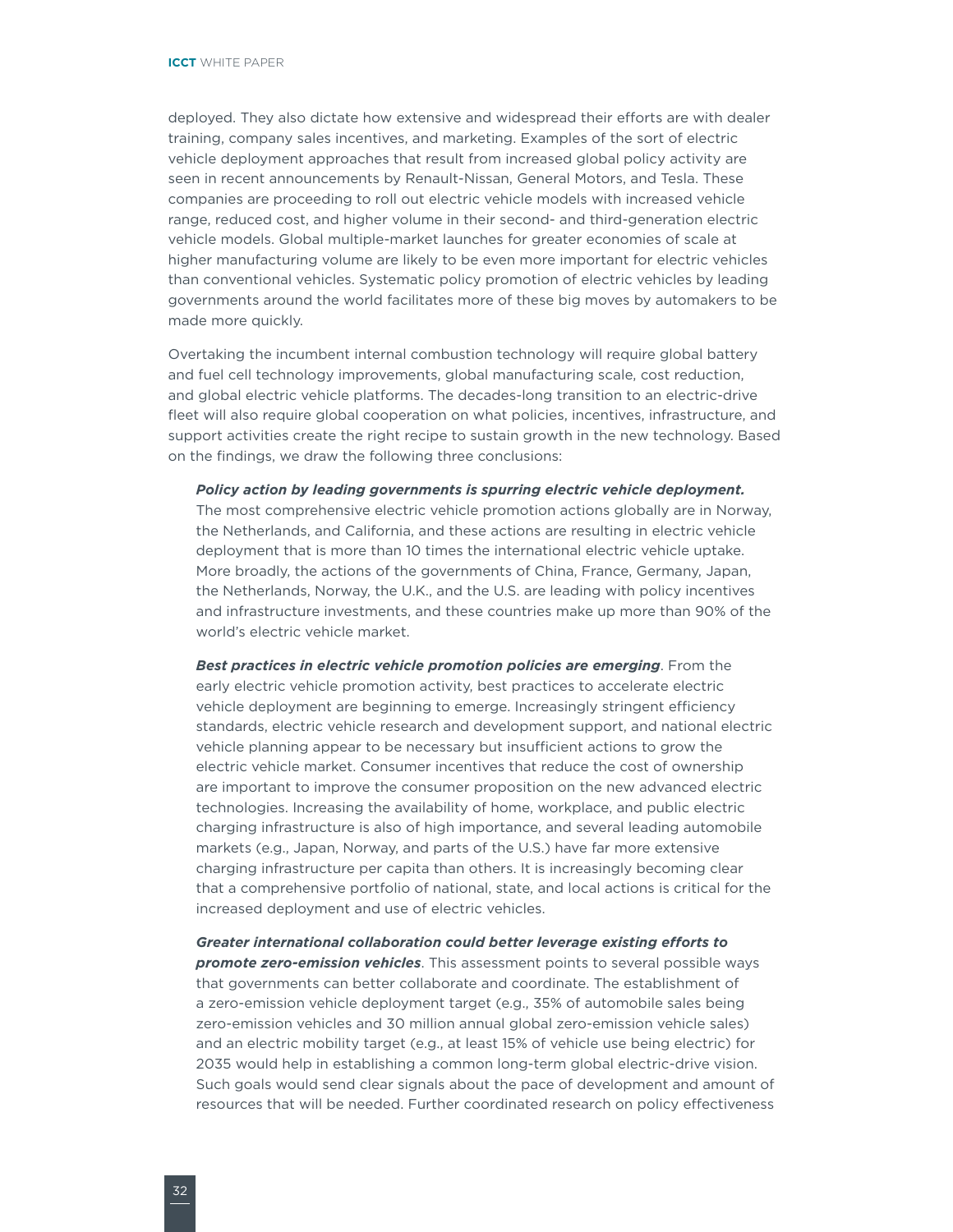deployed. They also dictate how extensive and widespread their efforts are with dealer training, company sales incentives, and marketing. Examples of the sort of electric vehicle deployment approaches that result from increased global policy activity are seen in recent announcements by Renault-Nissan, General Motors, and Tesla. These companies are proceeding to roll out electric vehicle models with increased vehicle range, reduced cost, and higher volume in their second- and third-generation electric vehicle models. Global multiple-market launches for greater economies of scale at higher manufacturing volume are likely to be even more important for electric vehicles than conventional vehicles. Systematic policy promotion of electric vehicles by leading governments around the world facilitates more of these big moves by automakers to be made more quickly.

Overtaking the incumbent internal combustion technology will require global battery and fuel cell technology improvements, global manufacturing scale, cost reduction, and global electric vehicle platforms. The decades-long transition to an electric-drive fleet will also require global cooperation on what policies, incentives, infrastructure, and support activities create the right recipe to sustain growth in the new technology. Based on the findings, we draw the following three conclusions:

***Policy action by leading governments is spurring electric vehicle deployment.*** The most comprehensive electric vehicle promotion actions globally are in Norway, the Netherlands, and California, and these actions are resulting in electric vehicle deployment that is more than 10 times the international electric vehicle uptake. More broadly, the actions of the governments of China, France, Germany, Japan, the Netherlands, Norway, the U.K., and the U.S. are leading with policy incentives and infrastructure investments, and these countries make up more than 90% of the world's electric vehicle market.

***Best practices in electric vehicle promotion policies are emerging***. From the early electric vehicle promotion activity, best practices to accelerate electric vehicle deployment are beginning to emerge. Increasingly stringent efficiency standards, electric vehicle research and development support, and national electric vehicle planning appear to be necessary but insufficient actions to grow the electric vehicle market. Consumer incentives that reduce the cost of ownership are important to improve the consumer proposition on the new advanced electric technologies. Increasing the availability of home, workplace, and public electric charging infrastructure is also of high importance, and several leading automobile markets (e.g., Japan, Norway, and parts of the U.S.) have far more extensive charging infrastructure per capita than others. It is increasingly becoming clear that a comprehensive portfolio of national, state, and local actions is critical for the increased deployment and use of electric vehicles.

***Greater international collaboration could better leverage existing efforts to promote zero-emission vehicles***. This assessment points to several possible ways that governments can better collaborate and coordinate. The establishment of a zero-emission vehicle deployment target (e.g., 35% of automobile sales being zero-emission vehicles and 30 million annual global zero-emission vehicle sales) and an electric mobility target (e.g., at least 15% of vehicle use being electric) for 2035 would help in establishing a common long-term global electric-drive vision. Such goals would send clear signals about the pace of development and amount of resources that will be needed. Further coordinated research on policy effectiveness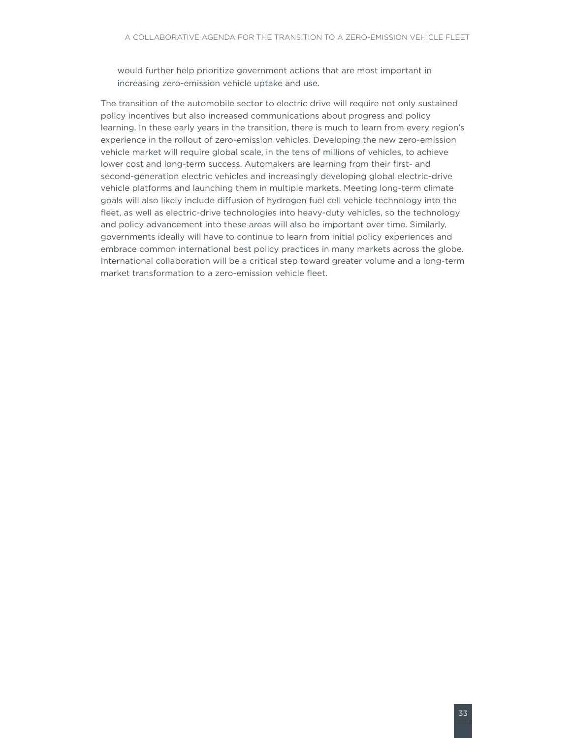would further help prioritize government actions that are most important in increasing zero-emission vehicle uptake and use.

The transition of the automobile sector to electric drive will require not only sustained policy incentives but also increased communications about progress and policy learning. In these early years in the transition, there is much to learn from every region's experience in the rollout of zero-emission vehicles. Developing the new zero-emission vehicle market will require global scale, in the tens of millions of vehicles, to achieve lower cost and long-term success. Automakers are learning from their first- and second-generation electric vehicles and increasingly developing global electric-drive vehicle platforms and launching them in multiple markets. Meeting long-term climate goals will also likely include diffusion of hydrogen fuel cell vehicle technology into the fleet, as well as electric-drive technologies into heavy-duty vehicles, so the technology and policy advancement into these areas will also be important over time. Similarly, governments ideally will have to continue to learn from initial policy experiences and embrace common international best policy practices in many markets across the globe. International collaboration will be a critical step toward greater volume and a long-term market transformation to a zero-emission vehicle fleet.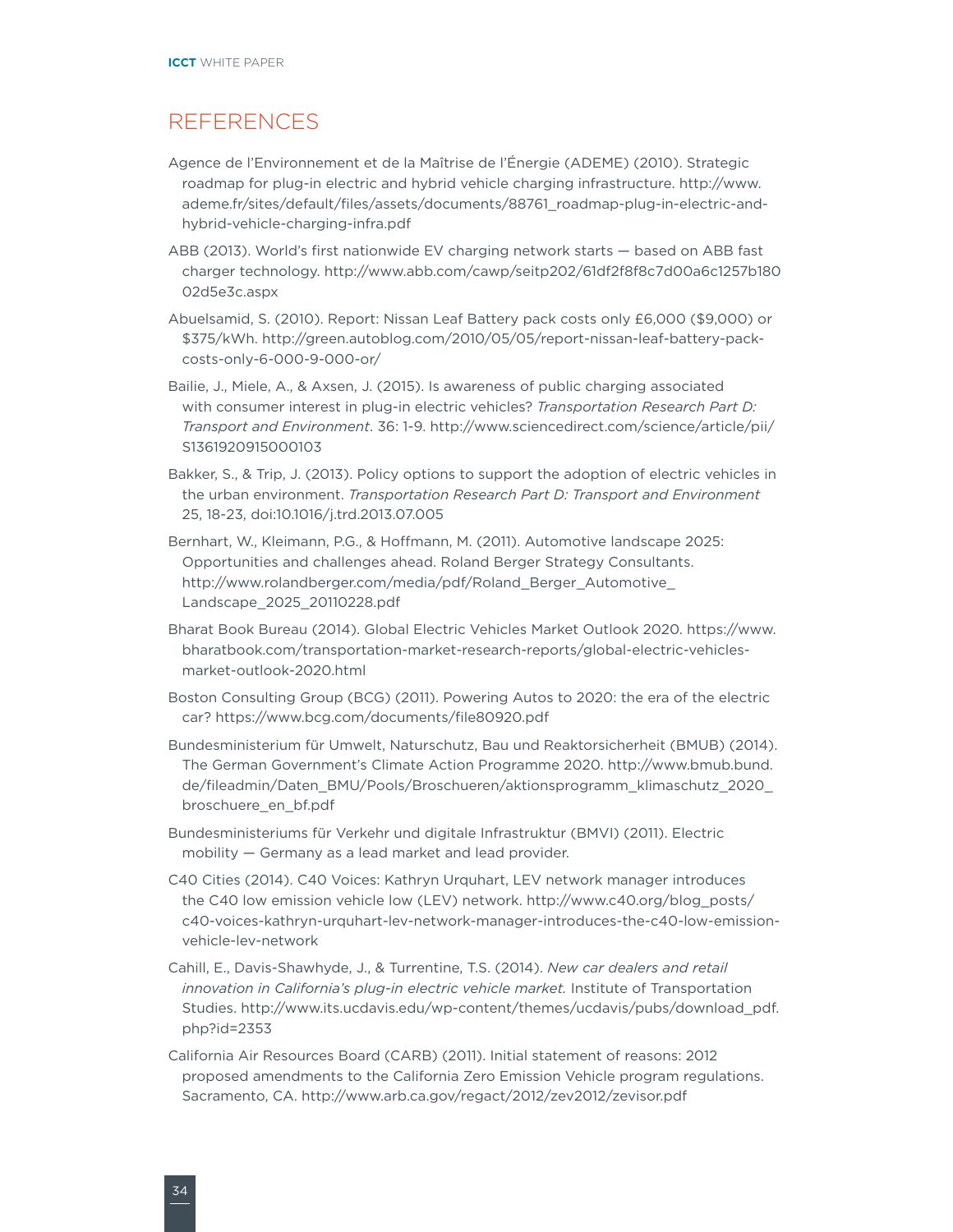## REFERENCES

Agence de l'Environnement et de la Maîtrise de l'Énergie (ADEME) (2010). Strategic roadmap for plug-in electric and hybrid vehicle charging infrastructure. http://www.ademe.fr/sites/default/files/assets/documents/88761_roadmap-plug-in-electric-and-hybrid-vehicle-charging-infra.pdf

ABB (2013). World's first nationwide EV charging network starts — based on ABB fast charger technology. http://www.abb.com/cawp/seitp202/61df2f8f8c7d00a6c1257b18002d5e3c.aspx

Abuelsamid, S. (2010). Report: Nissan Leaf Battery pack costs only £6,000 ($9,000) or $375/kWh. http://green.autoblog.com/2010/05/05/report-nissan-leaf-battery-pack-costs-only-6-000-9-000-or/

Bailie, J., Miele, A., & Axsen, J. (2015). Is awareness of public charging associated with consumer interest in plug-in electric vehicles? *Transportation Research Part D: Transport and Environment*. 36: 1-9. http://www.sciencedirect.com/science/article/pii/S1361920915000103

Bakker, S., & Trip, J. (2013). Policy options to support the adoption of electric vehicles in the urban environment. *Transportation Research Part D: Transport and Environment* 25, 18-23, doi:10.1016/j.trd.2013.07.005

Bernhart, W., Kleimann, P.G., & Hoffmann, M. (2011). Automotive landscape 2025: Opportunities and challenges ahead. Roland Berger Strategy Consultants. http://www.rolandberger.com/media/pdf/Roland_Berger_Automotive_Landscape_2025_20110228.pdf

Bharat Book Bureau (2014). Global Electric Vehicles Market Outlook 2020. https://www.bharatbook.com/transportation-market-research-reports/global-electric-vehicles-market-outlook-2020.html

Boston Consulting Group (BCG) (2011). Powering Autos to 2020: the era of the electric car? https://www.bcg.com/documents/file80920.pdf

Bundesministerium für Umwelt, Naturschutz, Bau und Reaktorsicherheit (BMUB) (2014). The German Government's Climate Action Programme 2020. http://www.bmub.bund.de/fileadmin/Daten_BMU/Pools/Broschueren/aktionsprogramm_klimaschutz_2020_broschuere_en_bf.pdf

Bundesministeriums für Verkehr und digitale Infrastruktur (BMVI) (2011). Electric mobility — Germany as a lead market and lead provider.

C40 Cities (2014). C40 Voices: Kathryn Urquhart, LEV network manager introduces the C40 low emission vehicle low (LEV) network. http://www.c40.org/blog_posts/c40-voices-kathryn-urquhart-lev-network-manager-introduces-the-c40-low-emission-vehicle-lev-network

Cahill, E., Davis-Shawhyde, J., & Turrentine, T.S. (2014). *New car dealers and retail innovation in California's plug-in electric vehicle market.* Institute of Transportation Studies. http://www.its.ucdavis.edu/wp-content/themes/ucdavis/pubs/download_pdf.php?id=2353

California Air Resources Board (CARB) (2011). Initial statement of reasons: 2012 proposed amendments to the California Zero Emission Vehicle program regulations. Sacramento, CA. http://www.arb.ca.gov/regact/2012/zev2012/zevisor.pdf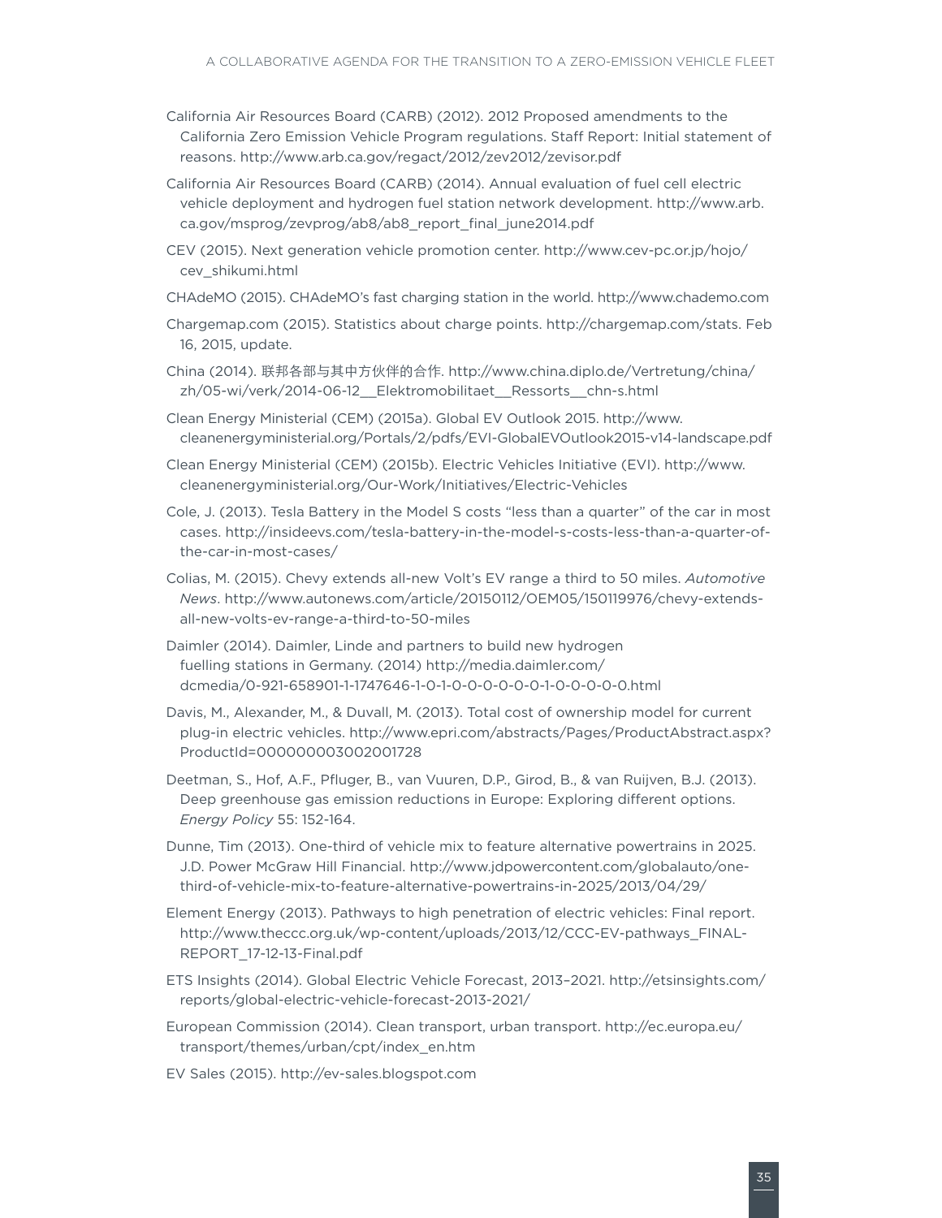California Air Resources Board (CARB) (2012). 2012 Proposed amendments to the California Zero Emission Vehicle Program regulations. Staff Report: Initial statement of reasons. http://www.arb.ca.gov/regact/2012/zev2012/zevisor.pdf

California Air Resources Board (CARB) (2014). Annual evaluation of fuel cell electric vehicle deployment and hydrogen fuel station network development. http://www.arb.ca.gov/msprog/zevprog/ab8/ab8_report_final_june2014.pdf

CEV (2015). Next generation vehicle promotion center. http://www.cev-pc.or.jp/hojo/cev_shikumi.html

CHAdeMO (2015). CHAdeMO's fast charging station in the world. http://www.chademo.com

Chargemap.com (2015). Statistics about charge points. http://chargemap.com/stats. Feb 16, 2015, update.

China (2014). 联邦各部与其中方伙伴的合作. http://www.china.diplo.de/Vertretung/china/zh/05-wi/verk/2014-06-12__Elektromobilitaet__Ressorts__chn-s.html

Clean Energy Ministerial (CEM) (2015a). Global EV Outlook 2015. http://www.cleanenergyministerial.org/Portals/2/pdfs/EVI-GlobalEVOutlook2015-v14-landscape.pdf

Clean Energy Ministerial (CEM) (2015b). Electric Vehicles Initiative (EVI). http://www.cleanenergyministerial.org/Our-Work/Initiatives/Electric-Vehicles

Cole, J. (2013). Tesla Battery in the Model S costs "less than a quarter" of the car in most cases. http://insideevs.com/tesla-battery-in-the-model-s-costs-less-than-a-quarter-of-the-car-in-most-cases/

Colias, M. (2015). Chevy extends all-new Volt's EV range a third to 50 miles. *Automotive News*. http://www.autonews.com/article/20150112/OEM05/150119976/chevy-extends-all-new-volts-ev-range-a-third-to-50-miles

Daimler (2014). Daimler, Linde and partners to build new hydrogen fuelling stations in Germany. (2014) http://media.daimler.com/dcmedia/0-921-658901-1-1747646-1-0-1-0-0-0-0-0-0-1-0-0-0-0-0.html

Davis, M., Alexander, M., & Duvall, M. (2013). Total cost of ownership model for current plug-in electric vehicles. http://www.epri.com/abstracts/Pages/ProductAbstract.aspx?ProductId=000000003002001728

Deetman, S., Hof, A.F., Pfluger, B., van Vuuren, D.P., Girod, B., & van Ruijven, B.J. (2013). Deep greenhouse gas emission reductions in Europe: Exploring different options. *Energy Policy* 55: 152-164.

Dunne, Tim (2013). One-third of vehicle mix to feature alternative powertrains in 2025. J.D. Power McGraw Hill Financial. http://www.jdpowercontent.com/globalauto/one-third-of-vehicle-mix-to-feature-alternative-powertrains-in-2025/2013/04/29/

Element Energy (2013). Pathways to high penetration of electric vehicles: Final report. http://www.theccc.org.uk/wp-content/uploads/2013/12/CCC-EV-pathways_FINAL-REPORT_17-12-13-Final.pdf

ETS Insights (2014). Global Electric Vehicle Forecast, 2013–2021. http://etsinsights.com/reports/global-electric-vehicle-forecast-2013-2021/

European Commission (2014). Clean transport, urban transport. http://ec.europa.eu/transport/themes/urban/cpt/index_en.htm

EV Sales (2015). http://ev-sales.blogspot.com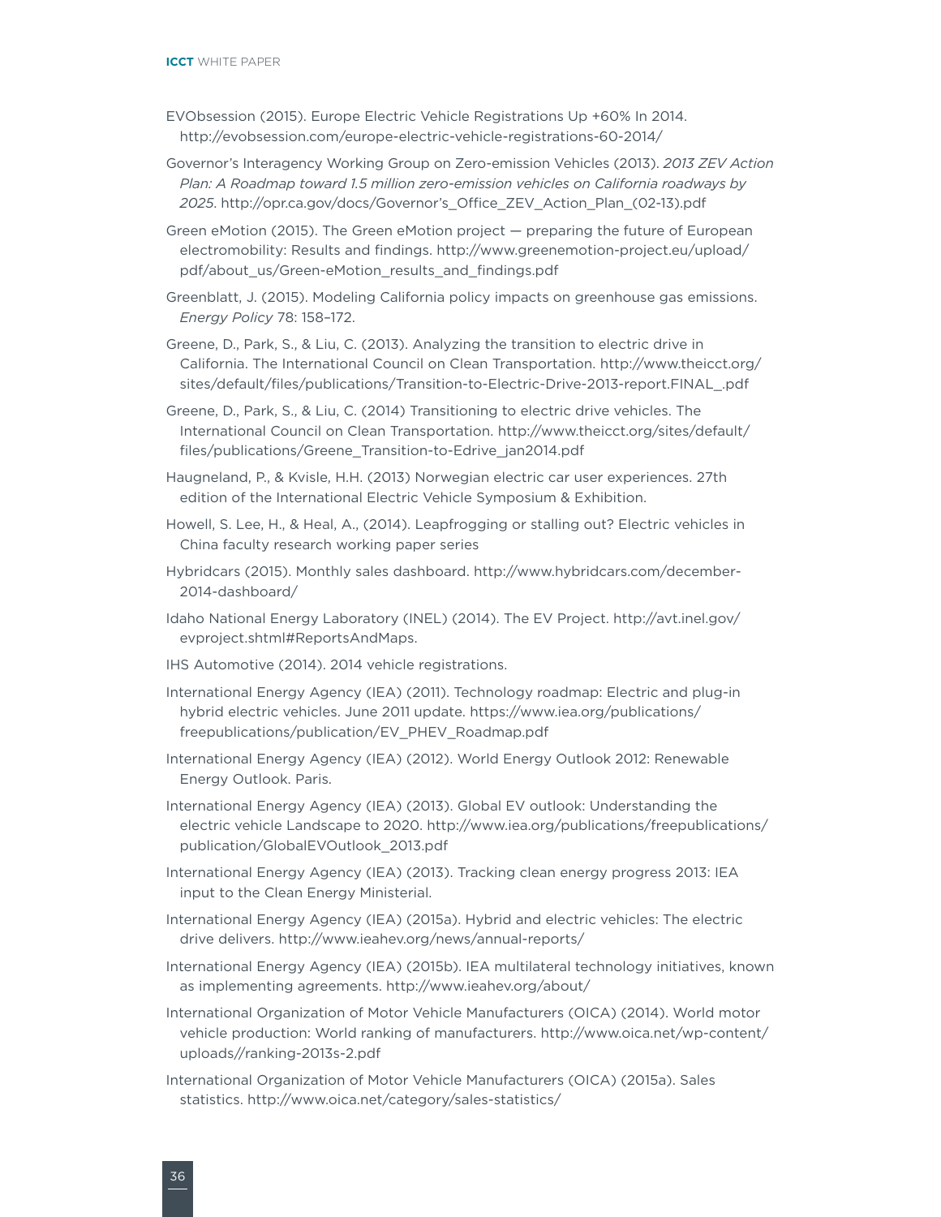EVObsession (2015). Europe Electric Vehicle Registrations Up +60% In 2014. http://evobsession.com/europe-electric-vehicle-registrations-60-2014/

Governor's Interagency Working Group on Zero-emission Vehicles (2013). *2013 ZEV Action Plan: A Roadmap toward 1.5 million zero-emission vehicles on California roadways by 2025*. http://opr.ca.gov/docs/Governor's_Office_ZEV_Action_Plan_(02-13).pdf

Green eMotion (2015). The Green eMotion project — preparing the future of European electromobility: Results and findings. http://www.greenemotion-project.eu/upload/pdf/about_us/Green-eMotion_results_and_findings.pdf

Greenblatt, J. (2015). Modeling California policy impacts on greenhouse gas emissions. *Energy Policy* 78: 158–172.

Greene, D., Park, S., & Liu, C. (2013). Analyzing the transition to electric drive in California. The International Council on Clean Transportation. http://www.theicct.org/sites/default/files/publications/Transition-to-Electric-Drive-2013-report.FINAL_.pdf

Greene, D., Park, S., & Liu, C. (2014) Transitioning to electric drive vehicles. The International Council on Clean Transportation. http://www.theicct.org/sites/default/files/publications/Greene_Transition-to-Edrive_jan2014.pdf

Haugneland, P., & Kvisle, H.H. (2013) Norwegian electric car user experiences. 27th edition of the International Electric Vehicle Symposium & Exhibition.

Howell, S. Lee, H., & Heal, A., (2014). Leapfrogging or stalling out? Electric vehicles in China faculty research working paper series

Hybridcars (2015). Monthly sales dashboard. http://www.hybridcars.com/december-2014-dashboard/

Idaho National Energy Laboratory (INEL) (2014). The EV Project. http://avt.inel.gov/evproject.shtml#ReportsAndMaps.

IHS Automotive (2014). 2014 vehicle registrations.

International Energy Agency (IEA) (2011). Technology roadmap: Electric and plug-in hybrid electric vehicles. June 2011 update. https://www.iea.org/publications/freepublications/publication/EV_PHEV_Roadmap.pdf

International Energy Agency (IEA) (2012). World Energy Outlook 2012: Renewable Energy Outlook. Paris.

International Energy Agency (IEA) (2013). Global EV outlook: Understanding the electric vehicle Landscape to 2020. http://www.iea.org/publications/freepublications/publication/GlobalEVOutlook_2013.pdf

International Energy Agency (IEA) (2013). Tracking clean energy progress 2013: IEA input to the Clean Energy Ministerial.

International Energy Agency (IEA) (2015a). Hybrid and electric vehicles: The electric drive delivers. http://www.ieahev.org/news/annual-reports/

International Energy Agency (IEA) (2015b). IEA multilateral technology initiatives, known as implementing agreements. http://www.ieahev.org/about/

International Organization of Motor Vehicle Manufacturers (OICA) (2014). World motor vehicle production: World ranking of manufacturers. http://www.oica.net/wp-content/uploads//ranking-2013s-2.pdf

International Organization of Motor Vehicle Manufacturers (OICA) (2015a). Sales statistics. http://www.oica.net/category/sales-statistics/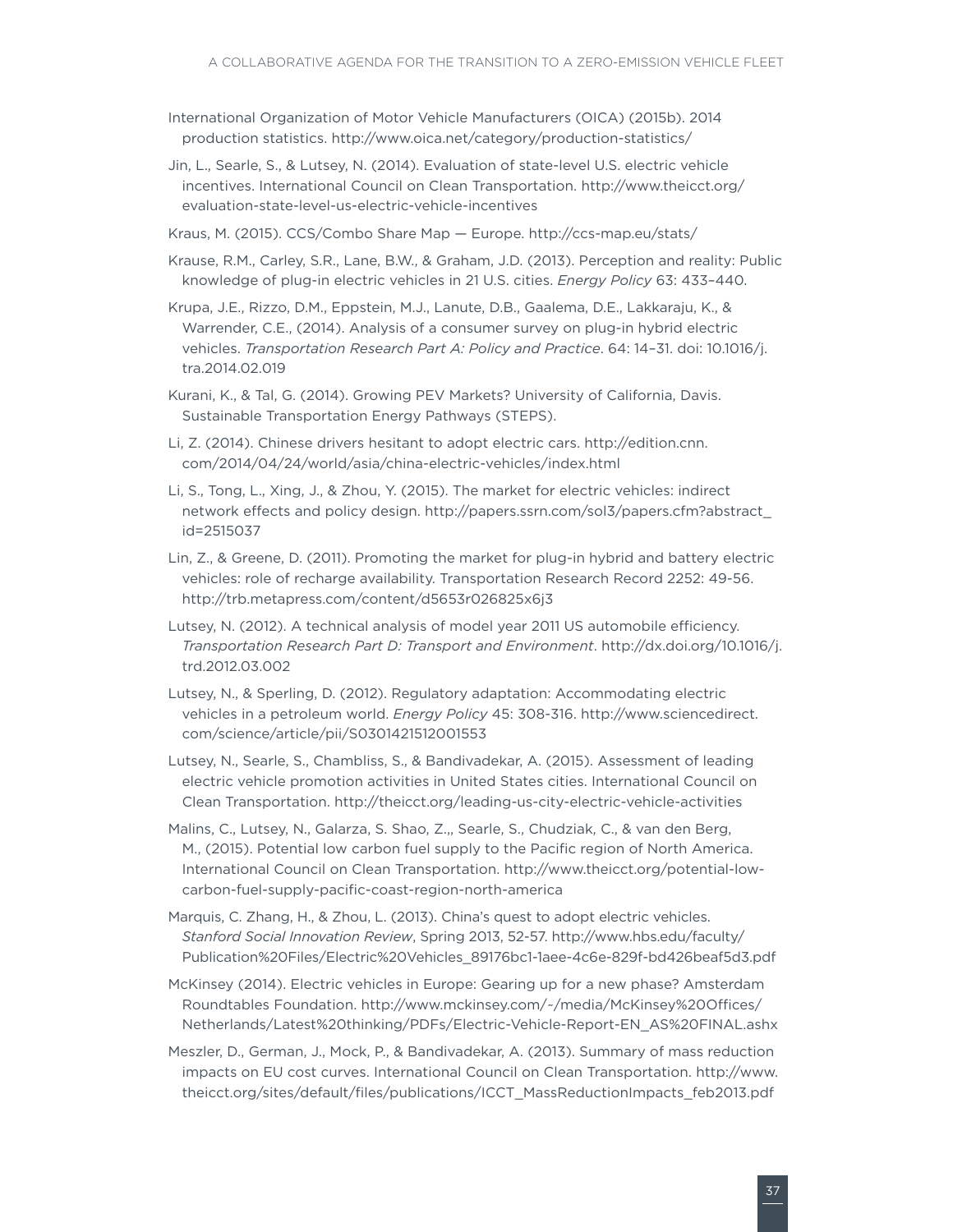International Organization of Motor Vehicle Manufacturers (OICA) (2015b). 2014 production statistics. http://www.oica.net/category/production-statistics/

Jin, L., Searle, S., & Lutsey, N. (2014). Evaluation of state-level U.S. electric vehicle incentives. International Council on Clean Transportation. http://www.theicct.org/evaluation-state-level-us-electric-vehicle-incentives

Kraus, M. (2015). CCS/Combo Share Map — Europe. http://ccs-map.eu/stats/

Krause, R.M., Carley, S.R., Lane, B.W., & Graham, J.D. (2013). Perception and reality: Public knowledge of plug-in electric vehicles in 21 U.S. cities. *Energy Policy* 63: 433–440.

Krupa, J.E., Rizzo, D.M., Eppstein, M.J., Lanute, D.B., Gaalema, D.E., Lakkaraju, K., & Warrender, C.E., (2014). Analysis of a consumer survey on plug-in hybrid electric vehicles. *Transportation Research Part A: Policy and Practice*. 64: 14–31. doi: 10.1016/j.tra.2014.02.019

Kurani, K., & Tal, G. (2014). Growing PEV Markets? University of California, Davis. Sustainable Transportation Energy Pathways (STEPS).

Li, Z. (2014). Chinese drivers hesitant to adopt electric cars. http://edition.cnn.com/2014/04/24/world/asia/china-electric-vehicles/index.html

Li, S., Tong, L., Xing, J., & Zhou, Y. (2015). The market for electric vehicles: indirect network effects and policy design. http://papers.ssrn.com/sol3/papers.cfm?abstract_id=2515037

Lin, Z., & Greene, D. (2011). Promoting the market for plug-in hybrid and battery electric vehicles: role of recharge availability. Transportation Research Record 2252: 49-56. http://trb.metapress.com/content/d5653r026825x6j3

Lutsey, N. (2012). A technical analysis of model year 2011 US automobile efficiency. *Transportation Research Part D: Transport and Environment*. http://dx.doi.org/10.1016/j.trd.2012.03.002

Lutsey, N., & Sperling, D. (2012). Regulatory adaptation: Accommodating electric vehicles in a petroleum world. *Energy Policy* 45: 308-316. http://www.sciencedirect.com/science/article/pii/S0301421512001553

Lutsey, N., Searle, S., Chambliss, S., & Bandivadekar, A. (2015). Assessment of leading electric vehicle promotion activities in United States cities. International Council on Clean Transportation. http://theicct.org/leading-us-city-electric-vehicle-activities

Malins, C., Lutsey, N., Galarza, S. Shao, Z.,, Searle, S., Chudziak, C., & van den Berg, M., (2015). Potential low carbon fuel supply to the Pacific region of North America. International Council on Clean Transportation. http://www.theicct.org/potential-low-carbon-fuel-supply-pacific-coast-region-north-america

Marquis, C. Zhang, H., & Zhou, L. (2013). China's quest to adopt electric vehicles. *Stanford Social Innovation Review*, Spring 2013, 52-57. http://www.hbs.edu/faculty/Publication%20Files/Electric%20Vehicles_89176bc1-1aee-4c6e-829f-bd426beaf5d3.pdf

McKinsey (2014). Electric vehicles in Europe: Gearing up for a new phase? Amsterdam Roundtables Foundation. http://www.mckinsey.com/~/media/McKinsey%20Offices/Netherlands/Latest%20thinking/PDFs/Electric-Vehicle-Report-EN_AS%20FINAL.ashx

Meszler, D., German, J., Mock, P., & Bandivadekar, A. (2013). Summary of mass reduction impacts on EU cost curves. International Council on Clean Transportation. http://www.theicct.org/sites/default/files/publications/ICCT_MassReductionImpacts_feb2013.pdf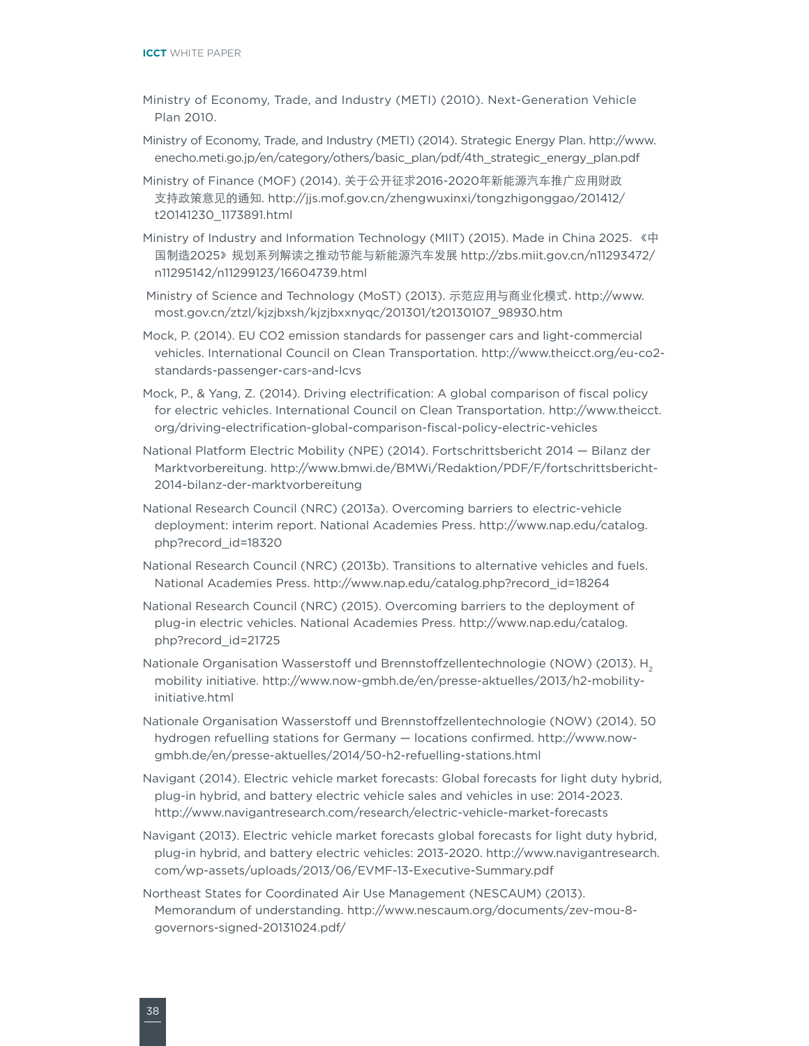Ministry of Economy, Trade, and Industry (METI) (2010). Next-Generation Vehicle Plan 2010.

Ministry of Economy, Trade, and Industry (METI) (2014). Strategic Energy Plan. http://www.enecho.meti.go.jp/en/category/others/basic_plan/pdf/4th_strategic_energy_plan.pdf

Ministry of Finance (MOF) (2014). 关于公开征求2016-2020年新能源汽车推广应用财政支持政策意见的通知. http://jjs.mof.gov.cn/zhengwuxinxi/tongzhigonggao/201412/t20141230_1173891.html

Ministry of Industry and Information Technology (MIIT) (2015). Made in China 2025. 《中国制造2025》规划系列解读之推动节能与新能源汽车发展 http://zbs.miit.gov.cn/n11293472/n11295142/n11299123/16604739.html

Ministry of Science and Technology (MoST) (2013). 示范应用与商业化模式. http://www.most.gov.cn/ztzl/kjzjbxsh/kjzjbxxnyqc/201301/t20130107_98930.htm

Mock, P. (2014). EU CO2 emission standards for passenger cars and light-commercial vehicles. International Council on Clean Transportation. http://www.theicct.org/eu-co2-standards-passenger-cars-and-lcvs

Mock, P., & Yang, Z. (2014). Driving electrification: A global comparison of fiscal policy for electric vehicles. International Council on Clean Transportation. http://www.theicct.org/driving-electrification-global-comparison-fiscal-policy-electric-vehicles

National Platform Electric Mobility (NPE) (2014). Fortschrittsbericht 2014 — Bilanz der Marktvorbereitung. http://www.bmwi.de/BMWi/Redaktion/PDF/F/fortschrittsbericht-2014-bilanz-der-marktvorbereitung

National Research Council (NRC) (2013a). Overcoming barriers to electric-vehicle deployment: interim report. National Academies Press. http://www.nap.edu/catalog.php?record_id=18320

National Research Council (NRC) (2013b). Transitions to alternative vehicles and fuels. National Academies Press. http://www.nap.edu/catalog.php?record_id=18264

National Research Council (NRC) (2015). Overcoming barriers to the deployment of plug-in electric vehicles. National Academies Press. http://www.nap.edu/catalog.php?record_id=21725

Nationale Organisation Wasserstoff und Brennstoffzellentechnologie (NOW) (2013). $H_2$ mobility initiative. http://www.now-gmbh.de/en/presse-aktuelles/2013/h2-mobility-initiative.html

Nationale Organisation Wasserstoff und Brennstoffzellentechnologie (NOW) (2014). 50 hydrogen refuelling stations for Germany — locations confirmed. http://www.now-gmbh.de/en/presse-aktuelles/2014/50-h2-refuelling-stations.html

Navigant (2014). Electric vehicle market forecasts: Global forecasts for light duty hybrid, plug-in hybrid, and battery electric vehicle sales and vehicles in use: 2014-2023. http://www.navigantresearch.com/research/electric-vehicle-market-forecasts

Navigant (2013). Electric vehicle market forecasts global forecasts for light duty hybrid, plug-in hybrid, and battery electric vehicles: 2013-2020. http://www.navigantresearch.com/wp-assets/uploads/2013/06/EVMF-13-Executive-Summary.pdf

Northeast States for Coordinated Air Use Management (NESCAUM) (2013). Memorandum of understanding. http://www.nescaum.org/documents/zev-mou-8-governors-signed-20131024.pdf/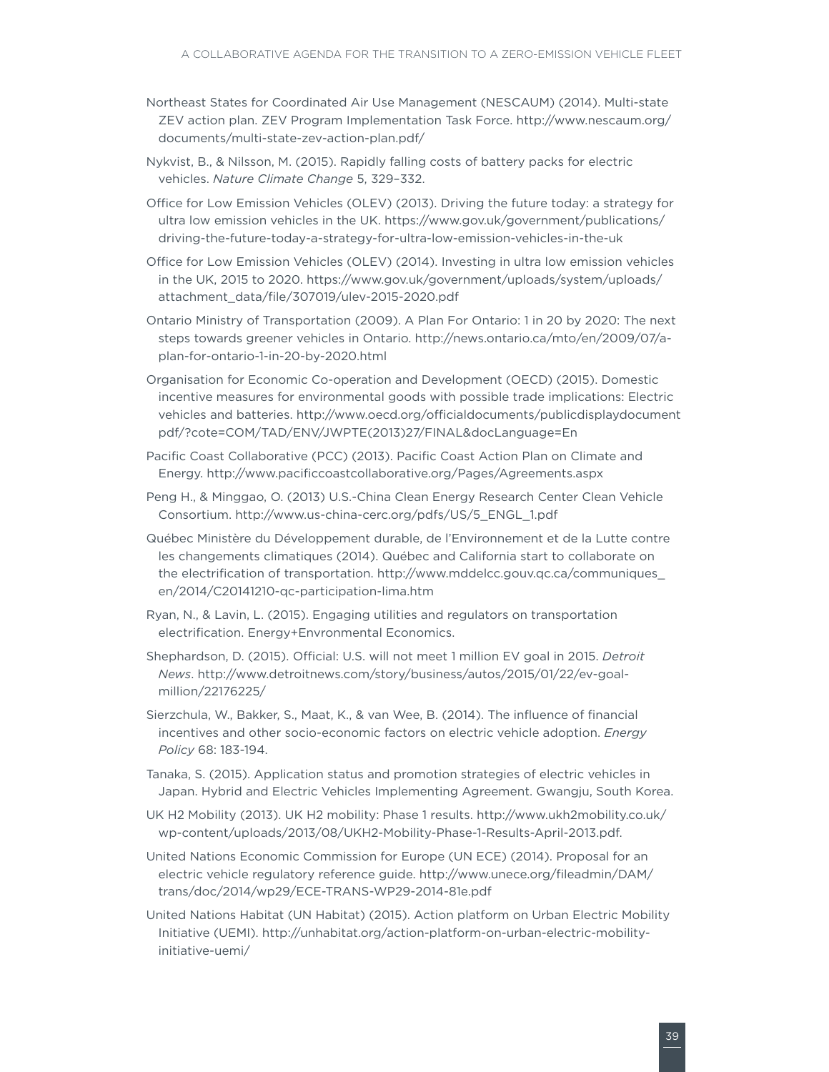Northeast States for Coordinated Air Use Management (NESCAUM) (2014). Multi-state ZEV action plan. ZEV Program Implementation Task Force. http://www.nescaum.org/documents/multi-state-zev-action-plan.pdf/

Nykvist, B., & Nilsson, M. (2015). Rapidly falling costs of battery packs for electric vehicles. *Nature Climate Change* 5, 329–332.

Office for Low Emission Vehicles (OLEV) (2013). Driving the future today: a strategy for ultra low emission vehicles in the UK. https://www.gov.uk/government/publications/driving-the-future-today-a-strategy-for-ultra-low-emission-vehicles-in-the-uk

Office for Low Emission Vehicles (OLEV) (2014). Investing in ultra low emission vehicles in the UK, 2015 to 2020. https://www.gov.uk/government/uploads/system/uploads/attachment_data/file/307019/ulev-2015-2020.pdf

Ontario Ministry of Transportation (2009). A Plan For Ontario: 1 in 20 by 2020: The next steps towards greener vehicles in Ontario. http://news.ontario.ca/mto/en/2009/07/a-plan-for-ontario-1-in-20-by-2020.html

Organisation for Economic Co-operation and Development (OECD) (2015). Domestic incentive measures for environmental goods with possible trade implications: Electric vehicles and batteries. http://www.oecd.org/officialdocuments/publicdisplaydocumentpdf/?cote=COM/TAD/ENV/JWPTE(2013)27/FINAL&docLanguage=En

Pacific Coast Collaborative (PCC) (2013). Pacific Coast Action Plan on Climate and Energy. http://www.pacificcoastcollaborative.org/Pages/Agreements.aspx

Peng H., & Minggao, O. (2013) U.S.-China Clean Energy Research Center Clean Vehicle Consortium. http://www.us-china-cerc.org/pdfs/US/5_ENGL_1.pdf

Québec Ministère du Développement durable, de l'Environnement et de la Lutte contre les changements climatiques (2014). Québec and California start to collaborate on the electrification of transportation. http://www.mddelcc.gouv.qc.ca/communiques_en/2014/C20141210-qc-participation-lima.htm

Ryan, N., & Lavin, L. (2015). Engaging utilities and regulators on transportation electrification. Energy+Envronmental Economics.

Shephardson, D. (2015). Official: U.S. will not meet 1 million EV goal in 2015. *Detroit News*. http://www.detroitnews.com/story/business/autos/2015/01/22/ev-goal-million/22176225/

Sierzchula, W., Bakker, S., Maat, K., & van Wee, B. (2014). The influence of financial incentives and other socio-economic factors on electric vehicle adoption. *Energy Policy* 68: 183-194.

Tanaka, S. (2015). Application status and promotion strategies of electric vehicles in Japan. Hybrid and Electric Vehicles Implementing Agreement. Gwangju, South Korea.

UK H2 Mobility (2013). UK H2 mobility: Phase 1 results. http://www.ukh2mobility.co.uk/wp-content/uploads/2013/08/UKH2-Mobility-Phase-1-Results-April-2013.pdf.

United Nations Economic Commission for Europe (UN ECE) (2014). Proposal for an electric vehicle regulatory reference guide. http://www.unece.org/fileadmin/DAM/trans/doc/2014/wp29/ECE-TRANS-WP29-2014-81e.pdf

United Nations Habitat (UN Habitat) (2015). Action platform on Urban Electric Mobility Initiative (UEMI). http://unhabitat.org/action-platform-on-urban-electric-mobility-initiative-uemi/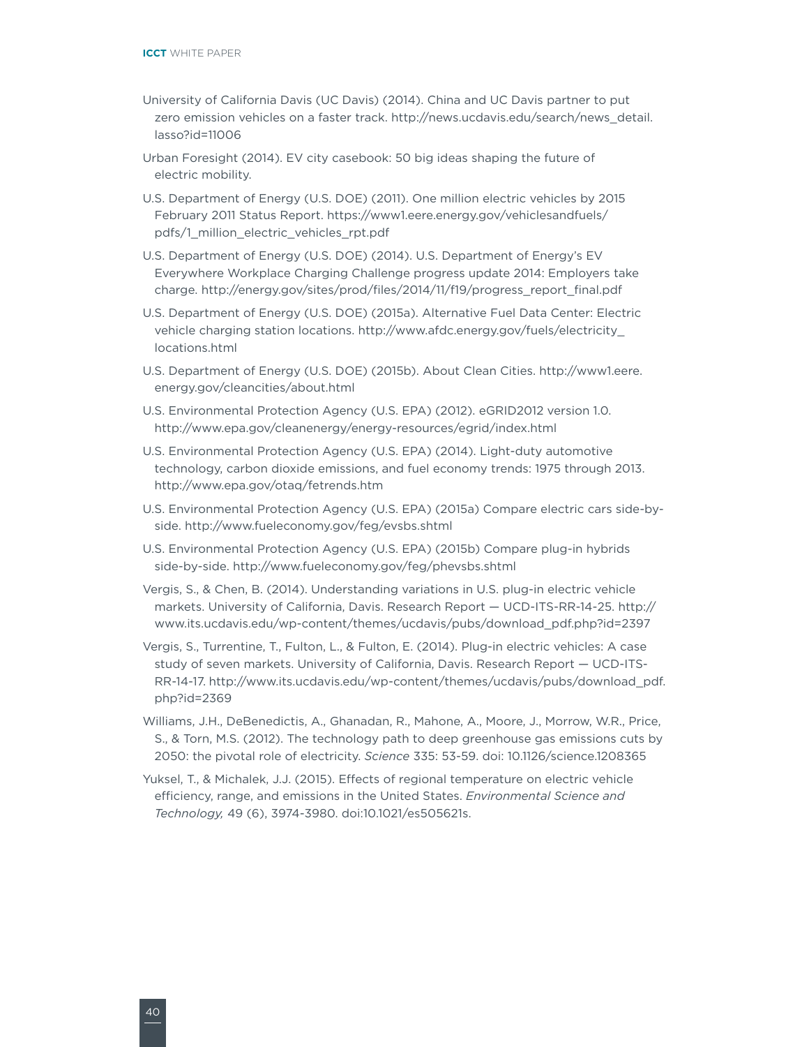University of California Davis (UC Davis) (2014). China and UC Davis partner to put zero emission vehicles on a faster track. http://news.ucdavis.edu/search/news_detail.lasso?id=11006

Urban Foresight (2014). EV city casebook: 50 big ideas shaping the future of electric mobility.

U.S. Department of Energy (U.S. DOE) (2011). One million electric vehicles by 2015 February 2011 Status Report. https://www1.eere.energy.gov/vehiclesandfuels/pdfs/1_million_electric_vehicles_rpt.pdf

U.S. Department of Energy (U.S. DOE) (2014). U.S. Department of Energy's EV Everywhere Workplace Charging Challenge progress update 2014: Employers take charge. http://energy.gov/sites/prod/files/2014/11/f19/progress_report_final.pdf

U.S. Department of Energy (U.S. DOE) (2015a). Alternative Fuel Data Center: Electric vehicle charging station locations. http://www.afdc.energy.gov/fuels/electricity_locations.html

U.S. Department of Energy (U.S. DOE) (2015b). About Clean Cities. http://www1.eere.energy.gov/cleancities/about.html

U.S. Environmental Protection Agency (U.S. EPA) (2012). eGRID2012 version 1.0. http://www.epa.gov/cleanenergy/energy-resources/egrid/index.html

U.S. Environmental Protection Agency (U.S. EPA) (2014). Light-duty automotive technology, carbon dioxide emissions, and fuel economy trends: 1975 through 2013. http://www.epa.gov/otaq/fetrends.htm

U.S. Environmental Protection Agency (U.S. EPA) (2015a) Compare electric cars side-by-side. http://www.fueleconomy.gov/feg/evsbs.shtml

U.S. Environmental Protection Agency (U.S. EPA) (2015b) Compare plug-in hybrids side-by-side. http://www.fueleconomy.gov/feg/phevsbs.shtml

Vergis, S., & Chen, B. (2014). Understanding variations in U.S. plug-in electric vehicle markets. University of California, Davis. Research Report — UCD-ITS-RR-14-25. http://www.its.ucdavis.edu/wp-content/themes/ucdavis/pubs/download_pdf.php?id=2397

Vergis, S., Turrentine, T., Fulton, L., & Fulton, E. (2014). Plug-in electric vehicles: A case study of seven markets. University of California, Davis. Research Report — UCD-ITS-RR-14-17. http://www.its.ucdavis.edu/wp-content/themes/ucdavis/pubs/download_pdf.php?id=2369

Williams, J.H., DeBenedictis, A., Ghanadan, R., Mahone, A., Moore, J., Morrow, W.R., Price, S., & Torn, M.S. (2012). The technology path to deep greenhouse gas emissions cuts by 2050: the pivotal role of electricity. *Science* 335: 53-59. doi: 10.1126/science.1208365

Yuksel, T., & Michalek, J.J. (2015). Effects of regional temperature on electric vehicle efficiency, range, and emissions in the United States. *Environmental Science and Technology,* 49 (6), 3974-3980. doi:10.1021/es505621s.